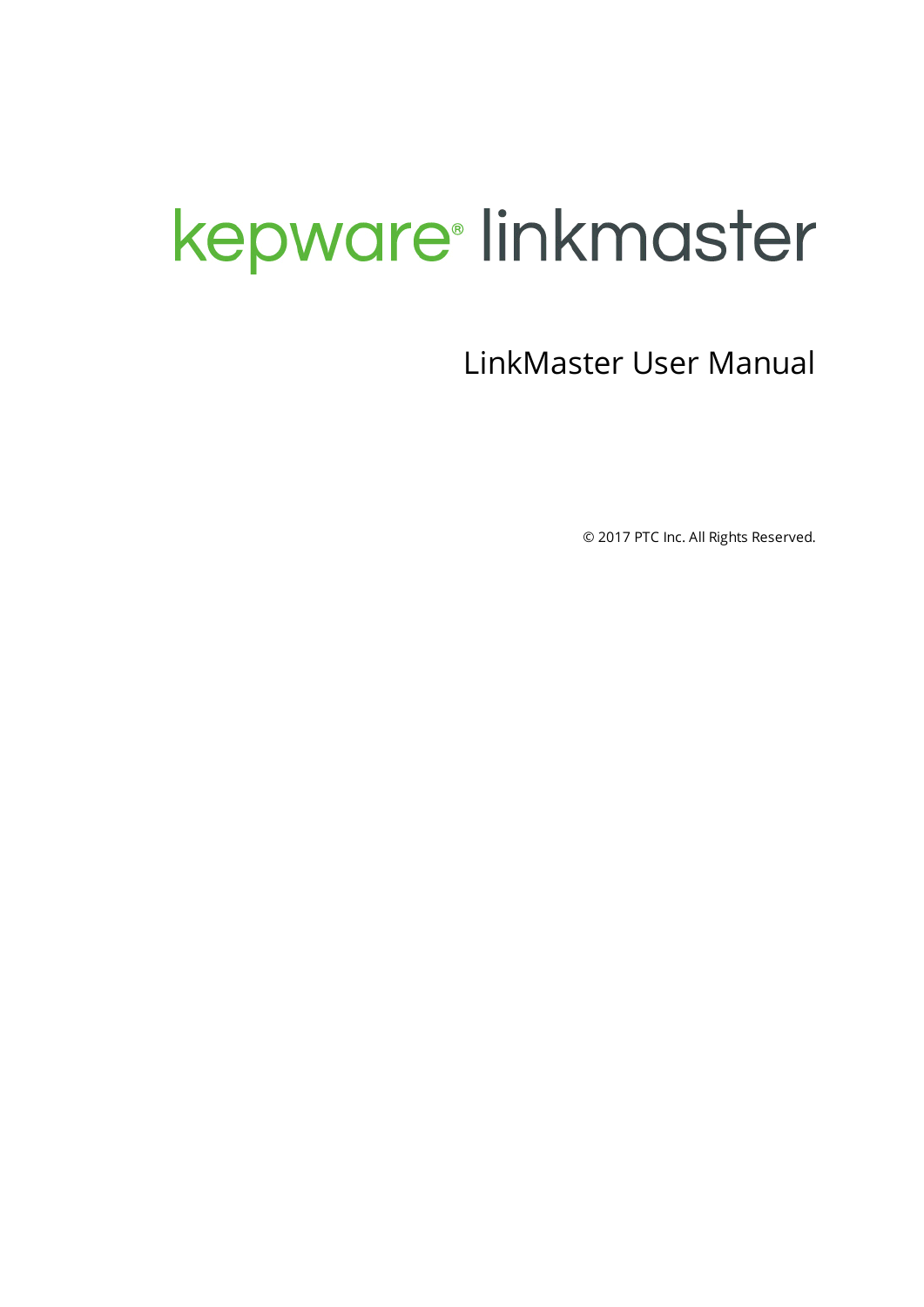# kepware® linkmaster

## LinkMaster User Manual

© 2017 PTC Inc. All Rights Reserved.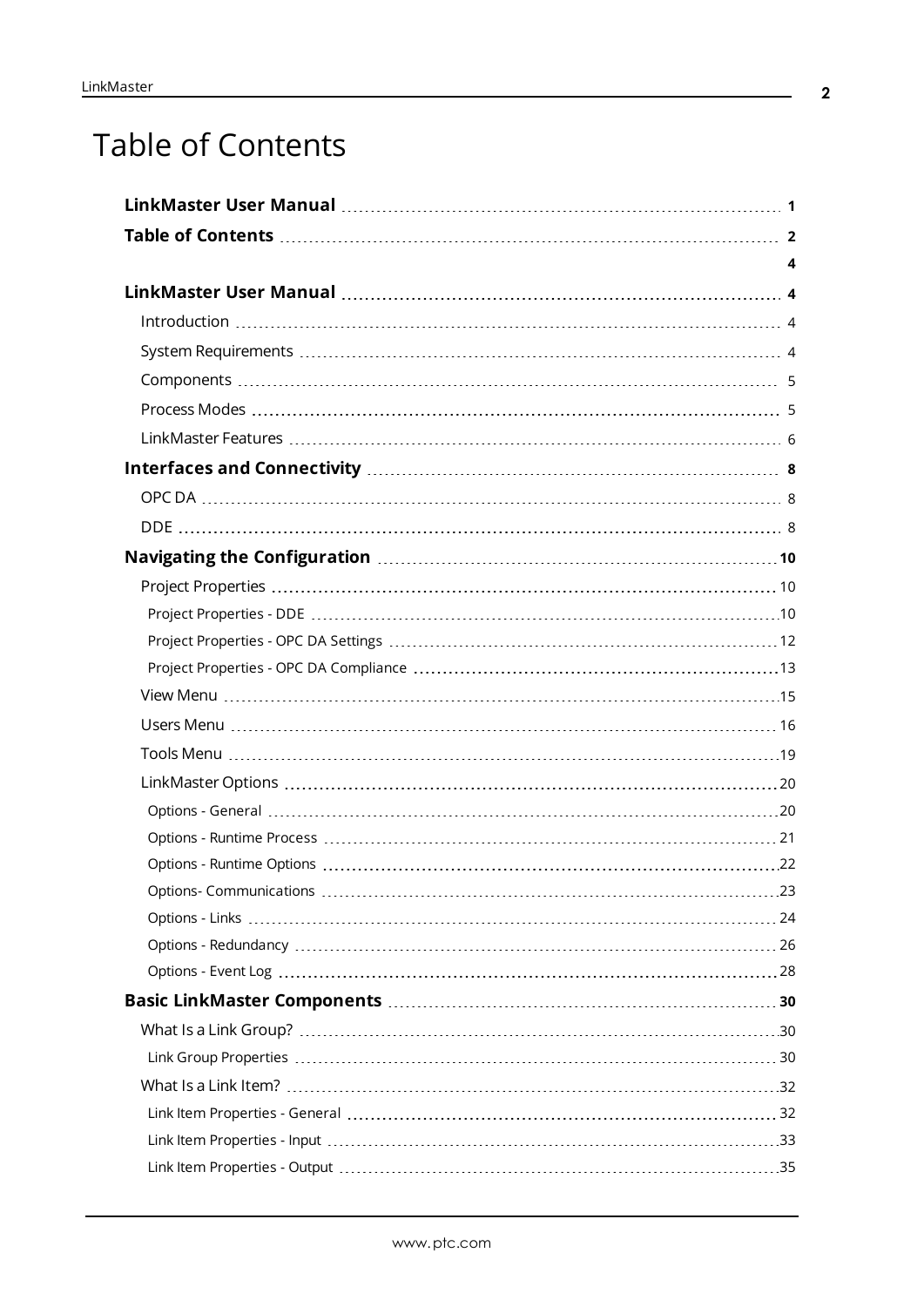# Table of Contents

**LinkMaster User Manual** 1

**Table of Contents** 2

4

**LinkMaster User Manual** 4

- Introduction 4
- System Requirements 4
- Components 5
- Process Modes 5
- LinkMaster Features 6

**Interfaces and Connectivity** 8

- OPC DA 8
- DDE 8

**Navigating the Configuration** 10

- Project Properties 10
  - Project Properties - DDE 10
  - Project Properties - OPC DA Settings 12
  - Project Properties - OPC DA Compliance 13
- View Menu 15
- Users Menu 16
- Tools Menu 19
- LinkMaster Options 20
  - Options - General 20
  - Options - Runtime Process 21
  - Options - Runtime Options 22
  - Options- Communications 23
  - Options - Links 24
  - Options - Redundancy 26
  - Options - Event Log 28

**Basic LinkMaster Components** 30

- What Is a Link Group? 30
  - Link Group Properties 30
- What Is a Link Item? 32
  - Link Item Properties - General 32
  - Link Item Properties - Input 33
  - Link Item Properties - Output 35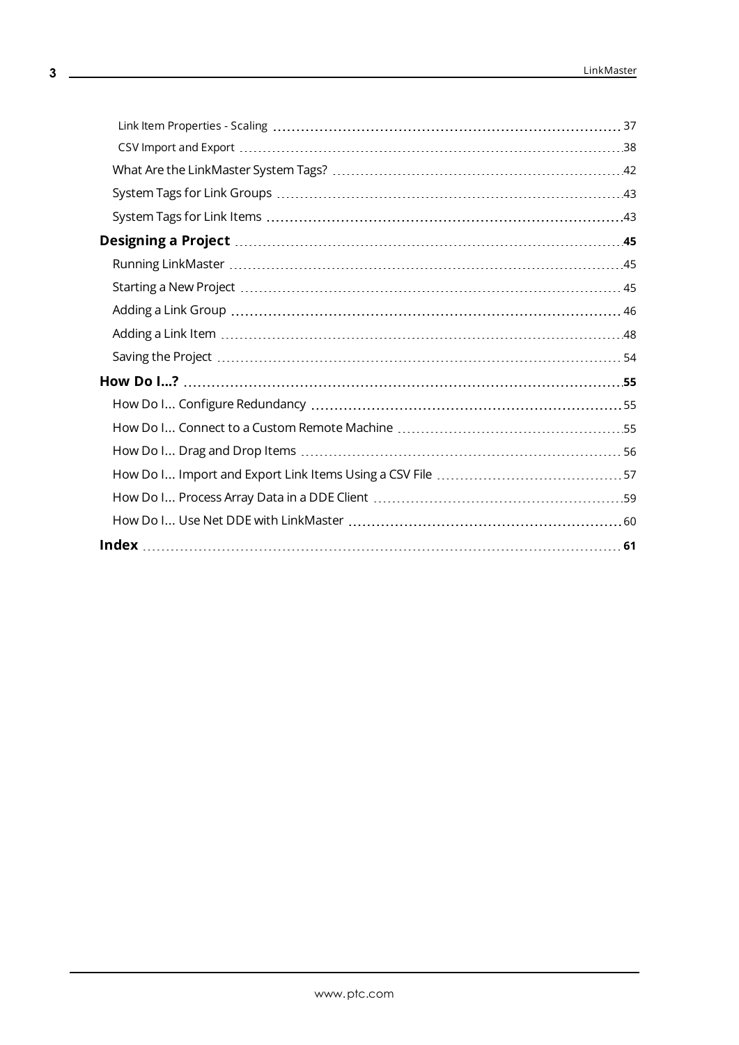Link Item Properties - Scaling 37

CSV Import and Export 38

What Are the LinkMaster System Tags? 42

System Tags for Link Groups 43

System Tags for Link Items 43

**Designing a Project 45**

Running LinkMaster 45

Starting a New Project 45

Adding a Link Group 46

Adding a Link Item 48

Saving the Project 54

**How Do I...? 55**

How Do I... Configure Redundancy 55

How Do I... Connect to a Custom Remote Machine 55

How Do I... Drag and Drop Items 56

How Do I... Import and Export Link Items Using a CSV File 57

How Do I... Process Array Data in a DDE Client 59

How Do I... Use Net DDE with LinkMaster 60

**Index 61**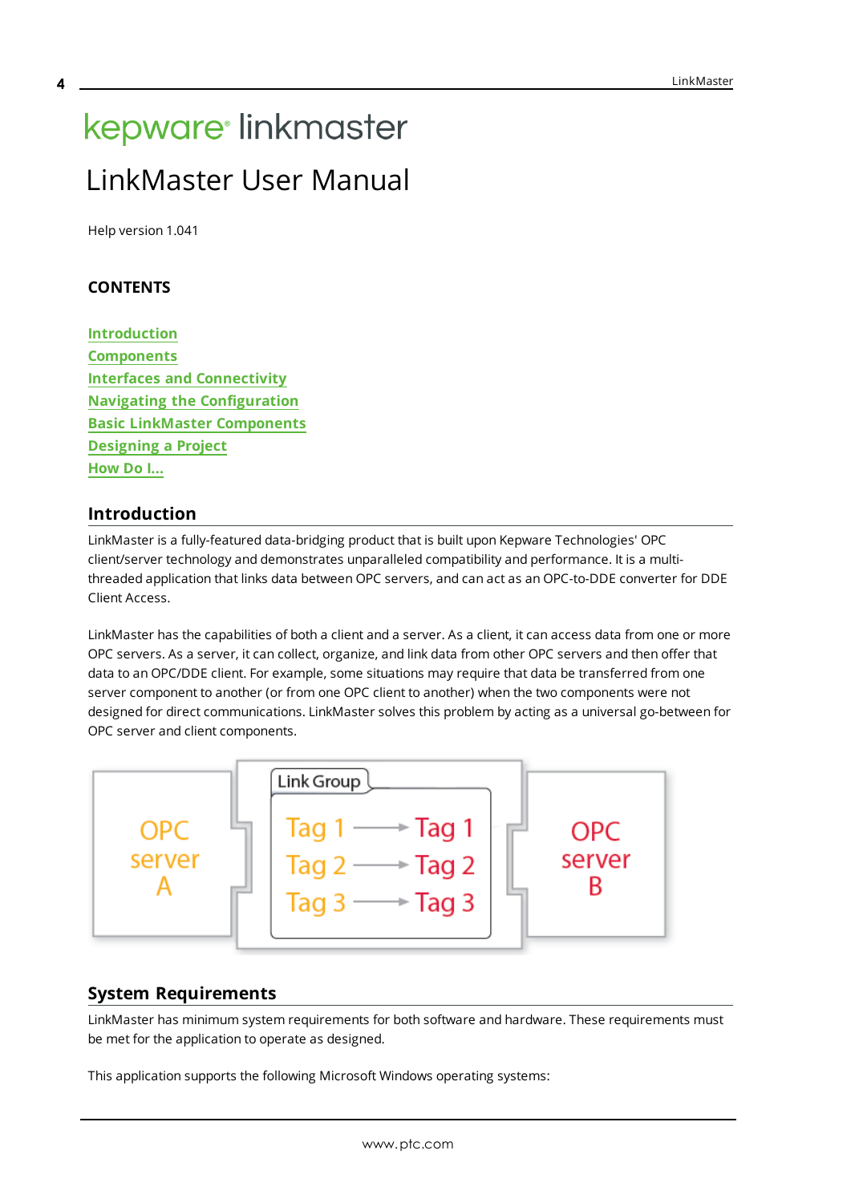kepware linkmaster

# LinkMaster User Manual

Help version 1.041

**CONTENTS**

[Introduction](#)
[Components](#)
[Interfaces and Connectivity](#)
[Navigating the Configuration](#)
[Basic LinkMaster Components](#)
[Designing a Project](#)
[How Do I...](#)

## Introduction

LinkMaster is a fully-featured data-bridging product that is built upon Kepware Technologies' OPC client/server technology and demonstrates unparalleled compatibility and performance. It is a multi-threaded application that links data between OPC servers, and can act as an OPC-to-DDE converter for DDE Client Access.

LinkMaster has the capabilities of both a client and a server. As a client, it can access data from one or more OPC servers. As a server, it can collect, organize, and link data from other OPC servers and then offer that data to an OPC/DDE client. For example, some situations may require that data be transferred from one server component to another (or from one OPC client to another) when the two components were not designed for direct communications. LinkMaster solves this problem by acting as a universal go-between for OPC server and client components.

OPC server A | Link Group: Tag 1 → Tag 1, Tag 2 → Tag 2, Tag 3 → Tag 3 | OPC server B

## System Requirements

LinkMaster has minimum system requirements for both software and hardware. These requirements must be met for the application to operate as designed.

This application supports the following Microsoft Windows operating systems: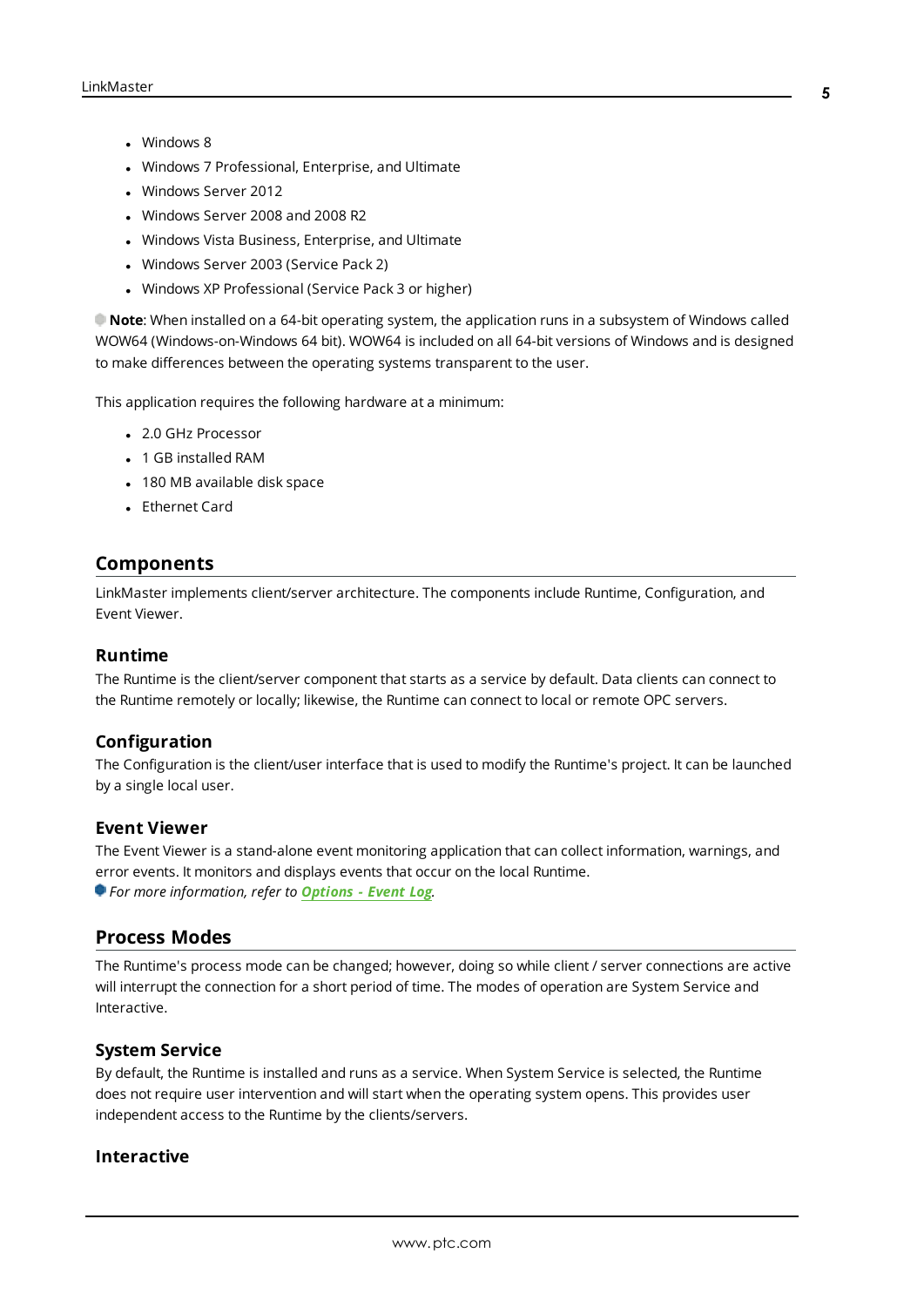- Windows 8
- Windows 7 Professional, Enterprise, and Ultimate
- Windows Server 2012
- Windows Server 2008 and 2008 R2
- Windows Vista Business, Enterprise, and Ultimate
- Windows Server 2003 (Service Pack 2)
- Windows XP Professional (Service Pack 3 or higher)

**Note**: When installed on a 64-bit operating system, the application runs in a subsystem of Windows called WOW64 (Windows-on-Windows 64 bit). WOW64 is included on all 64-bit versions of Windows and is designed to make differences between the operating systems transparent to the user.

This application requires the following hardware at a minimum:

- 2.0 GHz Processor
- 1 GB installed RAM
- 180 MB available disk space
- Ethernet Card

## Components

LinkMaster implements client/server architecture. The components include Runtime, Configuration, and Event Viewer.

### Runtime

The Runtime is the client/server component that starts as a service by default. Data clients can connect to the Runtime remotely or locally; likewise, the Runtime can connect to local or remote OPC servers.

### Configuration

The Configuration is the client/user interface that is used to modify the Runtime's project. It can be launched by a single local user.

### Event Viewer

The Event Viewer is a stand-alone event monitoring application that can collect information, warnings, and error events. It monitors and displays events that occur on the local Runtime.
*For more information, refer to* ***Options - Event Log****.*

## Process Modes

The Runtime's process mode can be changed; however, doing so while client / server connections are active will interrupt the connection for a short period of time. The modes of operation are System Service and Interactive.

### System Service

By default, the Runtime is installed and runs as a service. When System Service is selected, the Runtime does not require user intervention and will start when the operating system opens. This provides user independent access to the Runtime by the clients/servers.

### Interactive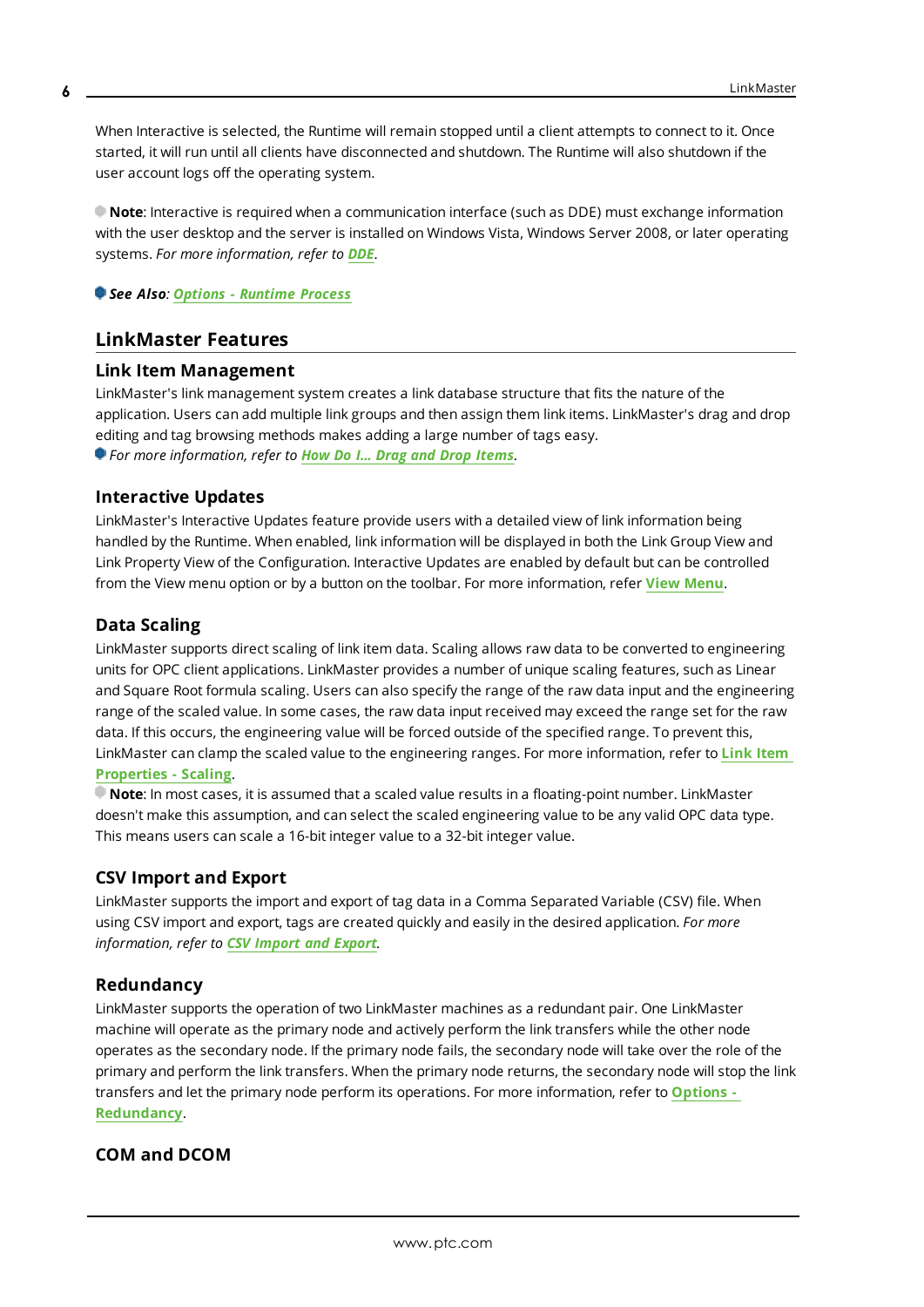When Interactive is selected, the Runtime will remain stopped until a client attempts to connect to it. Once started, it will run until all clients have disconnected and shutdown. The Runtime will also shutdown if the user account logs off the operating system.

**Note**: Interactive is required when a communication interface (such as DDE) must exchange information with the user desktop and the server is installed on Windows Vista, Windows Server 2008, or later operating systems. *For more information, refer to* ***DDE***.

***See Also**: **Options - Runtime Process***

## LinkMaster Features

### Link Item Management

LinkMaster's link management system creates a link database structure that fits the nature of the application. Users can add multiple link groups and then assign them link items. LinkMaster's drag and drop editing and tag browsing methods makes adding a large number of tags easy.

*For more information, refer to* ***How Do I... Drag and Drop Items***.

### Interactive Updates

LinkMaster's Interactive Updates feature provide users with a detailed view of link information being handled by the Runtime. When enabled, link information will be displayed in both the Link Group View and Link Property View of the Configuration. Interactive Updates are enabled by default but can be controlled from the View menu option or by a button on the toolbar. For more information, refer **View Menu**.

### Data Scaling

LinkMaster supports direct scaling of link item data. Scaling allows raw data to be converted to engineering units for OPC client applications. LinkMaster provides a number of unique scaling features, such as Linear and Square Root formula scaling. Users can also specify the range of the raw data input and the engineering range of the scaled value. In some cases, the raw data input received may exceed the range set for the raw data. If this occurs, the engineering value will be forced outside of the specified range. To prevent this, LinkMaster can clamp the scaled value to the engineering ranges. For more information, refer to **Link Item Properties - Scaling**.

**Note**: In most cases, it is assumed that a scaled value results in a floating-point number. LinkMaster doesn't make this assumption, and can select the scaled engineering value to be any valid OPC data type. This means users can scale a 16-bit integer value to a 32-bit integer value.

### CSV Import and Export

LinkMaster supports the import and export of tag data in a Comma Separated Variable (CSV) file. When using CSV import and export, tags are created quickly and easily in the desired application. *For more information, refer to* ***CSV Import and Export***.

### Redundancy

LinkMaster supports the operation of two LinkMaster machines as a redundant pair. One LinkMaster machine will operate as the primary node and actively perform the link transfers while the other node operates as the secondary node. If the primary node fails, the secondary node will take over the role of the primary and perform the link transfers. When the primary node returns, the secondary node will stop the link transfers and let the primary node perform its operations. For more information, refer to **Options - Redundancy**.

### COM and DCOM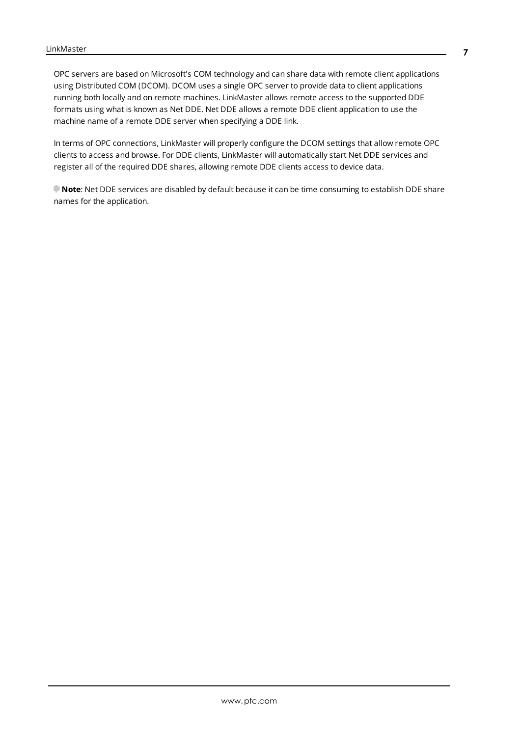OPC servers are based on Microsoft's COM technology and can share data with remote client applications using Distributed COM (DCOM). DCOM uses a single OPC server to provide data to client applications running both locally and on remote machines. LinkMaster allows remote access to the supported DDE formats using what is known as Net DDE. Net DDE allows a remote DDE client application to use the machine name of a remote DDE server when specifying a DDE link.

In terms of OPC connections, LinkMaster will properly configure the DCOM settings that allow remote OPC clients to access and browse. For DDE clients, LinkMaster will automatically start Net DDE services and register all of the required DDE shares, allowing remote DDE clients access to device data.

**Note**: Net DDE services are disabled by default because it can be time consuming to establish DDE share names for the application.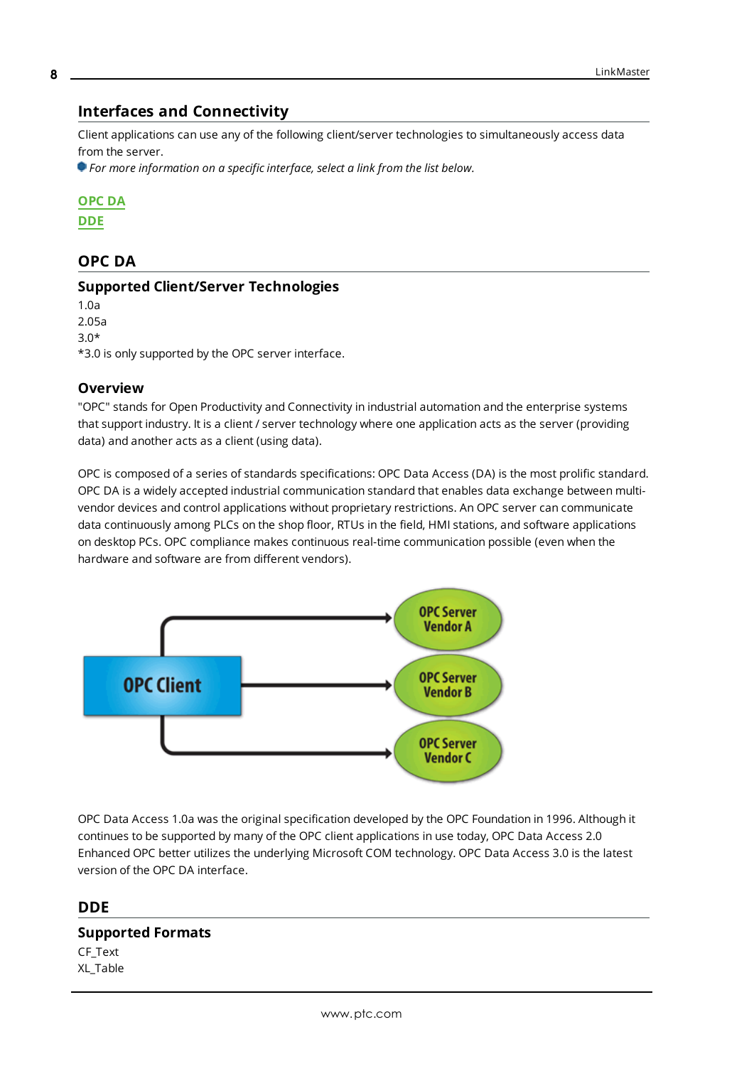## Interfaces and Connectivity

Client applications can use any of the following client/server technologies to simultaneously access data from the server.

*For more information on a specific interface, select a link from the list below.*

OPC DA
DDE

## OPC DA

### Supported Client/Server Technologies

1.0a
2.05a
3.0*
*3.0 is only supported by the OPC server interface.

### Overview

"OPC" stands for Open Productivity and Connectivity in industrial automation and the enterprise systems that support industry. It is a client / server technology where one application acts as the server (providing data) and another acts as a client (using data).

OPC is composed of a series of standards specifications: OPC Data Access (DA) is the most prolific standard. OPC DA is a widely accepted industrial communication standard that enables data exchange between multi-vendor devices and control applications without proprietary restrictions. An OPC server can communicate data continuously among PLCs on the shop floor, RTUs in the field, HMI stations, and software applications on desktop PCs. OPC compliance makes continuous real-time communication possible (even when the hardware and software are from different vendors).

OPC Client → OPC Server Vendor A, OPC Server Vendor B, OPC Server Vendor C

OPC Data Access 1.0a was the original specification developed by the OPC Foundation in 1996. Although it continues to be supported by many of the OPC client applications in use today, OPC Data Access 2.0 Enhanced OPC better utilizes the underlying Microsoft COM technology. OPC Data Access 3.0 is the latest version of the OPC DA interface.

## DDE

### Supported Formats

CF_Text
XL_Table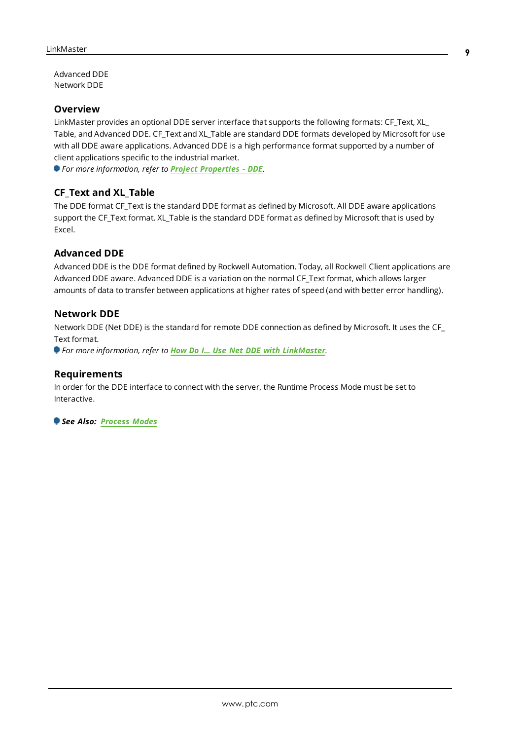Advanced DDE
Network DDE

## Overview

LinkMaster provides an optional DDE server interface that supports the following formats: CF_Text, XL_Table, and Advanced DDE. CF_Text and XL_Table are standard DDE formats developed by Microsoft for use with all DDE aware applications. Advanced DDE is a high performance format supported by a number of client applications specific to the industrial market.

*For more information, refer to* ***Project Properties - DDE****.*

## CF_Text and XL_Table

The DDE format CF_Text is the standard DDE format as defined by Microsoft. All DDE aware applications support the CF_Text format. XL_Table is the standard DDE format as defined by Microsoft that is used by Excel.

## Advanced DDE

Advanced DDE is the DDE format defined by Rockwell Automation. Today, all Rockwell Client applications are Advanced DDE aware. Advanced DDE is a variation on the normal CF_Text format, which allows larger amounts of data to transfer between applications at higher rates of speed (and with better error handling).

## Network DDE

Network DDE (Net DDE) is the standard for remote DDE connection as defined by Microsoft. It uses the CF_Text format.

*For more information, refer to* ***How Do I... Use Net DDE with LinkMaster****.*

## Requirements

In order for the DDE interface to connect with the server, the Runtime Process Mode must be set to Interactive.

***See Also:* *Process Modes***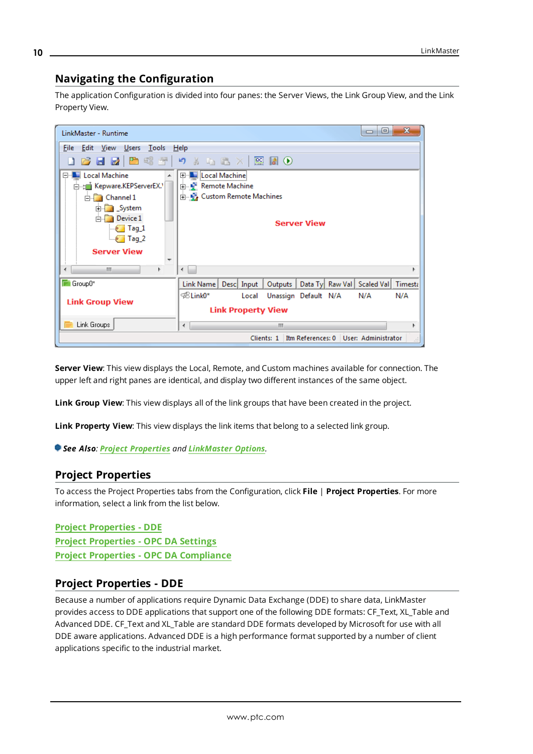## Navigating the Configuration

The application Configuration is divided into four panes: the Server Views, the Link Group View, and the Link Property View.

**Server View**: This view displays the Local, Remote, and Custom machines available for connection. The upper left and right panes are identical, and display two different instances of the same object.

**Link Group View**: This view displays all of the link groups that have been created in the project.

**Link Property View**: This view displays the link items that belong to a selected link group.

***See Also**: Project Properties and LinkMaster Options.*

## Project Properties

To access the Project Properties tabs from the Configuration, click **File** | **Project Properties**. For more information, select a link from the list below.

Project Properties - DDE
Project Properties - OPC DA Settings
Project Properties - OPC DA Compliance

## Project Properties - DDE

Because a number of applications require Dynamic Data Exchange (DDE) to share data, LinkMaster provides access to DDE applications that support one of the following DDE formats: CF_Text, XL_Table and Advanced DDE. CF_Text and XL_Table are standard DDE formats developed by Microsoft for use with all DDE aware applications. Advanced DDE is a high performance format supported by a number of client applications specific to the industrial market.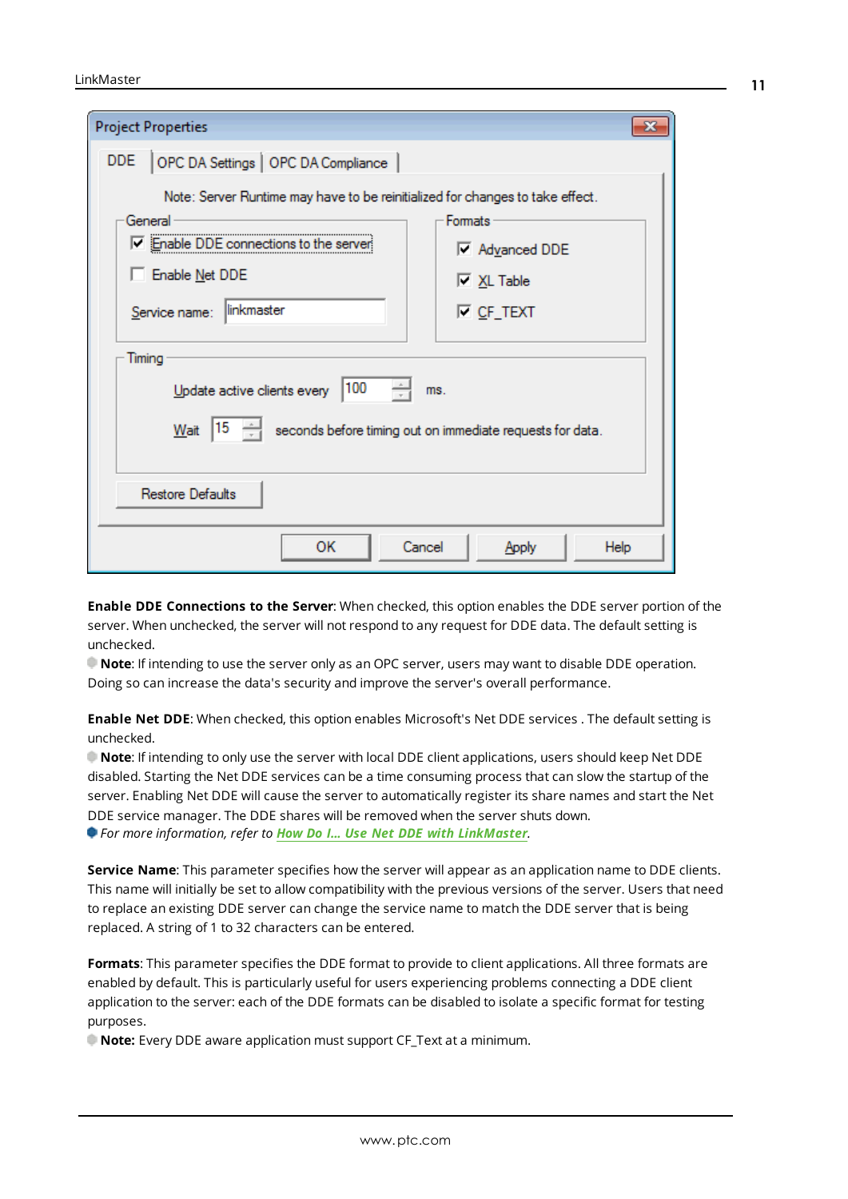**Enable DDE Connections to the Server**: When checked, this option enables the DDE server portion of the server. When unchecked, the server will not respond to any request for DDE data. The default setting is unchecked.

**Note**: If intending to use the server only as an OPC server, users may want to disable DDE operation. Doing so can increase the data's security and improve the server's overall performance.

**Enable Net DDE**: When checked, this option enables Microsoft's Net DDE services . The default setting is unchecked.

**Note**: If intending to only use the server with local DDE client applications, users should keep Net DDE disabled. Starting the Net DDE services can be a time consuming process that can slow the startup of the server. Enabling Net DDE will cause the server to automatically register its share names and start the Net DDE service manager. The DDE shares will be removed when the server shuts down.

*For more information, refer to* ***How Do I... Use Net DDE with LinkMaster****.*

**Service Name**: This parameter specifies how the server will appear as an application name to DDE clients. This name will initially be set to allow compatibility with the previous versions of the server. Users that need to replace an existing DDE server can change the service name to match the DDE server that is being replaced. A string of 1 to 32 characters can be entered.

**Formats**: This parameter specifies the DDE format to provide to client applications. All three formats are enabled by default. This is particularly useful for users experiencing problems connecting a DDE client application to the server: each of the DDE formats can be disabled to isolate a specific format for testing purposes.

**Note:** Every DDE aware application must support CF_Text at a minimum.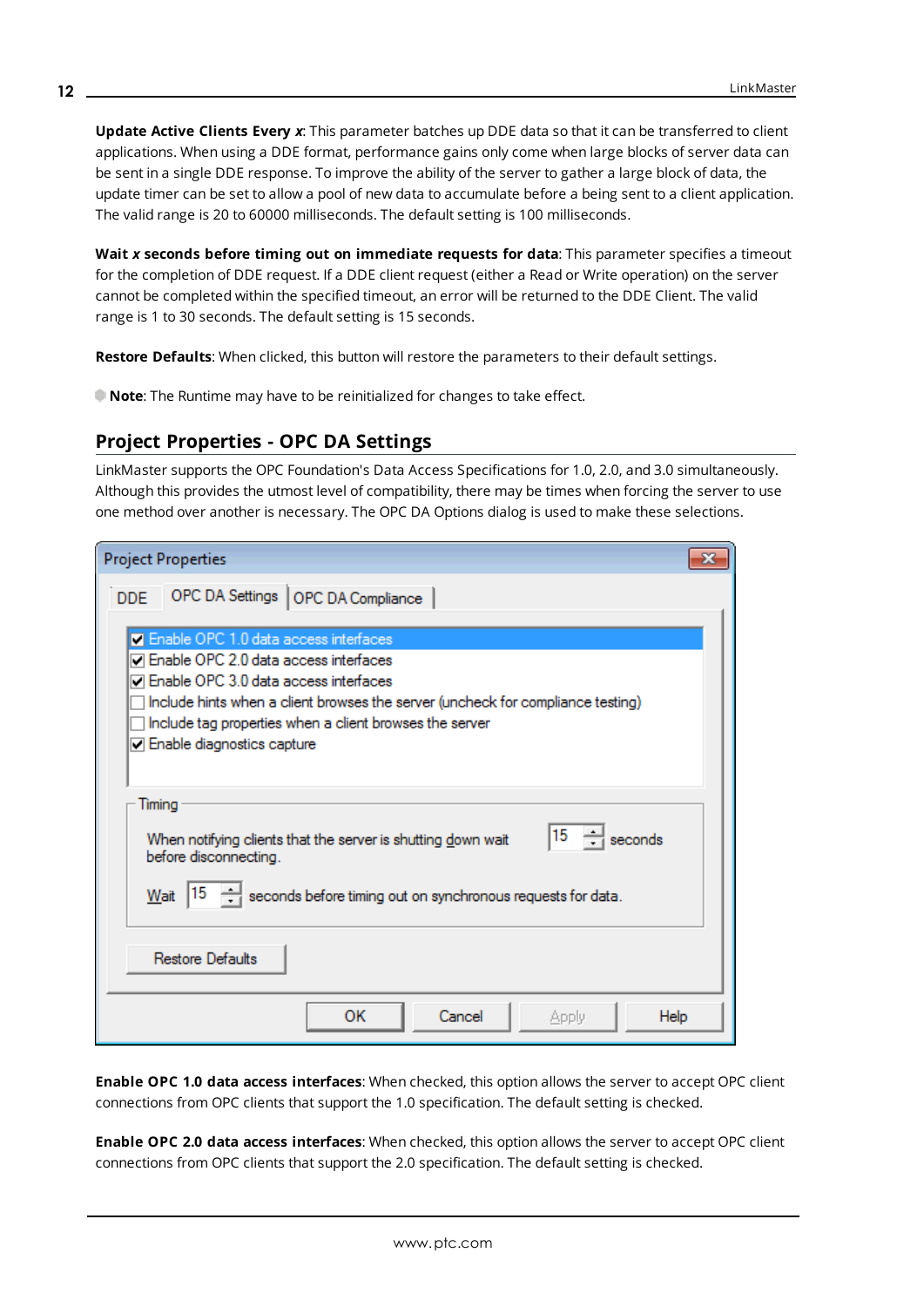**Update Active Clients Every *x***: This parameter batches up DDE data so that it can be transferred to client applications. When using a DDE format, performance gains only come when large blocks of server data can be sent in a single DDE response. To improve the ability of the server to gather a large block of data, the update timer can be set to allow a pool of new data to accumulate before a being sent to a client application. The valid range is 20 to 60000 milliseconds. The default setting is 100 milliseconds.

**Wait *x* seconds before timing out on immediate requests for data**: This parameter specifies a timeout for the completion of DDE request. If a DDE client request (either a Read or Write operation) on the server cannot be completed within the specified timeout, an error will be returned to the DDE Client. The valid range is 1 to 30 seconds. The default setting is 15 seconds.

**Restore Defaults**: When clicked, this button will restore the parameters to their default settings.

**Note**: The Runtime may have to be reinitialized for changes to take effect.

## Project Properties - OPC DA Settings

LinkMaster supports the OPC Foundation's Data Access Specifications for 1.0, 2.0, and 3.0 simultaneously. Although this provides the utmost level of compatibility, there may be times when forcing the server to use one method over another is necessary. The OPC DA Options dialog is used to make these selections.

**Enable OPC 1.0 data access interfaces**: When checked, this option allows the server to accept OPC client connections from OPC clients that support the 1.0 specification. The default setting is checked.

**Enable OPC 2.0 data access interfaces**: When checked, this option allows the server to accept OPC client connections from OPC clients that support the 2.0 specification. The default setting is checked.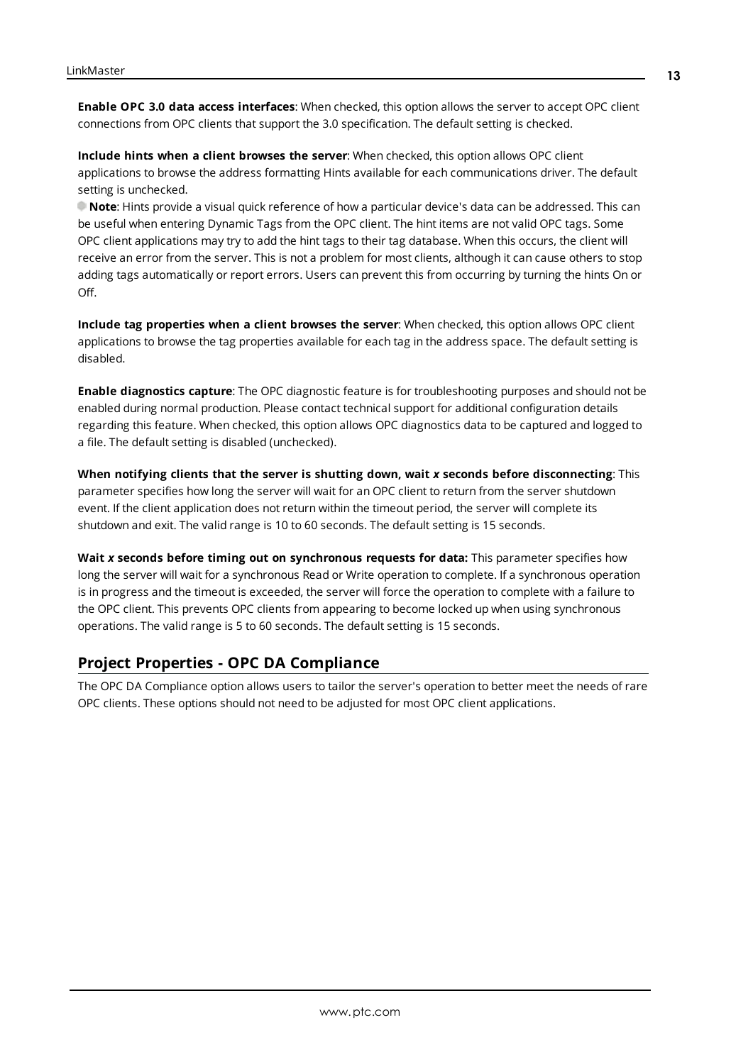**Enable OPC 3.0 data access interfaces**: When checked, this option allows the server to accept OPC client connections from OPC clients that support the 3.0 specification. The default setting is checked.

**Include hints when a client browses the server**: When checked, this option allows OPC client applications to browse the address formatting Hints available for each communications driver. The default setting is unchecked.

**Note**: Hints provide a visual quick reference of how a particular device's data can be addressed. This can be useful when entering Dynamic Tags from the OPC client. The hint items are not valid OPC tags. Some OPC client applications may try to add the hint tags to their tag database. When this occurs, the client will receive an error from the server. This is not a problem for most clients, although it can cause others to stop adding tags automatically or report errors. Users can prevent this from occurring by turning the hints On or Off.

**Include tag properties when a client browses the server**: When checked, this option allows OPC client applications to browse the tag properties available for each tag in the address space. The default setting is disabled.

**Enable diagnostics capture**: The OPC diagnostic feature is for troubleshooting purposes and should not be enabled during normal production. Please contact technical support for additional configuration details regarding this feature. When checked, this option allows OPC diagnostics data to be captured and logged to a file. The default setting is disabled (unchecked).

**When notifying clients that the server is shutting down, wait *x* seconds before disconnecting**: This parameter specifies how long the server will wait for an OPC client to return from the server shutdown event. If the client application does not return within the timeout period, the server will complete its shutdown and exit. The valid range is 10 to 60 seconds. The default setting is 15 seconds.

**Wait *x* seconds before timing out on synchronous requests for data:** This parameter specifies how long the server will wait for a synchronous Read or Write operation to complete. If a synchronous operation is in progress and the timeout is exceeded, the server will force the operation to complete with a failure to the OPC client. This prevents OPC clients from appearing to become locked up when using synchronous operations. The valid range is 5 to 60 seconds. The default setting is 15 seconds.

## Project Properties - OPC DA Compliance

The OPC DA Compliance option allows users to tailor the server's operation to better meet the needs of rare OPC clients. These options should not need to be adjusted for most OPC client applications.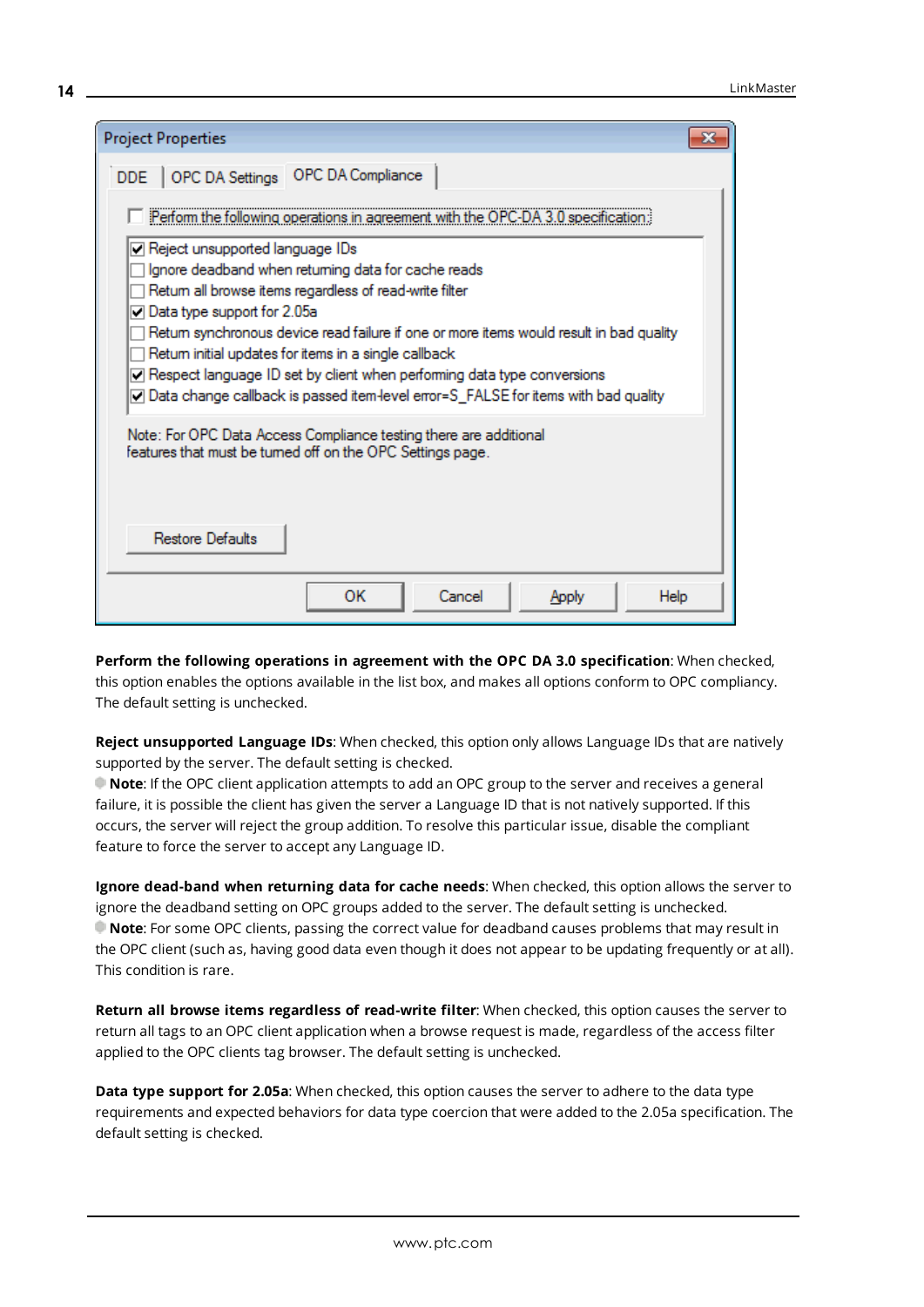**Perform the following operations in agreement with the OPC DA 3.0 specification**: When checked, this option enables the options available in the list box, and makes all options conform to OPC compliancy. The default setting is unchecked.

**Reject unsupported Language IDs**: When checked, this option only allows Language IDs that are natively supported by the server. The default setting is checked.

**Note**: If the OPC client application attempts to add an OPC group to the server and receives a general failure, it is possible the client has given the server a Language ID that is not natively supported. If this occurs, the server will reject the group addition. To resolve this particular issue, disable the compliant feature to force the server to accept any Language ID.

**Ignore dead-band when returning data for cache needs**: When checked, this option allows the server to ignore the deadband setting on OPC groups added to the server. The default setting is unchecked.

**Note**: For some OPC clients, passing the correct value for deadband causes problems that may result in the OPC client (such as, having good data even though it does not appear to be updating frequently or at all). This condition is rare.

**Return all browse items regardless of read-write filter**: When checked, this option causes the server to return all tags to an OPC client application when a browse request is made, regardless of the access filter applied to the OPC clients tag browser. The default setting is unchecked.

**Data type support for 2.05a**: When checked, this option causes the server to adhere to the data type requirements and expected behaviors for data type coercion that were added to the 2.05a specification. The default setting is checked.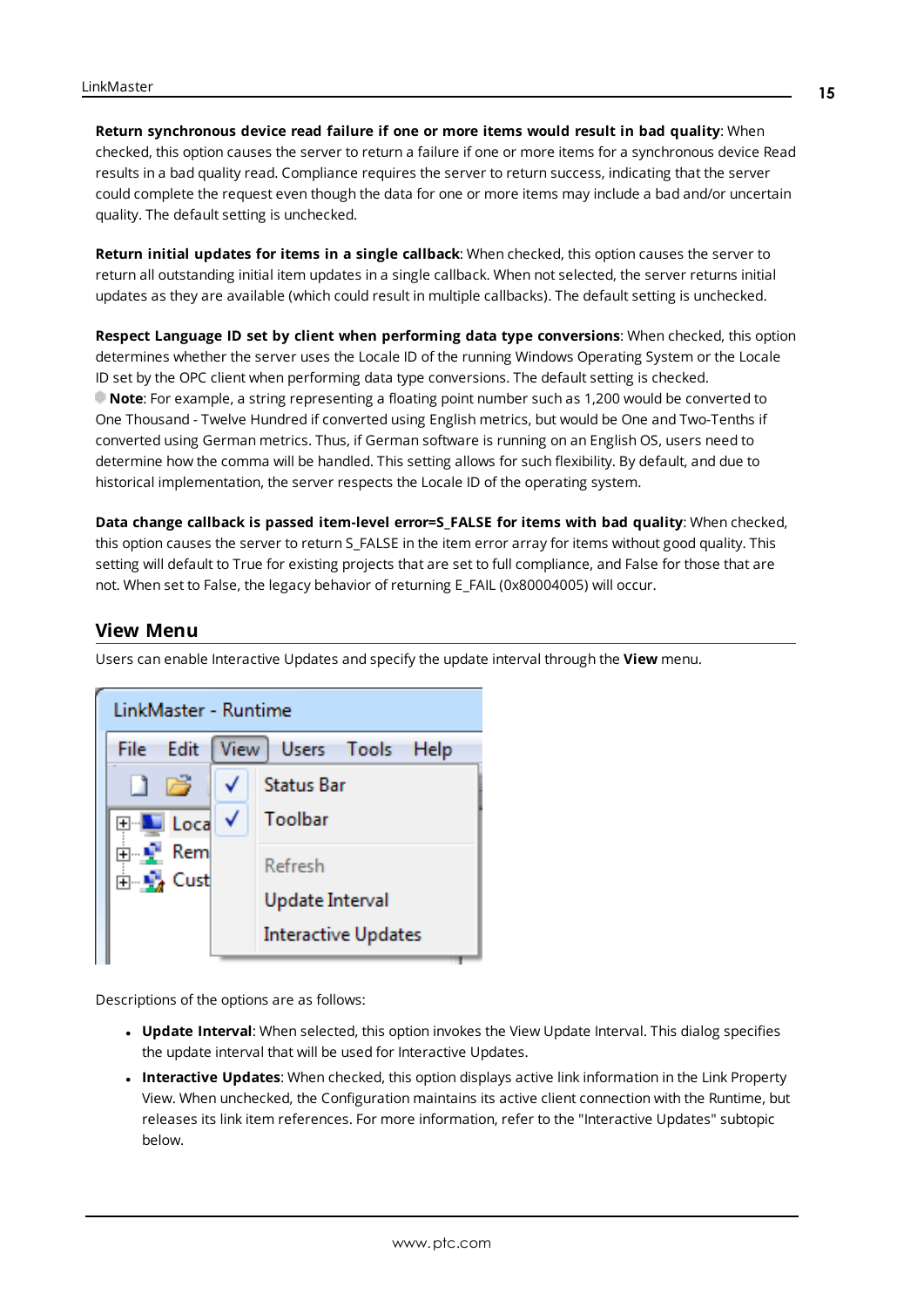**Return synchronous device read failure if one or more items would result in bad quality**: When checked, this option causes the server to return a failure if one or more items for a synchronous device Read results in a bad quality read. Compliance requires the server to return success, indicating that the server could complete the request even though the data for one or more items may include a bad and/or uncertain quality. The default setting is unchecked.

**Return initial updates for items in a single callback**: When checked, this option causes the server to return all outstanding initial item updates in a single callback. When not selected, the server returns initial updates as they are available (which could result in multiple callbacks). The default setting is unchecked.

**Respect Language ID set by client when performing data type conversions**: When checked, this option determines whether the server uses the Locale ID of the running Windows Operating System or the Locale ID set by the OPC client when performing data type conversions. The default setting is checked.

**Note**: For example, a string representing a floating point number such as 1,200 would be converted to One Thousand - Twelve Hundred if converted using English metrics, but would be One and Two-Tenths if converted using German metrics. Thus, if German software is running on an English OS, users need to determine how the comma will be handled. This setting allows for such flexibility. By default, and due to historical implementation, the server respects the Locale ID of the operating system.

**Data change callback is passed item-level error=S_FALSE for items with bad quality**: When checked, this option causes the server to return S_FALSE in the item error array for items without good quality. This setting will default to True for existing projects that are set to full compliance, and False for those that are not. When set to False, the legacy behavior of returning E_FAIL (0x80004005) will occur.

## View Menu

Users can enable Interactive Updates and specify the update interval through the **View** menu.

Descriptions of the options are as follows:

- **Update Interval**: When selected, this option invokes the View Update Interval. This dialog specifies the update interval that will be used for Interactive Updates.
- **Interactive Updates**: When checked, this option displays active link information in the Link Property View. When unchecked, the Configuration maintains its active client connection with the Runtime, but releases its link item references. For more information, refer to the "Interactive Updates" subtopic below.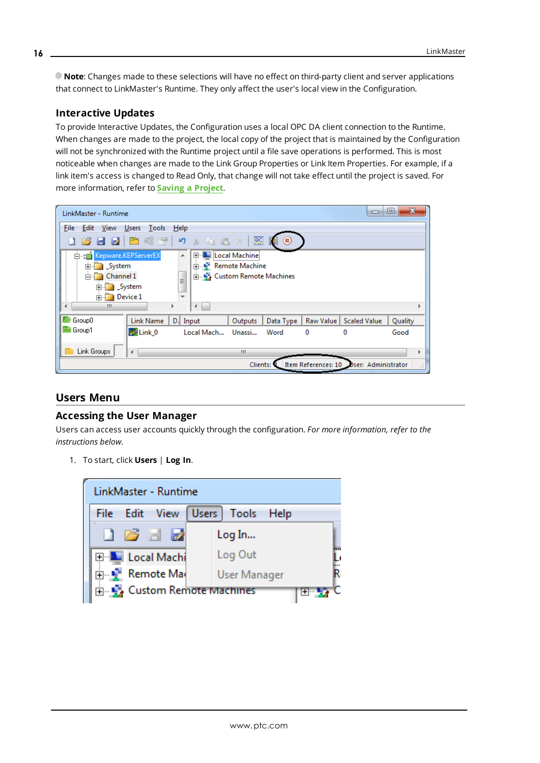**Note**: Changes made to these selections will have no effect on third-party client and server applications that connect to LinkMaster's Runtime. They only affect the user's local view in the Configuration.

### Interactive Updates

To provide Interactive Updates, the Configuration uses a local OPC DA client connection to the Runtime. When changes are made to the project, the local copy of the project that is maintained by the Configuration will not be synchronized with the Runtime project until a file save operations is performed. This is most noticeable when changes are made to the Link Group Properties or Link Item Properties. For example, if a link item's access is changed to Read Only, that change will not take effect until the project is saved. For more information, refer to **Saving a Project**.

## Users Menu

### Accessing the User Manager

Users can access user accounts quickly through the configuration. *For more information, refer to the instructions below.*

1. To start, click **Users** | **Log In**.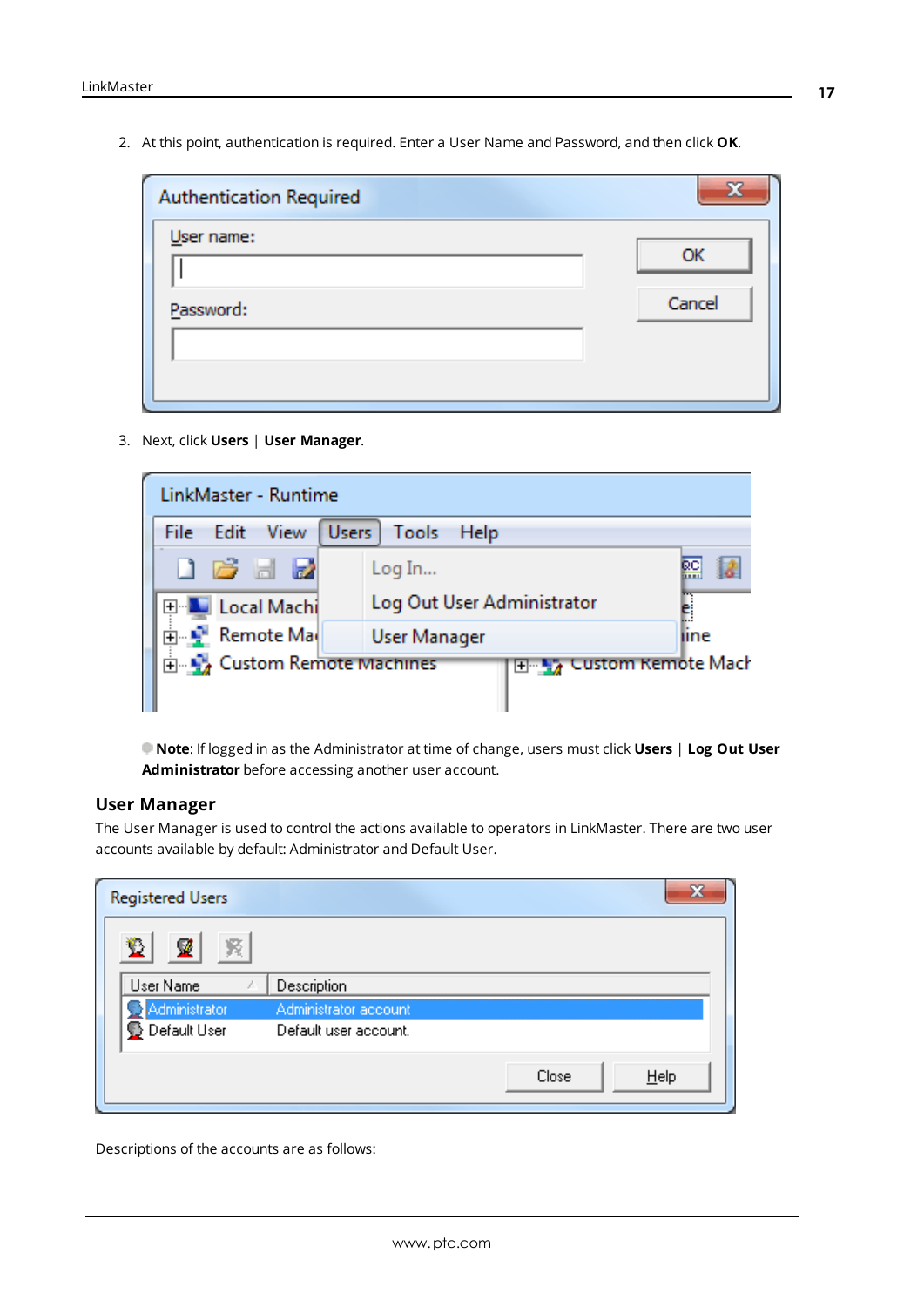2. At this point, authentication is required. Enter a User Name and Password, and then click **OK**.

3. Next, click **Users** | **User Manager**.

**Note**: If logged in as the Administrator at time of change, users must click **Users** | **Log Out User Administrator** before accessing another user account.

## User Manager

The User Manager is used to control the actions available to operators in LinkMaster. There are two user accounts available by default: Administrator and Default User.

Descriptions of the accounts are as follows: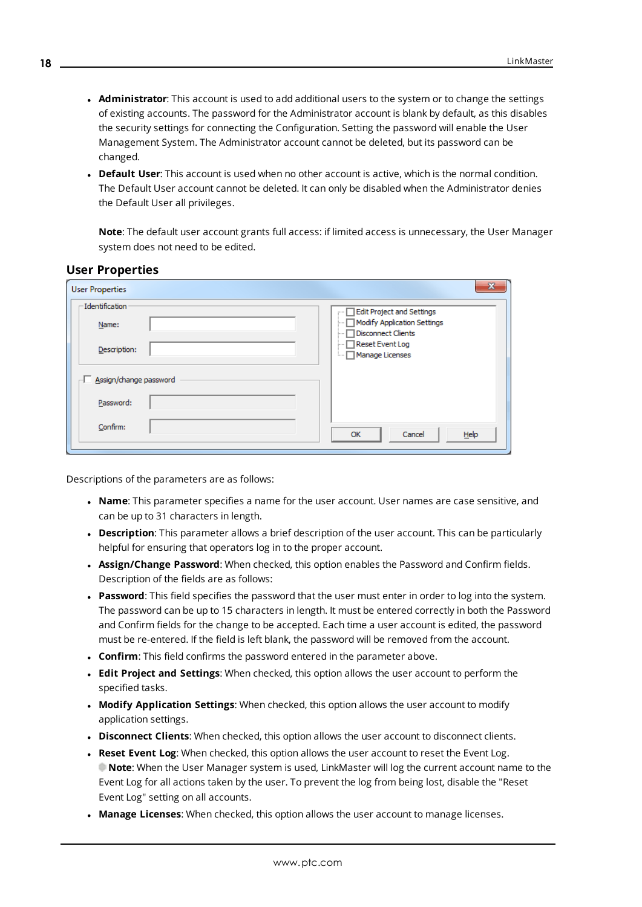- **Administrator**: This account is used to add additional users to the system or to change the settings of existing accounts. The password for the Administrator account is blank by default, as this disables the security settings for connecting the Configuration. Setting the password will enable the User Management System. The Administrator account cannot be deleted, but its password can be changed.
- **Default User**: This account is used when no other account is active, which is the normal condition. The Default User account cannot be deleted. It can only be disabled when the Administrator denies the Default User all privileges.

  **Note**: The default user account grants full access: if limited access is unnecessary, the User Manager system does not need to be edited.

## User Properties

Descriptions of the parameters are as follows:

- **Name**: This parameter specifies a name for the user account. User names are case sensitive, and can be up to 31 characters in length.
- **Description**: This parameter allows a brief description of the user account. This can be particularly helpful for ensuring that operators log in to the proper account.
- **Assign/Change Password**: When checked, this option enables the Password and Confirm fields. Description of the fields are as follows:
- **Password**: This field specifies the password that the user must enter in order to log into the system. The password can be up to 15 characters in length. It must be entered correctly in both the Password and Confirm fields for the change to be accepted. Each time a user account is edited, the password must be re-entered. If the field is left blank, the password will be removed from the account.
- **Confirm**: This field confirms the password entered in the parameter above.
- **Edit Project and Settings**: When checked, this option allows the user account to perform the specified tasks.
- **Modify Application Settings**: When checked, this option allows the user account to modify application settings.
- **Disconnect Clients**: When checked, this option allows the user account to disconnect clients.
- **Reset Event Log**: When checked, this option allows the user account to reset the Event Log.
  **Note**: When the User Manager system is used, LinkMaster will log the current account name to the Event Log for all actions taken by the user. To prevent the log from being lost, disable the "Reset Event Log" setting on all accounts.
- **Manage Licenses**: When checked, this option allows the user account to manage licenses.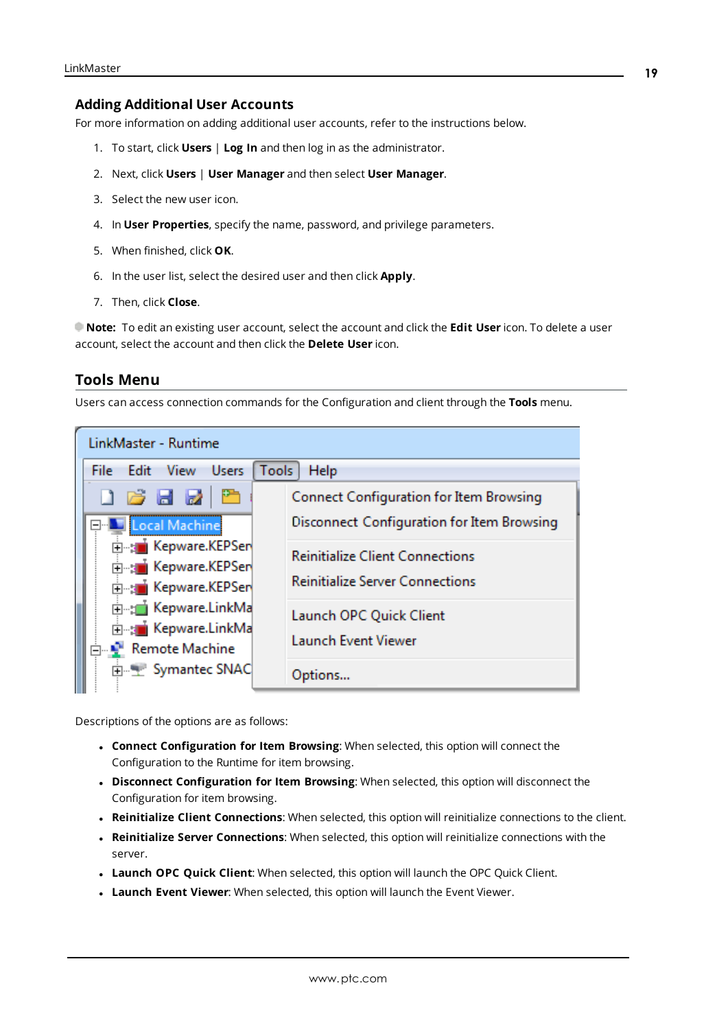## Adding Additional User Accounts

For more information on adding additional user accounts, refer to the instructions below.

1. To start, click **Users** | **Log In** and then log in as the administrator.
2. Next, click **Users** | **User Manager** and then select **User Manager**.
3. Select the new user icon.
4. In **User Properties**, specify the name, password, and privilege parameters.
5. When finished, click **OK**.
6. In the user list, select the desired user and then click **Apply**.
7. Then, click **Close**.

**Note:** To edit an existing user account, select the account and click the **Edit User** icon. To delete a user account, select the account and then click the **Delete User** icon.

## Tools Menu

Users can access connection commands for the Configuration and client through the **Tools** menu.

Descriptions of the options are as follows:

- **Connect Configuration for Item Browsing**: When selected, this option will connect the Configuration to the Runtime for item browsing.
- **Disconnect Configuration for Item Browsing**: When selected, this option will disconnect the Configuration for item browsing.
- **Reinitialize Client Connections**: When selected, this option will reinitialize connections to the client.
- **Reinitialize Server Connections**: When selected, this option will reinitialize connections with the server.
- **Launch OPC Quick Client**: When selected, this option will launch the OPC Quick Client.
- **Launch Event Viewer**: When selected, this option will launch the Event Viewer.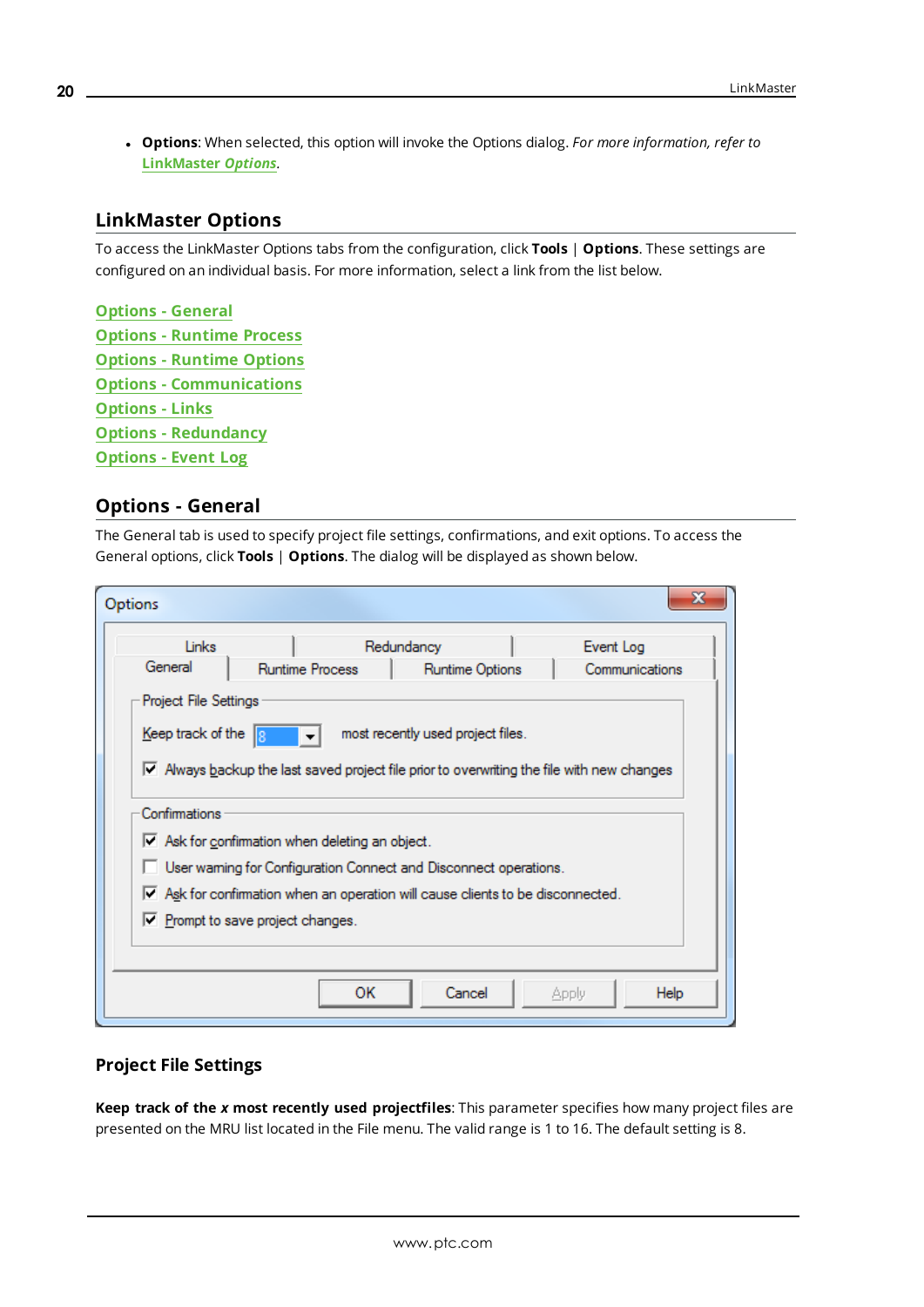- **Options**: When selected, this option will invoke the Options dialog. *For more information, refer to* **LinkMaster *Options***.

## LinkMaster Options

To access the LinkMaster Options tabs from the configuration, click **Tools** | **Options**. These settings are configured on an individual basis. For more information, select a link from the list below.

**Options - General**
**Options - Runtime Process**
**Options - Runtime Options**
**Options - Communications**
**Options - Links**
**Options - Redundancy**
**Options - Event Log**

## Options - General

The General tab is used to specify project file settings, confirmations, and exit options. To access the General options, click **Tools** | **Options**. The dialog will be displayed as shown below.

### Project File Settings

**Keep track of the *x* most recently used projectfiles**: This parameter specifies how many project files are presented on the MRU list located in the File menu. The valid range is 1 to 16. The default setting is 8.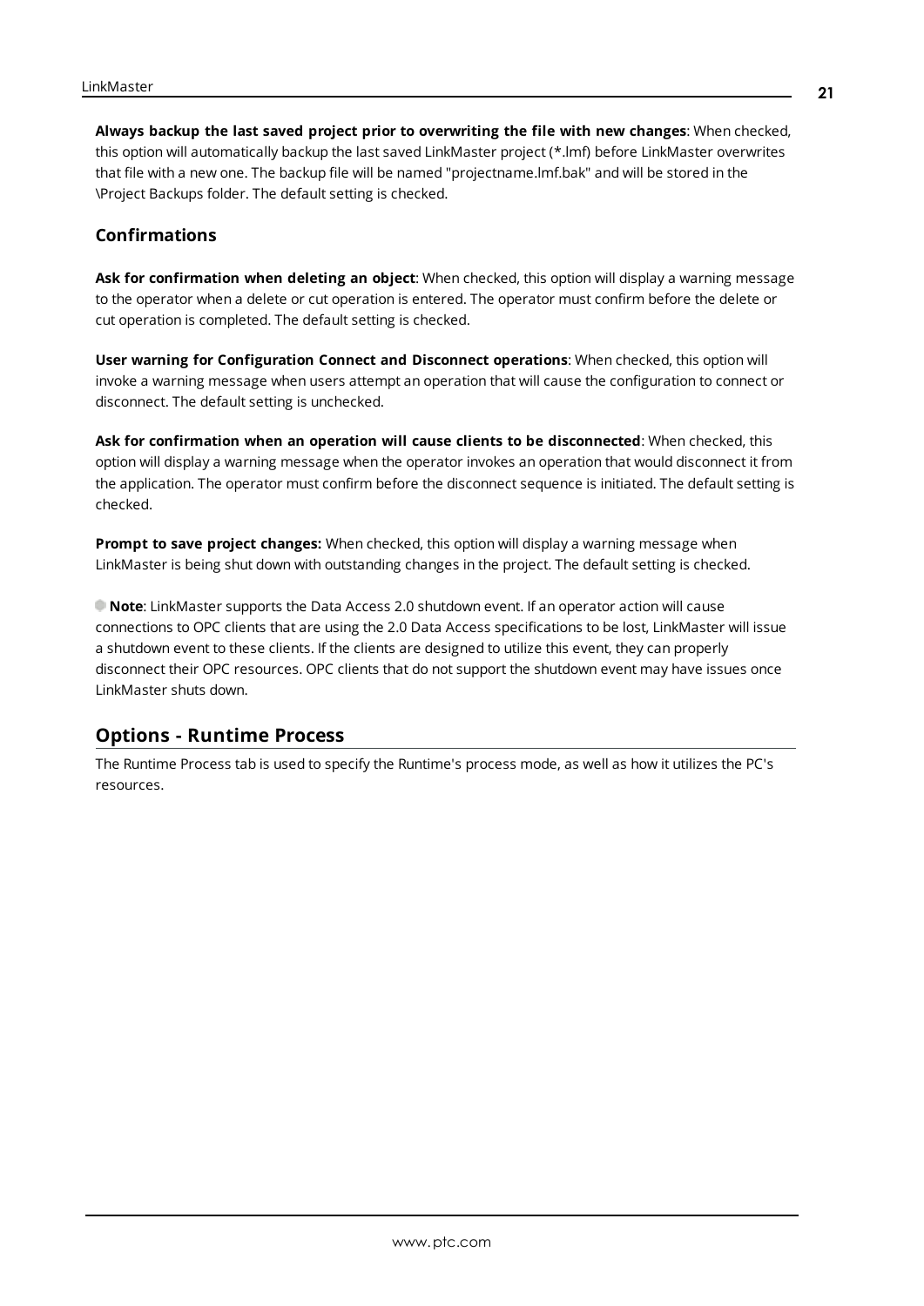**Always backup the last saved project prior to overwriting the file with new changes**: When checked, this option will automatically backup the last saved LinkMaster project (*.lmf) before LinkMaster overwrites that file with a new one. The backup file will be named "projectname.lmf.bak" and will be stored in the \Project Backups folder. The default setting is checked.

### Confirmations

**Ask for confirmation when deleting an object**: When checked, this option will display a warning message to the operator when a delete or cut operation is entered. The operator must confirm before the delete or cut operation is completed. The default setting is checked.

**User warning for Configuration Connect and Disconnect operations**: When checked, this option will invoke a warning message when users attempt an operation that will cause the configuration to connect or disconnect. The default setting is unchecked.

**Ask for confirmation when an operation will cause clients to be disconnected**: When checked, this option will display a warning message when the operator invokes an operation that would disconnect it from the application. The operator must confirm before the disconnect sequence is initiated. The default setting is checked.

**Prompt to save project changes:** When checked, this option will display a warning message when LinkMaster is being shut down with outstanding changes in the project. The default setting is checked.

**Note**: LinkMaster supports the Data Access 2.0 shutdown event. If an operator action will cause connections to OPC clients that are using the 2.0 Data Access specifications to be lost, LinkMaster will issue a shutdown event to these clients. If the clients are designed to utilize this event, they can properly disconnect their OPC resources. OPC clients that do not support the shutdown event may have issues once LinkMaster shuts down.

## Options - Runtime Process

The Runtime Process tab is used to specify the Runtime's process mode, as well as how it utilizes the PC's resources.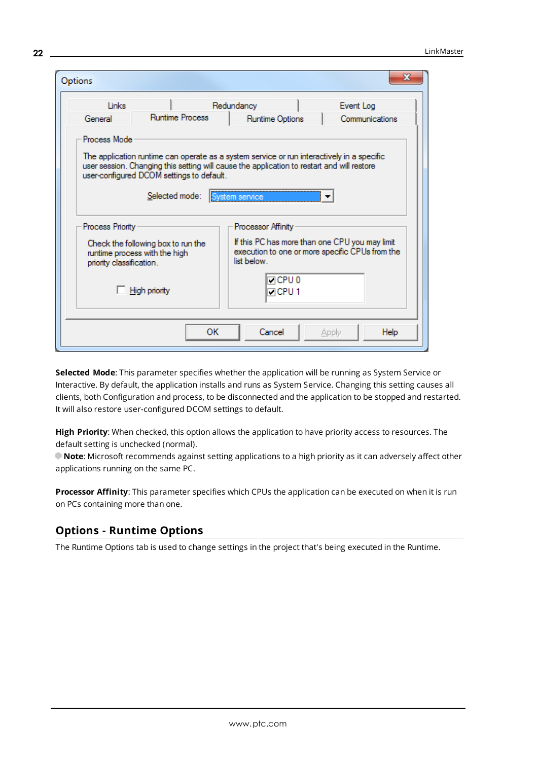**Selected Mode**: This parameter specifies whether the application will be running as System Service or Interactive. By default, the application installs and runs as System Service. Changing this setting causes all clients, both Configuration and process, to be disconnected and the application to be stopped and restarted. It will also restore user-configured DCOM settings to default.

**High Priority**: When checked, this option allows the application to have priority access to resources. The default setting is unchecked (normal).

**Note**: Microsoft recommends against setting applications to a high priority as it can adversely affect other applications running on the same PC.

**Processor Affinity**: This parameter specifies which CPUs the application can be executed on when it is run on PCs containing more than one.

## Options - Runtime Options

The Runtime Options tab is used to change settings in the project that's being executed in the Runtime.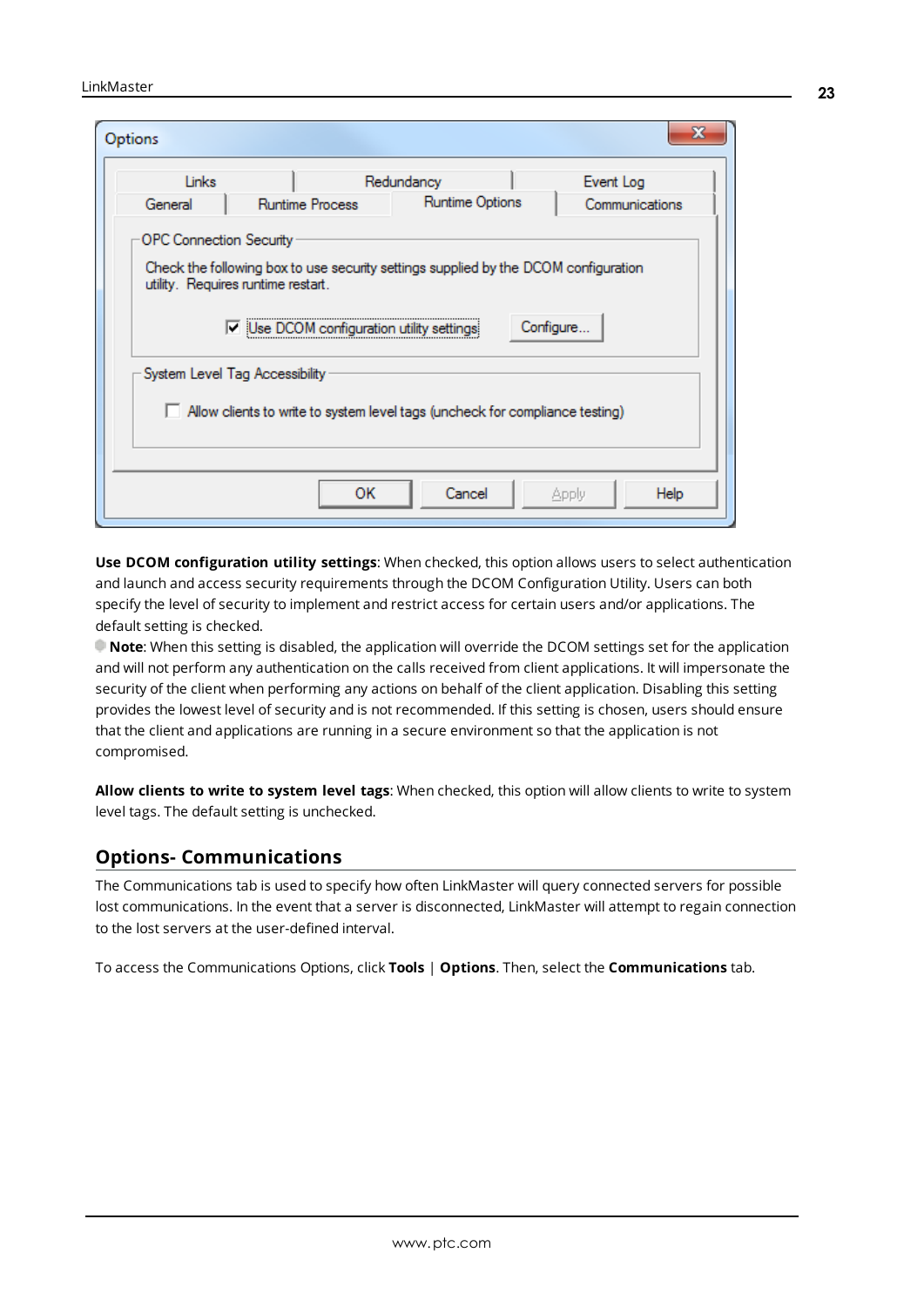**Use DCOM configuration utility settings**: When checked, this option allows users to select authentication and launch and access security requirements through the DCOM Configuration Utility. Users can both specify the level of security to implement and restrict access for certain users and/or applications. The default setting is checked.

**Note**: When this setting is disabled, the application will override the DCOM settings set for the application and will not perform any authentication on the calls received from client applications. It will impersonate the security of the client when performing any actions on behalf of the client application. Disabling this setting provides the lowest level of security and is not recommended. If this setting is chosen, users should ensure that the client and applications are running in a secure environment so that the application is not compromised.

**Allow clients to write to system level tags**: When checked, this option will allow clients to write to system level tags. The default setting is unchecked.

## Options- Communications

The Communications tab is used to specify how often LinkMaster will query connected servers for possible lost communications. In the event that a server is disconnected, LinkMaster will attempt to regain connection to the lost servers at the user-defined interval.

To access the Communications Options, click **Tools** | **Options**. Then, select the **Communications** tab.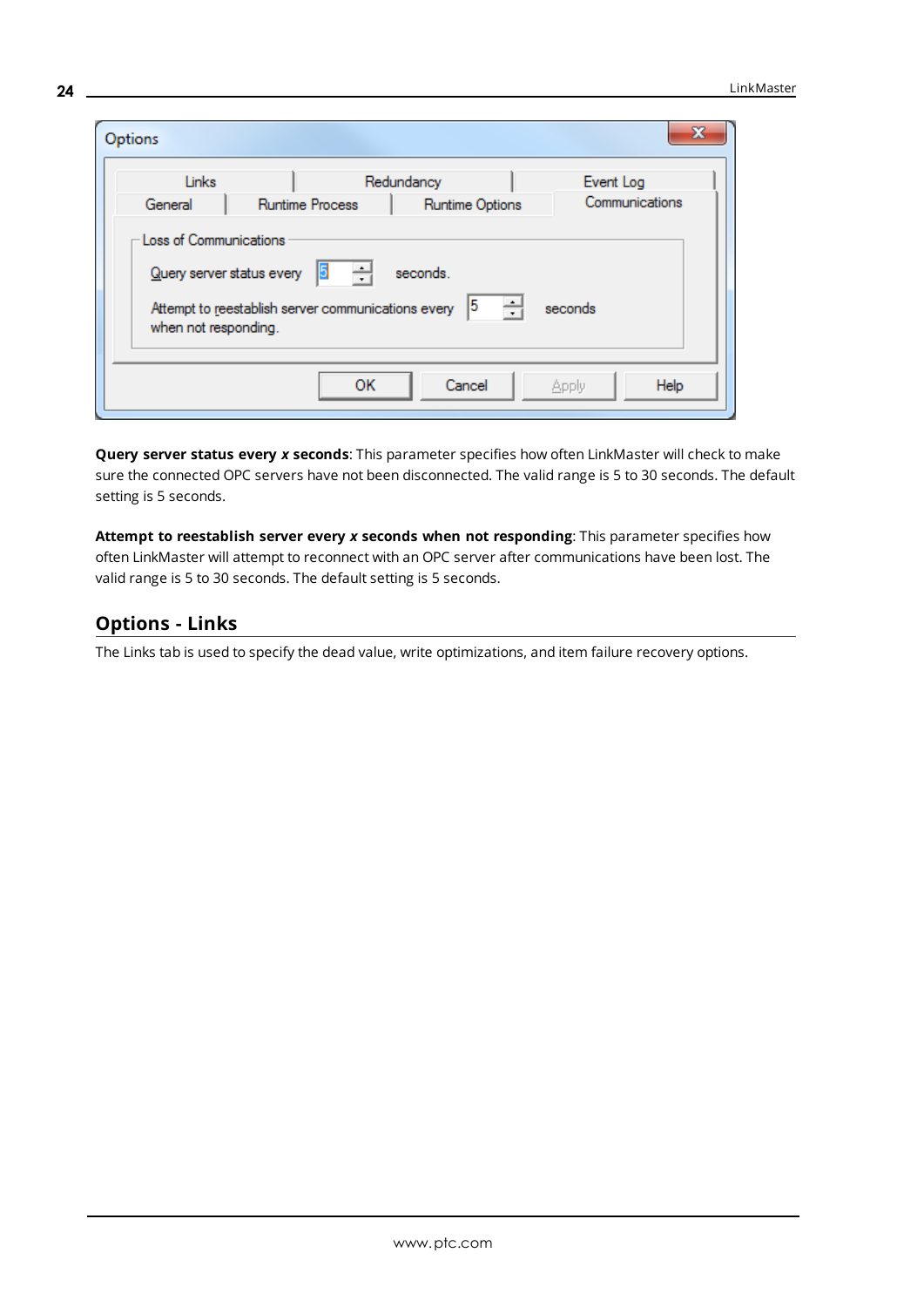**Query server status every *x* seconds**: This parameter specifies how often LinkMaster will check to make sure the connected OPC servers have not been disconnected. The valid range is 5 to 30 seconds. The default setting is 5 seconds.

**Attempt to reestablish server every *x* seconds when not responding**: This parameter specifies how often LinkMaster will attempt to reconnect with an OPC server after communications have been lost. The valid range is 5 to 30 seconds. The default setting is 5 seconds.

## Options - Links

The Links tab is used to specify the dead value, write optimizations, and item failure recovery options.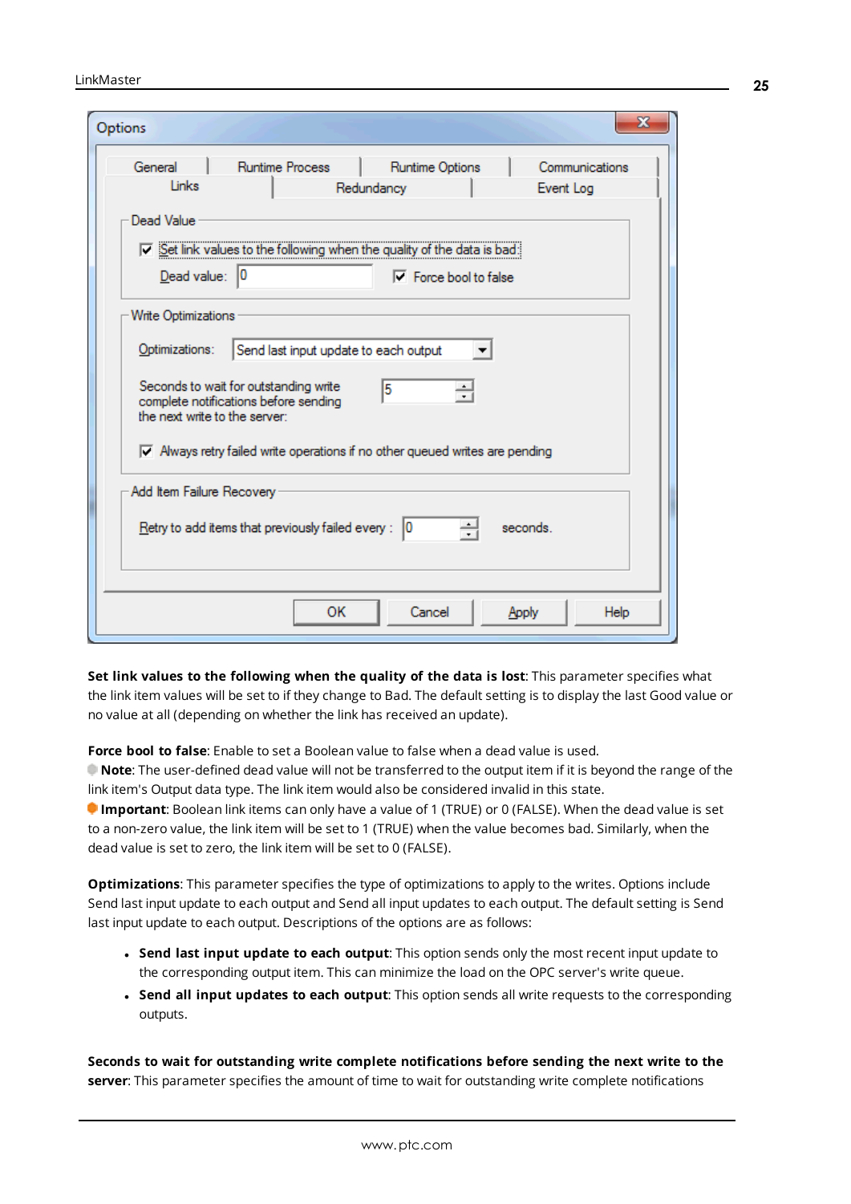**Set link values to the following when the quality of the data is lost**: This parameter specifies what the link item values will be set to if they change to Bad. The default setting is to display the last Good value or no value at all (depending on whether the link has received an update).

**Force bool to false**: Enable to set a Boolean value to false when a dead value is used.

**Note**: The user-defined dead value will not be transferred to the output item if it is beyond the range of the link item's Output data type. The link item would also be considered invalid in this state.

**Important**: Boolean link items can only have a value of 1 (TRUE) or 0 (FALSE). When the dead value is set to a non-zero value, the link item will be set to 1 (TRUE) when the value becomes bad. Similarly, when the dead value is set to zero, the link item will be set to 0 (FALSE).

**Optimizations**: This parameter specifies the type of optimizations to apply to the writes. Options include Send last input update to each output and Send all input updates to each output. The default setting is Send last input update to each output. Descriptions of the options are as follows:

- **Send last input update to each output**: This option sends only the most recent input update to the corresponding output item. This can minimize the load on the OPC server's write queue.
- **Send all input updates to each output**: This option sends all write requests to the corresponding outputs.

**Seconds to wait for outstanding write complete notifications before sending the next write to the server**: This parameter specifies the amount of time to wait for outstanding write complete notifications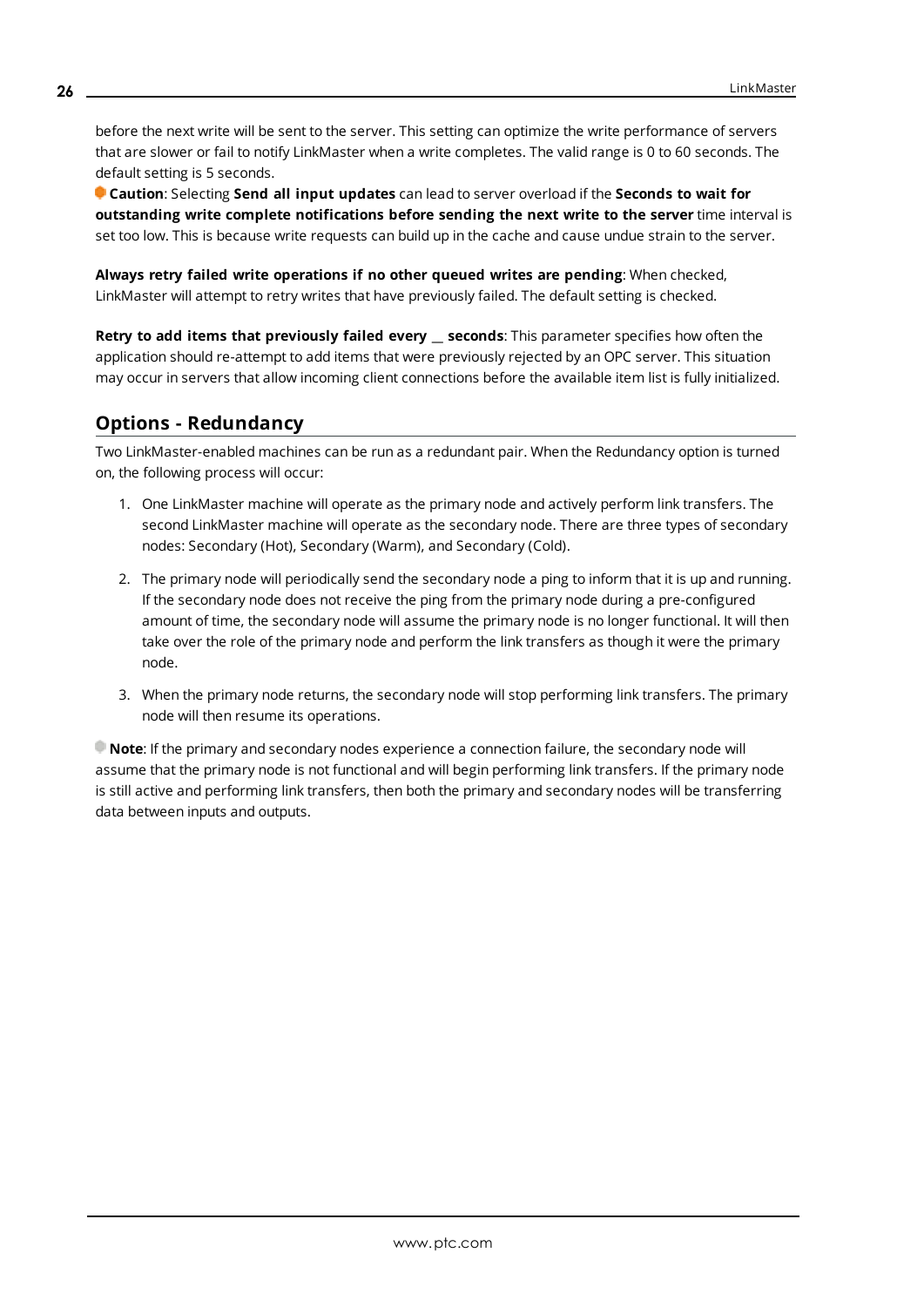before the next write will be sent to the server. This setting can optimize the write performance of servers that are slower or fail to notify LinkMaster when a write completes. The valid range is 0 to 60 seconds. The default setting is 5 seconds.

**Caution**: Selecting **Send all input updates** can lead to server overload if the **Seconds to wait for outstanding write complete notifications before sending the next write to the server** time interval is set too low. This is because write requests can build up in the cache and cause undue strain to the server.

**Always retry failed write operations if no other queued writes are pending**: When checked, LinkMaster will attempt to retry writes that have previously failed. The default setting is checked.

**Retry to add items that previously failed every __ seconds**: This parameter specifies how often the application should re-attempt to add items that were previously rejected by an OPC server. This situation may occur in servers that allow incoming client connections before the available item list is fully initialized.

## Options - Redundancy

Two LinkMaster-enabled machines can be run as a redundant pair. When the Redundancy option is turned on, the following process will occur:

1. One LinkMaster machine will operate as the primary node and actively perform link transfers. The second LinkMaster machine will operate as the secondary node. There are three types of secondary nodes: Secondary (Hot), Secondary (Warm), and Secondary (Cold).

2. The primary node will periodically send the secondary node a ping to inform that it is up and running. If the secondary node does not receive the ping from the primary node during a pre-configured amount of time, the secondary node will assume the primary node is no longer functional. It will then take over the role of the primary node and perform the link transfers as though it were the primary node.

3. When the primary node returns, the secondary node will stop performing link transfers. The primary node will then resume its operations.

**Note**: If the primary and secondary nodes experience a connection failure, the secondary node will assume that the primary node is not functional and will begin performing link transfers. If the primary node is still active and performing link transfers, then both the primary and secondary nodes will be transferring data between inputs and outputs.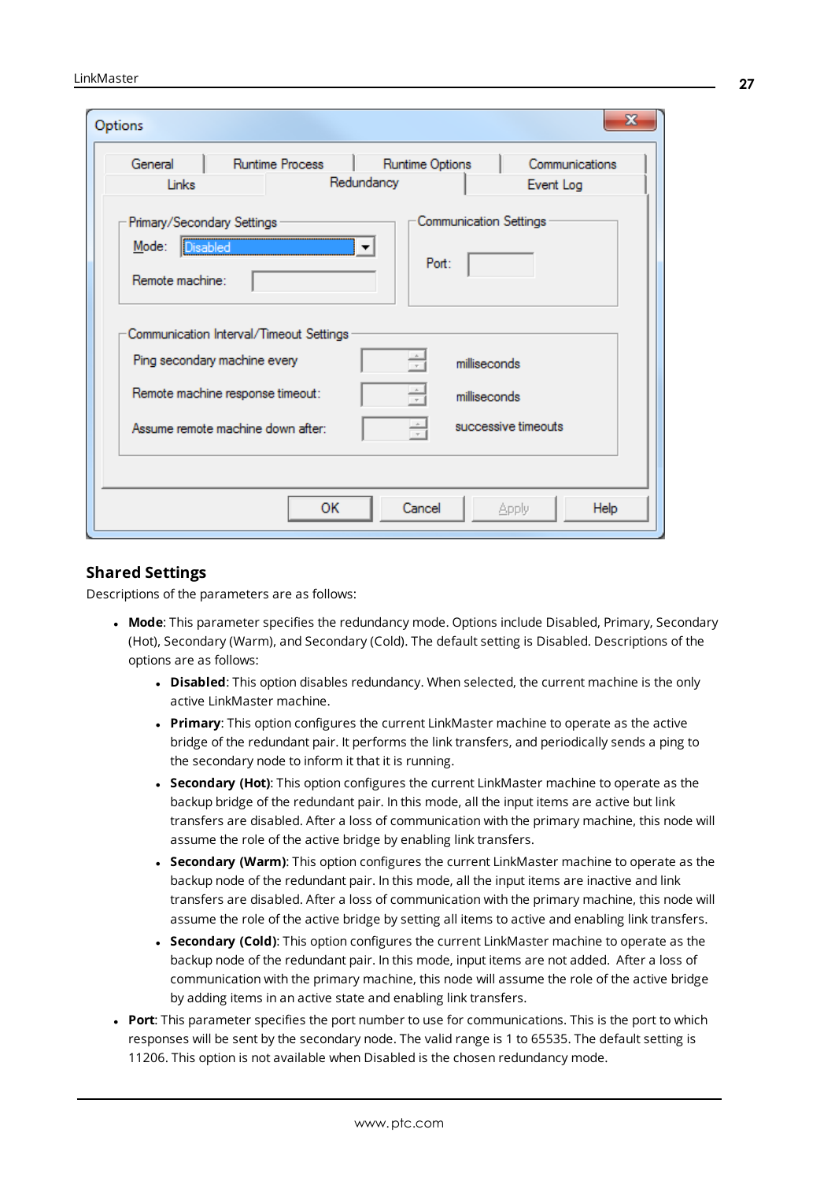## Shared Settings

Descriptions of the parameters are as follows:

- **Mode**: This parameter specifies the redundancy mode. Options include Disabled, Primary, Secondary (Hot), Secondary (Warm), and Secondary (Cold). The default setting is Disabled. Descriptions of the options are as follows:
  - **Disabled**: This option disables redundancy. When selected, the current machine is the only active LinkMaster machine.
  - **Primary**: This option configures the current LinkMaster machine to operate as the active bridge of the redundant pair. It performs the link transfers, and periodically sends a ping to the secondary node to inform it that it is running.
  - **Secondary (Hot)**: This option configures the current LinkMaster machine to operate as the backup bridge of the redundant pair. In this mode, all the input items are active but link transfers are disabled. After a loss of communication with the primary machine, this node will assume the role of the active bridge by enabling link transfers.
  - **Secondary (Warm)**: This option configures the current LinkMaster machine to operate as the backup node of the redundant pair. In this mode, all the input items are inactive and link transfers are disabled. After a loss of communication with the primary machine, this node will assume the role of the active bridge by setting all items to active and enabling link transfers.
  - **Secondary (Cold)**: This option configures the current LinkMaster machine to operate as the backup node of the redundant pair. In this mode, input items are not added. After a loss of communication with the primary machine, this node will assume the role of the active bridge by adding items in an active state and enabling link transfers.
- **Port**: This parameter specifies the port number to use for communications. This is the port to which responses will be sent by the secondary node. The valid range is 1 to 65535. The default setting is 11206. This option is not available when Disabled is the chosen redundancy mode.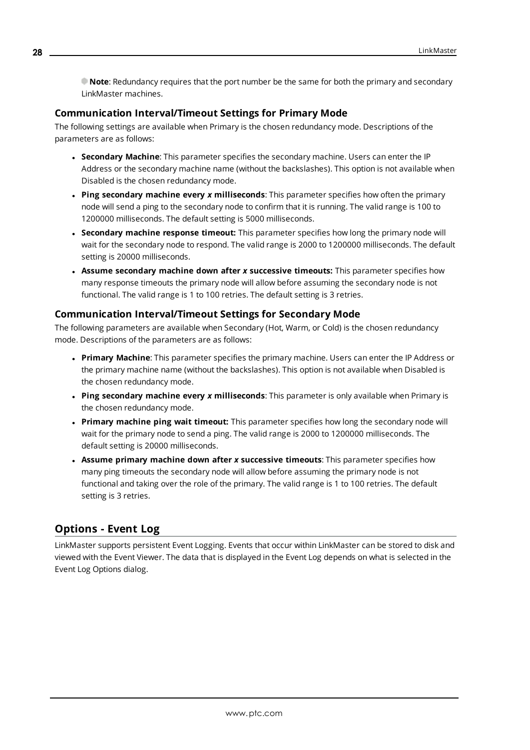**Note**: Redundancy requires that the port number be the same for both the primary and secondary LinkMaster machines.

### Communication Interval/Timeout Settings for Primary Mode

The following settings are available when Primary is the chosen redundancy mode. Descriptions of the parameters are as follows:

- **Secondary Machine**: This parameter specifies the secondary machine. Users can enter the IP Address or the secondary machine name (without the backslashes). This option is not available when Disabled is the chosen redundancy mode.
- **Ping secondary machine every *x* milliseconds**: This parameter specifies how often the primary node will send a ping to the secondary node to confirm that it is running. The valid range is 100 to 1200000 milliseconds. The default setting is 5000 milliseconds.
- **Secondary machine response timeout:** This parameter specifies how long the primary node will wait for the secondary node to respond. The valid range is 2000 to 1200000 milliseconds. The default setting is 20000 milliseconds.
- **Assume secondary machine down after *x* successive timeouts:** This parameter specifies how many response timeouts the primary node will allow before assuming the secondary node is not functional. The valid range is 1 to 100 retries. The default setting is 3 retries.

### Communication Interval/Timeout Settings for Secondary Mode

The following parameters are available when Secondary (Hot, Warm, or Cold) is the chosen redundancy mode. Descriptions of the parameters are as follows:

- **Primary Machine**: This parameter specifies the primary machine. Users can enter the IP Address or the primary machine name (without the backslashes). This option is not available when Disabled is the chosen redundancy mode.
- **Ping secondary machine every *x* milliseconds**: This parameter is only available when Primary is the chosen redundancy mode.
- **Primary machine ping wait timeout:** This parameter specifies how long the secondary node will wait for the primary node to send a ping. The valid range is 2000 to 1200000 milliseconds. The default setting is 20000 milliseconds.
- **Assume primary machine down after *x* successive timeouts**: This parameter specifies how many ping timeouts the secondary node will allow before assuming the primary node is not functional and taking over the role of the primary. The valid range is 1 to 100 retries. The default setting is 3 retries.

## Options - Event Log

LinkMaster supports persistent Event Logging. Events that occur within LinkMaster can be stored to disk and viewed with the Event Viewer. The data that is displayed in the Event Log depends on what is selected in the Event Log Options dialog.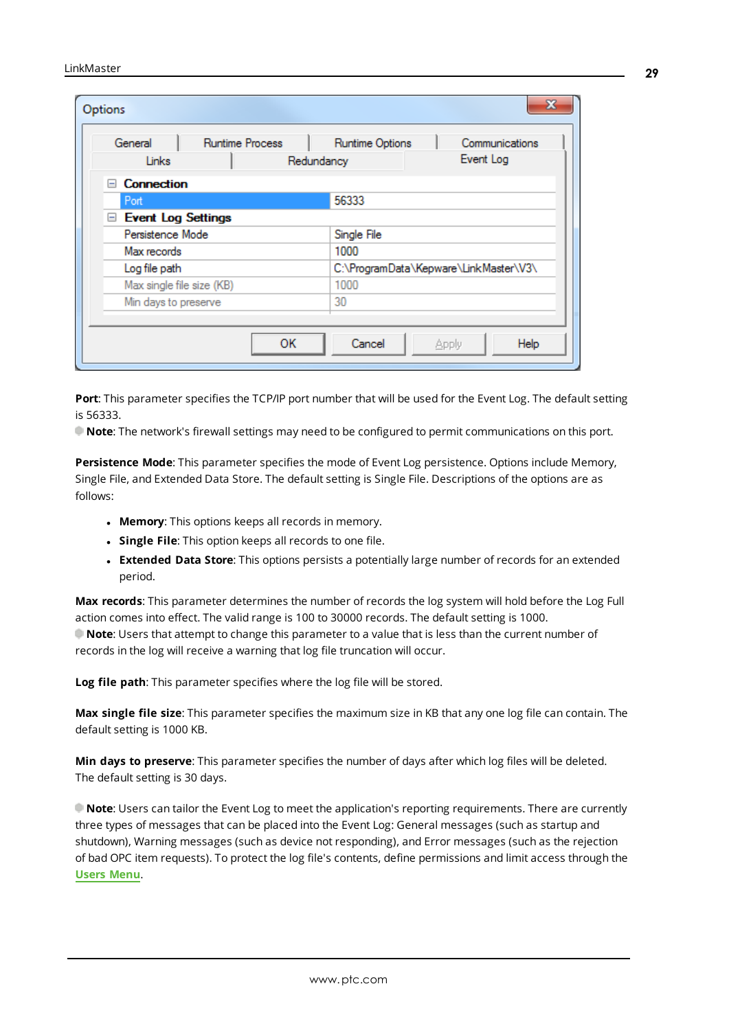**Port**: This parameter specifies the TCP/IP port number that will be used for the Event Log. The default setting is 56333.

**Note**: The network's firewall settings may need to be configured to permit communications on this port.

**Persistence Mode**: This parameter specifies the mode of Event Log persistence. Options include Memory, Single File, and Extended Data Store. The default setting is Single File. Descriptions of the options are as follows:

- **Memory**: This options keeps all records in memory.
- **Single File**: This option keeps all records to one file.
- **Extended Data Store**: This options persists a potentially large number of records for an extended period.

**Max records**: This parameter determines the number of records the log system will hold before the Log Full action comes into effect. The valid range is 100 to 30000 records. The default setting is 1000.

**Note**: Users that attempt to change this parameter to a value that is less than the current number of records in the log will receive a warning that log file truncation will occur.

**Log file path**: This parameter specifies where the log file will be stored.

**Max single file size**: This parameter specifies the maximum size in KB that any one log file can contain. The default setting is 1000 KB.

**Min days to preserve**: This parameter specifies the number of days after which log files will be deleted. The default setting is 30 days.

**Note**: Users can tailor the Event Log to meet the application's reporting requirements. There are currently three types of messages that can be placed into the Event Log: General messages (such as startup and shutdown), Warning messages (such as device not responding), and Error messages (such as the rejection of bad OPC item requests). To protect the log file's contents, define permissions and limit access through the **Users Menu**.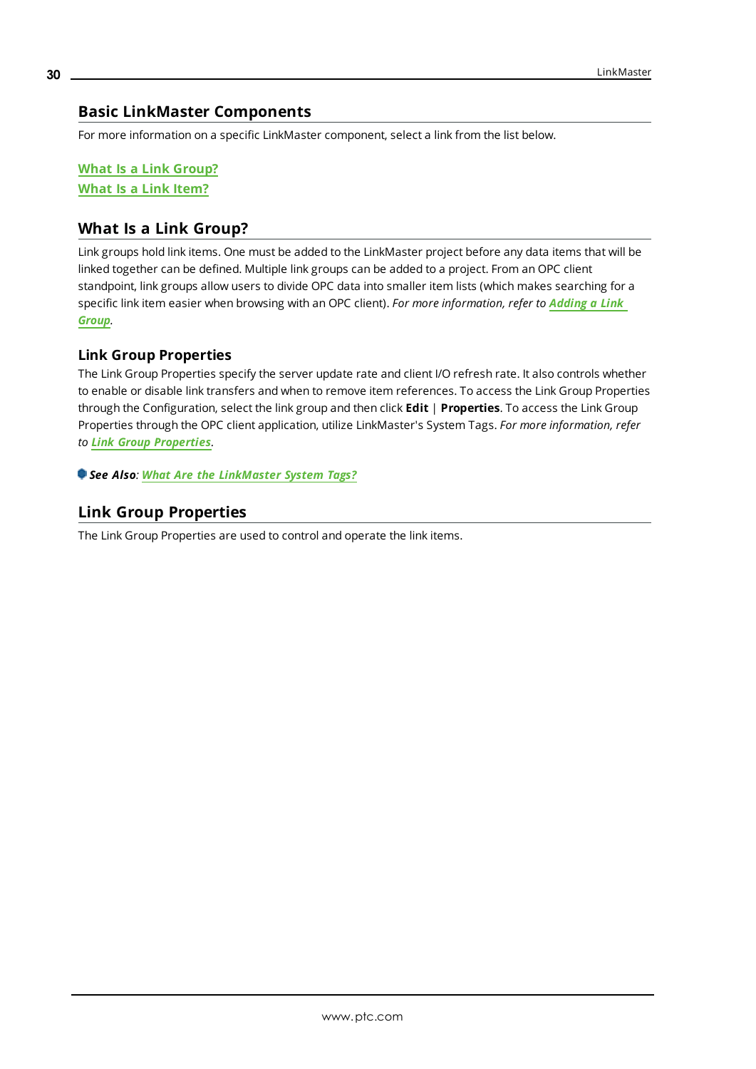## Basic LinkMaster Components

For more information on a specific LinkMaster component, select a link from the list below.

**What Is a Link Group?**
**What Is a Link Item?**

## What Is a Link Group?

Link groups hold link items. One must be added to the LinkMaster project before any data items that will be linked together can be defined. Multiple link groups can be added to a project. From an OPC client standpoint, link groups allow users to divide OPC data into smaller item lists (which makes searching for a specific link item easier when browsing with an OPC client). *For more information, refer to* ***Adding a Link Group****.*

### Link Group Properties

The Link Group Properties specify the server update rate and client I/O refresh rate. It also controls whether to enable or disable link transfers and when to remove item references. To access the Link Group Properties through the Configuration, select the link group and then click **Edit** | **Properties**. To access the Link Group Properties through the OPC client application, utilize LinkMaster's System Tags. *For more information, refer to* ***Link Group Properties****.*

***See Also****:* ***What Are the LinkMaster System Tags?***

## Link Group Properties

The Link Group Properties are used to control and operate the link items.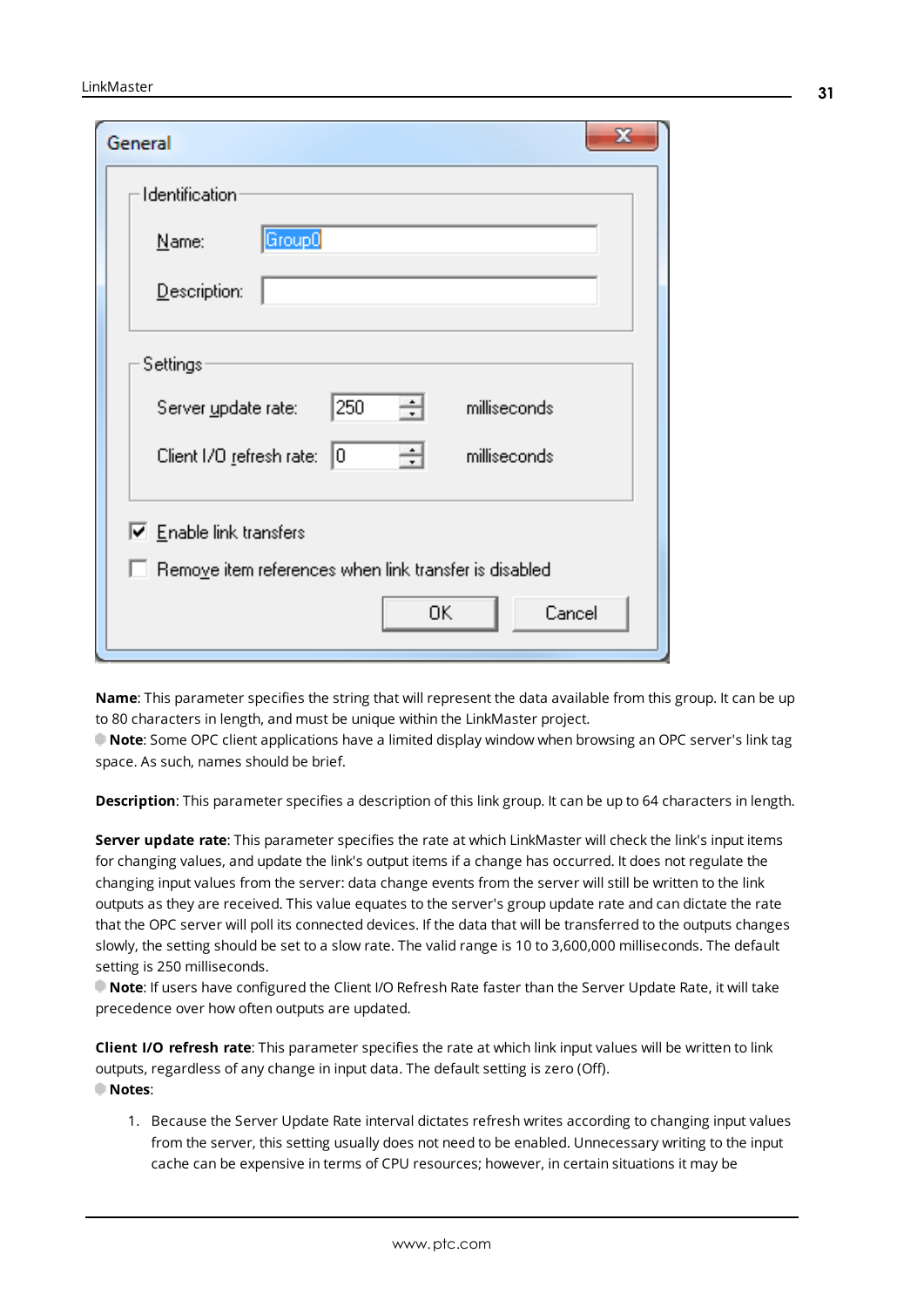**Name**: This parameter specifies the string that will represent the data available from this group. It can be up to 80 characters in length, and must be unique within the LinkMaster project.
**Note**: Some OPC client applications have a limited display window when browsing an OPC server's link tag space. As such, names should be brief.

**Description**: This parameter specifies a description of this link group. It can be up to 64 characters in length.

**Server update rate**: This parameter specifies the rate at which LinkMaster will check the link's input items for changing values, and update the link's output items if a change has occurred. It does not regulate the changing input values from the server: data change events from the server will still be written to the link outputs as they are received. This value equates to the server's group update rate and can dictate the rate that the OPC server will poll its connected devices. If the data that will be transferred to the outputs changes slowly, the setting should be set to a slow rate. The valid range is 10 to 3,600,000 milliseconds. The default setting is 250 milliseconds.
**Note**: If users have configured the Client I/O Refresh Rate faster than the Server Update Rate, it will take precedence over how often outputs are updated.

**Client I/O refresh rate**: This parameter specifies the rate at which link input values will be written to link outputs, regardless of any change in input data. The default setting is zero (Off).
**Notes**:

1. Because the Server Update Rate interval dictates refresh writes according to changing input values from the server, this setting usually does not need to be enabled. Unnecessary writing to the input cache can be expensive in terms of CPU resources; however, in certain situations it may be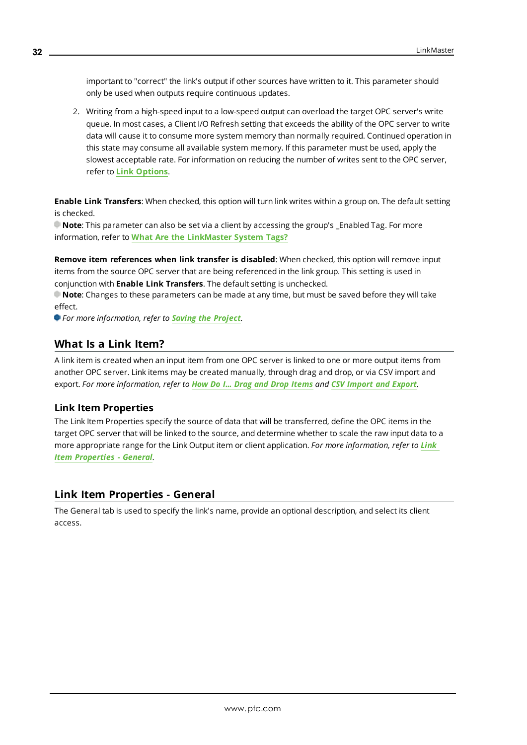important to "correct" the link's output if other sources have written to it. This parameter should only be used when outputs require continuous updates.

2. Writing from a high-speed input to a low-speed output can overload the target OPC server's write queue. In most cases, a Client I/O Refresh setting that exceeds the ability of the OPC server to write data will cause it to consume more system memory than normally required. Continued operation in this state may consume all available system memory. If this parameter must be used, apply the slowest acceptable rate. For information on reducing the number of writes sent to the OPC server, refer to **Link Options**.

**Enable Link Transfers**: When checked, this option will turn link writes within a group on. The default setting is checked.
**Note**: This parameter can also be set via a client by accessing the group's _Enabled Tag. For more information, refer to **What Are the LinkMaster System Tags?**

**Remove item references when link transfer is disabled**: When checked, this option will remove input items from the source OPC server that are being referenced in the link group. This setting is used in conjunction with **Enable Link Transfers**. The default setting is unchecked.
**Note**: Changes to these parameters can be made at any time, but must be saved before they will take effect.
*For more information, refer to **Saving the Project**.*

## What Is a Link Item?

A link item is created when an input item from one OPC server is linked to one or more output items from another OPC server. Link items may be created manually, through drag and drop, or via CSV import and export. *For more information, refer to **How Do I... Drag and Drop Items** and **CSV Import and Export**.*

### Link Item Properties

The Link Item Properties specify the source of data that will be transferred, define the OPC items in the target OPC server that will be linked to the source, and determine whether to scale the raw input data to a more appropriate range for the Link Output item or client application. *For more information, refer to **Link Item Properties - General**.*

## Link Item Properties - General

The General tab is used to specify the link's name, provide an optional description, and select its client access.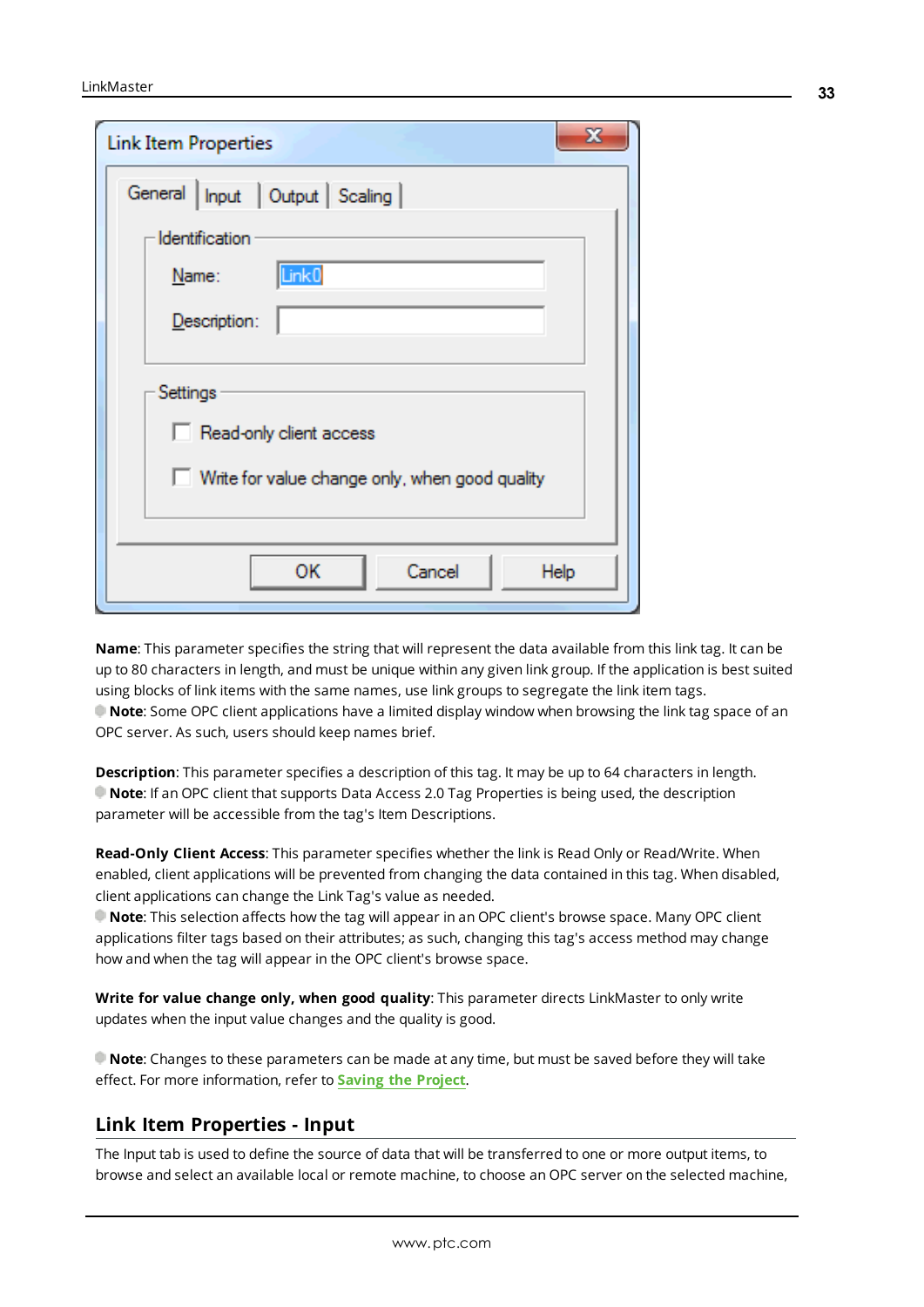**Name**: This parameter specifies the string that will represent the data available from this link tag. It can be up to 80 characters in length, and must be unique within any given link group. If the application is best suited using blocks of link items with the same names, use link groups to segregate the link item tags.
**Note**: Some OPC client applications have a limited display window when browsing the link tag space of an OPC server. As such, users should keep names brief.

**Description**: This parameter specifies a description of this tag. It may be up to 64 characters in length.
**Note**: If an OPC client that supports Data Access 2.0 Tag Properties is being used, the description parameter will be accessible from the tag's Item Descriptions.

**Read-Only Client Access**: This parameter specifies whether the link is Read Only or Read/Write. When enabled, client applications will be prevented from changing the data contained in this tag. When disabled, client applications can change the Link Tag's value as needed.
**Note**: This selection affects how the tag will appear in an OPC client's browse space. Many OPC client applications filter tags based on their attributes; as such, changing this tag's access method may change how and when the tag will appear in the OPC client's browse space.

**Write for value change only, when good quality**: This parameter directs LinkMaster to only write updates when the input value changes and the quality is good.

**Note**: Changes to these parameters can be made at any time, but must be saved before they will take effect. For more information, refer to **Saving the Project**.

## Link Item Properties - Input

The Input tab is used to define the source of data that will be transferred to one or more output items, to browse and select an available local or remote machine, to choose an OPC server on the selected machine,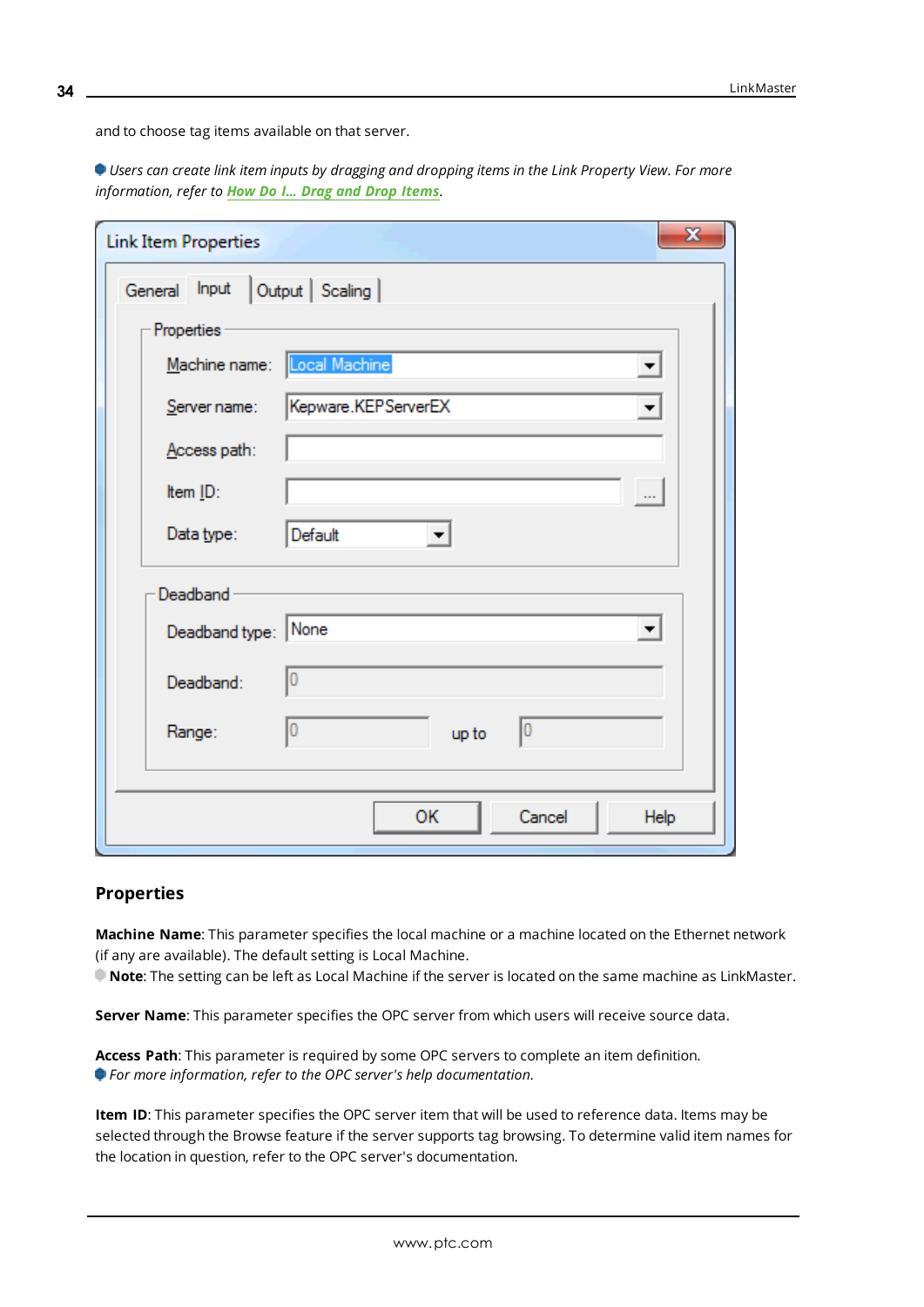and to choose tag items available on that server.

*Users can create link item inputs by dragging and dropping items in the Link Property View. For more information, refer to **How Do I... Drag and Drop Items**.*

## Properties

**Machine Name**: This parameter specifies the local machine or a machine located on the Ethernet network (if any are available). The default setting is Local Machine.
**Note**: The setting can be left as Local Machine if the server is located on the same machine as LinkMaster.

**Server Name**: This parameter specifies the OPC server from which users will receive source data.

**Access Path**: This parameter is required by some OPC servers to complete an item definition.
*For more information, refer to the OPC server's help documentation.*

**Item ID**: This parameter specifies the OPC server item that will be used to reference data. Items may be selected through the Browse feature if the server supports tag browsing. To determine valid item names for the location in question, refer to the OPC server's documentation.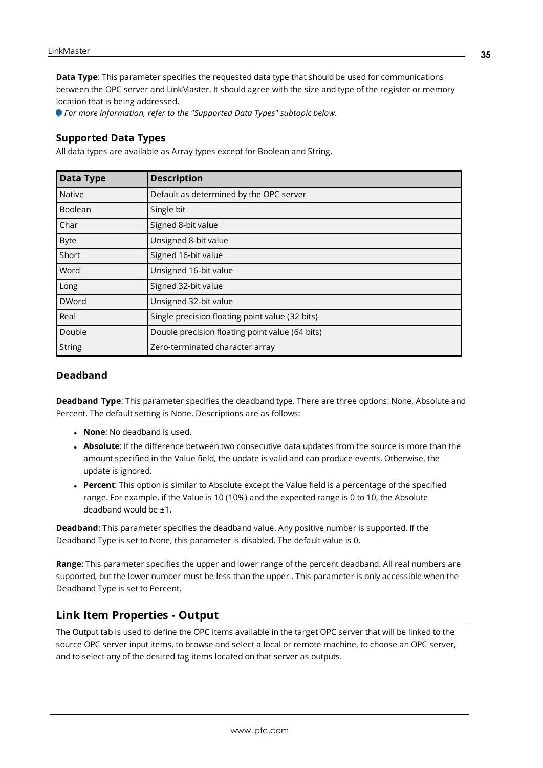**Data Type**: This parameter specifies the requested data type that should be used for communications between the OPC server and LinkMaster. It should agree with the size and type of the register or memory location that is being addressed.

*For more information, refer to the "Supported Data Types" subtopic below.*

### Supported Data Types

All data types are available as Array types except for Boolean and String.

| Data Type | Description |
|---|---|
| Native | Default as determined by the OPC server |
| Boolean | Single bit |
| Char | Signed 8-bit value |
| Byte | Unsigned 8-bit value |
| Short | Signed 16-bit value |
| Word | Unsigned 16-bit value |
| Long | Signed 32-bit value |
| DWord | Unsigned 32-bit value |
| Real | Single precision floating point value (32 bits) |
| Double | Double precision floating point value (64 bits) |
| String | Zero-terminated character array |

### Deadband

**Deadband Type**: This parameter specifies the deadband type. There are three options: None, Absolute and Percent. The default setting is None. Descriptions are as follows:

- **None**: No deadband is used.
- **Absolute**: If the difference between two consecutive data updates from the source is more than the amount specified in the Value field, the update is valid and can produce events. Otherwise, the update is ignored.
- **Percent**: This option is similar to Absolute except the Value field is a percentage of the specified range. For example, if the Value is 10 (10%) and the expected range is 0 to 10, the Absolute deadband would be ±1.

**Deadband**: This parameter specifies the deadband value. Any positive number is supported. If the Deadband Type is set to None, this parameter is disabled. The default value is 0.

**Range**: This parameter specifies the upper and lower range of the percent deadband. All real numbers are supported, but the lower number must be less than the upper . This parameter is only accessible when the Deadband Type is set to Percent.

## Link Item Properties - Output

The Output tab is used to define the OPC items available in the target OPC server that will be linked to the source OPC server input items, to browse and select a local or remote machine, to choose an OPC server, and to select any of the desired tag items located on that server as outputs.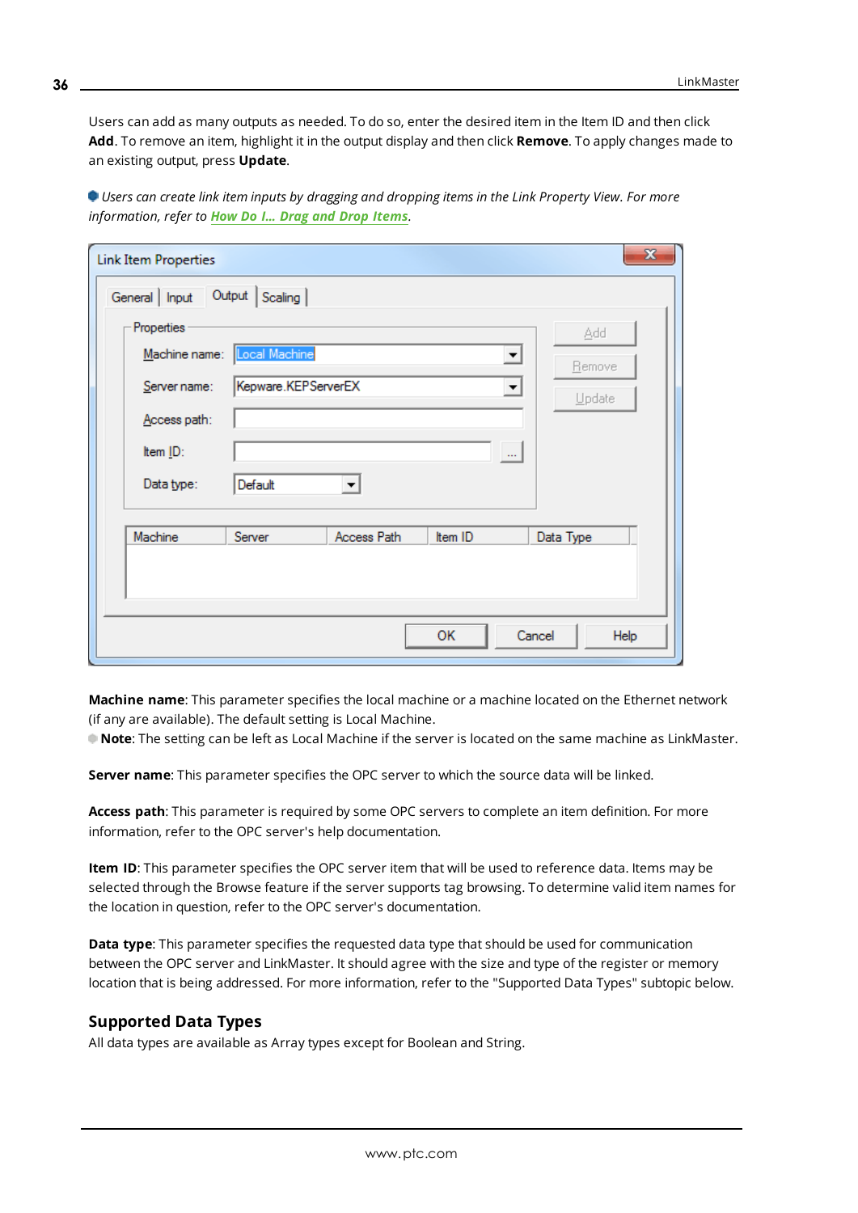Users can add as many outputs as needed. To do so, enter the desired item in the Item ID and then click **Add**. To remove an item, highlight it in the output display and then click **Remove**. To apply changes made to an existing output, press **Update**.

*Users can create link item inputs by dragging and dropping items in the Link Property View. For more information, refer to **How Do I... Drag and Drop Items**.*

**Machine name**: This parameter specifies the local machine or a machine located on the Ethernet network (if any are available). The default setting is Local Machine.

**Note**: The setting can be left as Local Machine if the server is located on the same machine as LinkMaster.

**Server name**: This parameter specifies the OPC server to which the source data will be linked.

**Access path**: This parameter is required by some OPC servers to complete an item definition. For more information, refer to the OPC server's help documentation.

**Item ID**: This parameter specifies the OPC server item that will be used to reference data. Items may be selected through the Browse feature if the server supports tag browsing. To determine valid item names for the location in question, refer to the OPC server's documentation.

**Data type**: This parameter specifies the requested data type that should be used for communication between the OPC server and LinkMaster. It should agree with the size and type of the register or memory location that is being addressed. For more information, refer to the "Supported Data Types" subtopic below.

## Supported Data Types

All data types are available as Array types except for Boolean and String.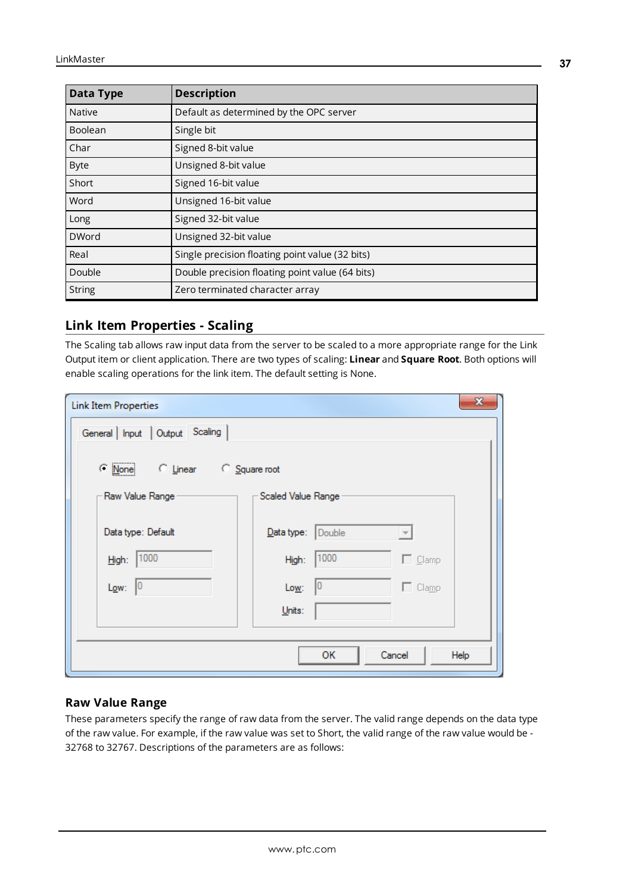| Data Type | Description |
|---|---|
| Native | Default as determined by the OPC server |
| Boolean | Single bit |
| Char | Signed 8-bit value |
| Byte | Unsigned 8-bit value |
| Short | Signed 16-bit value |
| Word | Unsigned 16-bit value |
| Long | Signed 32-bit value |
| DWord | Unsigned 32-bit value |
| Real | Single precision floating point value (32 bits) |
| Double | Double precision floating point value (64 bits) |
| String | Zero terminated character array |

## Link Item Properties - Scaling

The Scaling tab allows raw input data from the server to be scaled to a more appropriate range for the Link Output item or client application. There are two types of scaling: **Linear** and **Square Root**. Both options will enable scaling operations for the link item. The default setting is None.

### Raw Value Range

These parameters specify the range of raw data from the server. The valid range depends on the data type of the raw value. For example, if the raw value was set to Short, the valid range of the raw value would be -32768 to 32767. Descriptions of the parameters are as follows: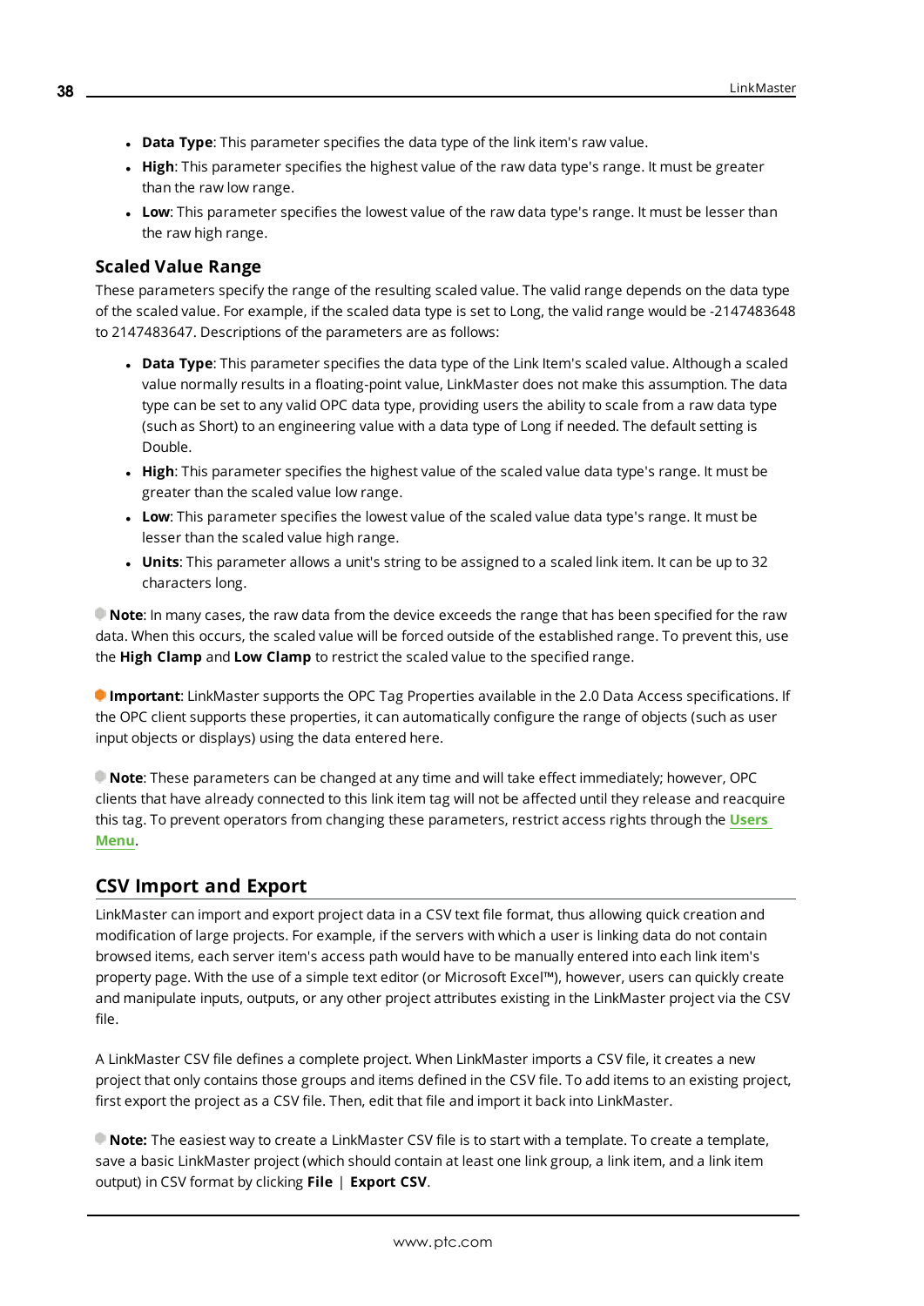- **Data Type**: This parameter specifies the data type of the link item's raw value.
- **High**: This parameter specifies the highest value of the raw data type's range. It must be greater than the raw low range.
- **Low**: This parameter specifies the lowest value of the raw data type's range. It must be lesser than the raw high range.

### Scaled Value Range

These parameters specify the range of the resulting scaled value. The valid range depends on the data type of the scaled value. For example, if the scaled data type is set to Long, the valid range would be -2147483648 to 2147483647. Descriptions of the parameters are as follows:

- **Data Type**: This parameter specifies the data type of the Link Item's scaled value. Although a scaled value normally results in a floating-point value, LinkMaster does not make this assumption. The data type can be set to any valid OPC data type, providing users the ability to scale from a raw data type (such as Short) to an engineering value with a data type of Long if needed. The default setting is Double.
- **High**: This parameter specifies the highest value of the scaled value data type's range. It must be greater than the scaled value low range.
- **Low**: This parameter specifies the lowest value of the scaled value data type's range. It must be lesser than the scaled value high range.
- **Units**: This parameter allows a unit's string to be assigned to a scaled link item. It can be up to 32 characters long.

**Note**: In many cases, the raw data from the device exceeds the range that has been specified for the raw data. When this occurs, the scaled value will be forced outside of the established range. To prevent this, use the **High Clamp** and **Low Clamp** to restrict the scaled value to the specified range.

**Important**: LinkMaster supports the OPC Tag Properties available in the 2.0 Data Access specifications. If the OPC client supports these properties, it can automatically configure the range of objects (such as user input objects or displays) using the data entered here.

**Note**: These parameters can be changed at any time and will take effect immediately; however, OPC clients that have already connected to this link item tag will not be affected until they release and reacquire this tag. To prevent operators from changing these parameters, restrict access rights through the **Users Menu**.

## CSV Import and Export

LinkMaster can import and export project data in a CSV text file format, thus allowing quick creation and modification of large projects. For example, if the servers with which a user is linking data do not contain browsed items, each server item's access path would have to be manually entered into each link item's property page. With the use of a simple text editor (or Microsoft Excel™), however, users can quickly create and manipulate inputs, outputs, or any other project attributes existing in the LinkMaster project via the CSV file.

A LinkMaster CSV file defines a complete project. When LinkMaster imports a CSV file, it creates a new project that only contains those groups and items defined in the CSV file. To add items to an existing project, first export the project as a CSV file. Then, edit that file and import it back into LinkMaster.

**Note:** The easiest way to create a LinkMaster CSV file is to start with a template. To create a template, save a basic LinkMaster project (which should contain at least one link group, a link item, and a link item output) in CSV format by clicking **File** | **Export CSV**.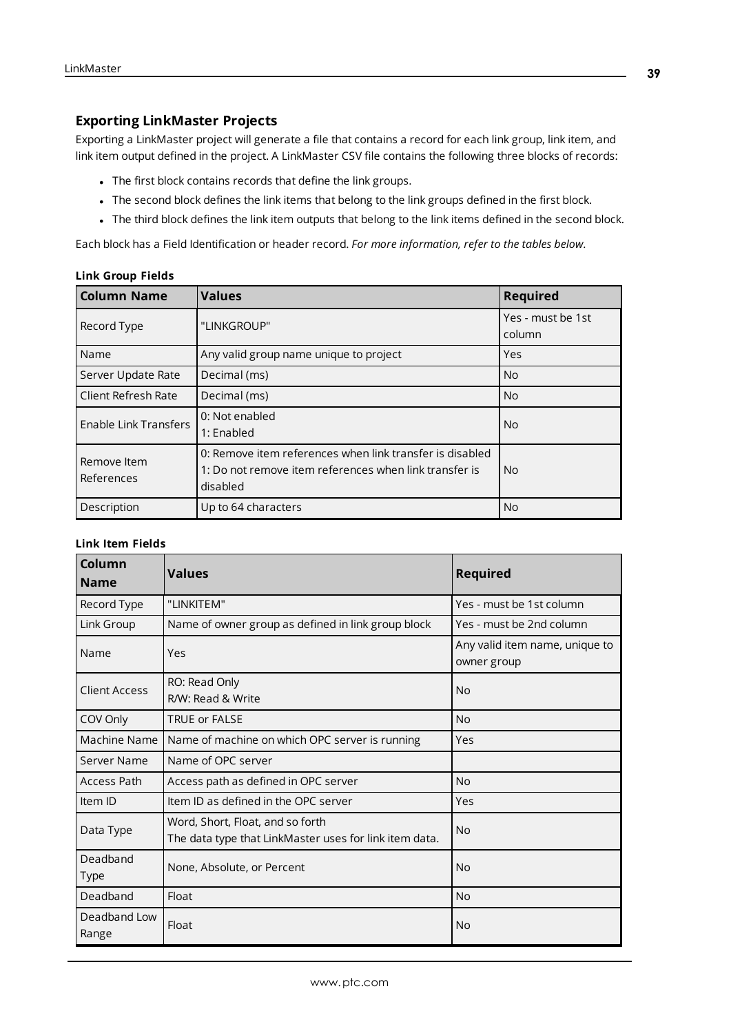## Exporting LinkMaster Projects

Exporting a LinkMaster project will generate a file that contains a record for each link group, link item, and link item output defined in the project. A LinkMaster CSV file contains the following three blocks of records:

- The first block contains records that define the link groups.
- The second block defines the link items that belong to the link groups defined in the first block.
- The third block defines the link item outputs that belong to the link items defined in the second block.

Each block has a Field Identification or header record. *For more information, refer to the tables below.*

**Link Group Fields**

| Column Name | Values | Required |
| --- | --- | --- |
| Record Type | "LINKGROUP" | Yes - must be 1st column |
| Name | Any valid group name unique to project | Yes |
| Server Update Rate | Decimal (ms) | No |
| Client Refresh Rate | Decimal (ms) | No |
| Enable Link Transfers | 0: Not enabled<br>1: Enabled | No |
| Remove Item References | 0: Remove item references when link transfer is disabled<br>1: Do not remove item references when link transfer is disabled | No |
| Description | Up to 64 characters | No |

**Link Item Fields**

| Column Name | Values | Required |
| --- | --- | --- |
| Record Type | "LINKITEM" | Yes - must be 1st column |
| Link Group | Name of owner group as defined in link group block | Yes - must be 2nd column |
| Name | Yes | Any valid item name, unique to owner group |
| Client Access | RO: Read Only<br>R/W: Read & Write | No |
| COV Only | TRUE or FALSE | No |
| Machine Name | Name of machine on which OPC server is running | Yes |
| Server Name | Name of OPC server | |
| Access Path | Access path as defined in OPC server | No |
| Item ID | Item ID as defined in the OPC server | Yes |
| Data Type | Word, Short, Float, and so forth<br>The data type that LinkMaster uses for link item data. | No |
| Deadband Type | None, Absolute, or Percent | No |
| Deadband | Float | No |
| Deadband Low Range | Float | No |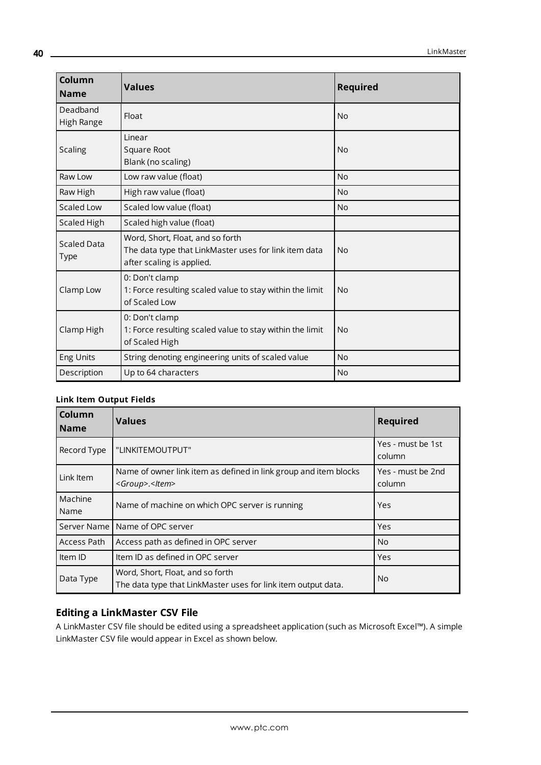| Column Name | Values | Required |
|---|---|---|
| Deadband High Range | Float | No |
| Scaling | Linear<br>Square Root<br>Blank (no scaling) | No |
| Raw Low | Low raw value (float) | No |
| Raw High | High raw value (float) | No |
| Scaled Low | Scaled low value (float) | No |
| Scaled High | Scaled high value (float) | |
| Scaled Data Type | Word, Short, Float, and so forth<br>The data type that LinkMaster uses for link item data after scaling is applied. | No |
| Clamp Low | 0: Don't clamp<br>1: Force resulting scaled value to stay within the limit of Scaled Low | No |
| Clamp High | 0: Don't clamp<br>1: Force resulting scaled value to stay within the limit of Scaled High | No |
| Eng Units | String denoting engineering units of scaled value | No |
| Description | Up to 64 characters | No |

**Link Item Output Fields**

| Column Name | Values | Required |
|---|---|---|
| Record Type | "LINKITEMOUTPUT" | Yes - must be 1st column |
| Link Item | Name of owner link item as defined in link group and item blocks *<Group>.<Item>* | Yes - must be 2nd column |
| Machine Name | Name of machine on which OPC server is running | Yes |
| Server Name | Name of OPC server | Yes |
| Access Path | Access path as defined in OPC server | No |
| Item ID | Item ID as defined in OPC server | Yes |
| Data Type | Word, Short, Float, and so forth<br>The data type that LinkMaster uses for link item output data. | No |

## Editing a LinkMaster CSV File

A LinkMaster CSV file should be edited using a spreadsheet application (such as Microsoft Excel™). A simple LinkMaster CSV file would appear in Excel as shown below.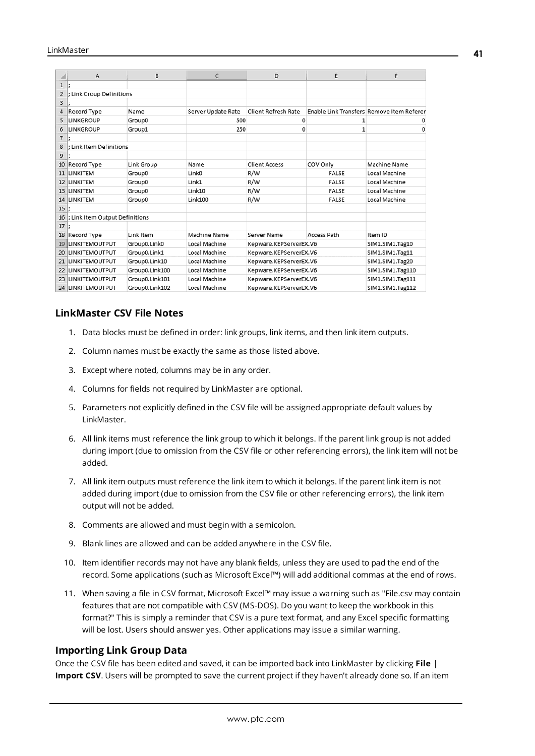| | A | B | C | D | E | F |
|---|---|---|---|---|---|---|
| 1 | ; | | | | | |
| 2 | ; Link Group Definitions | | | | | |
| 3 | ; | | | | | |
| 4 | Record Type | Name | Server Update Rate | Client Refresh Rate | Enable Link Transfers | Remove Item Referer |
| 5 | LINKGROUP | Group0 | 500 | 0 | 1 | 0 |
| 6 | LINKGROUP | Group1 | 250 | 0 | 1 | 0 |
| 7 | ; | | | | | |
| 8 | ; Link Item Definitions | | | | | |
| 9 | ; | | | | | |
| 10 | Record Type | Link Group | Name | Client Access | COV Only | Machine Name |
| 11 | LINKITEM | Group0 | Link0 | R/W | FALSE | Local Machine |
| 12 | LINKITEM | Group0 | Link1 | R/W | FALSE | Local Machine |
| 13 | LINKITEM | Group0 | Link10 | R/W | FALSE | Local Machine |
| 14 | LINKITEM | Group0 | Link100 | R/W | FALSE | Local Machine |
| 15 | ; | | | | | |
| 16 | ; Link Item Output Definitions | | | | | |
| 17 | ; | | | | | |
| 18 | Record Type | Link Item | Machine Name | Server Name | Access Path | Item ID |
| 19 | LINKITEMOUTPUT | Group0.Link0 | Local Machine | Kepware.KEPServerEX.V6 | | SIM1.SIM1.Tag10 |
| 20 | LINKITEMOUTPUT | Group0.Link1 | Local Machine | Kepware.KEPServerEX.V6 | | SIM1.SIM1.Tag11 |
| 21 | LINKITEMOUTPUT | Group0.Link10 | Local Machine | Kepware.KEPServerEX.V6 | | SIM1.SIM1.Tag20 |
| 22 | LINKITEMOUTPUT | Group0.Link100 | Local Machine | Kepware.KEPServerEX.V6 | | SIM1.SIM1.Tag110 |
| 23 | LINKITEMOUTPUT | Group0.Link101 | Local Machine | Kepware.KEPServerEX.V6 | | SIM1.SIM1.Tag111 |
| 24 | LINKITEMOUTPUT | Group0.Link102 | Local Machine | Kepware.KEPServerEX.V6 | | SIM1.SIM1.Tag112 |

### LinkMaster CSV File Notes

1. Data blocks must be defined in order: link groups, link items, and then link item outputs.
2. Column names must be exactly the same as those listed above.
3. Except where noted, columns may be in any order.
4. Columns for fields not required by LinkMaster are optional.
5. Parameters not explicitly defined in the CSV file will be assigned appropriate default values by LinkMaster.
6. All link items must reference the link group to which it belongs. If the parent link group is not added during import (due to omission from the CSV file or other referencing errors), the link item will not be added.
7. All link item outputs must reference the link item to which it belongs. If the parent link item is not added during import (due to omission from the CSV file or other referencing errors), the link item output will not be added.
8. Comments are allowed and must begin with a semicolon.
9. Blank lines are allowed and can be added anywhere in the CSV file.
10. Item identifier records may not have any blank fields, unless they are used to pad the end of the record. Some applications (such as Microsoft Excel™) will add additional commas at the end of rows.
11. When saving a file in CSV format, Microsoft Excel™ may issue a warning such as "File.csv may contain features that are not compatible with CSV (MS-DOS). Do you want to keep the workbook in this format?" This is simply a reminder that CSV is a pure text format, and any Excel specific formatting will be lost. Users should answer yes. Other applications may issue a similar warning.

### Importing Link Group Data

Once the CSV file has been edited and saved, it can be imported back into LinkMaster by clicking **File** | **Import CSV**. Users will be prompted to save the current project if they haven't already done so. If an item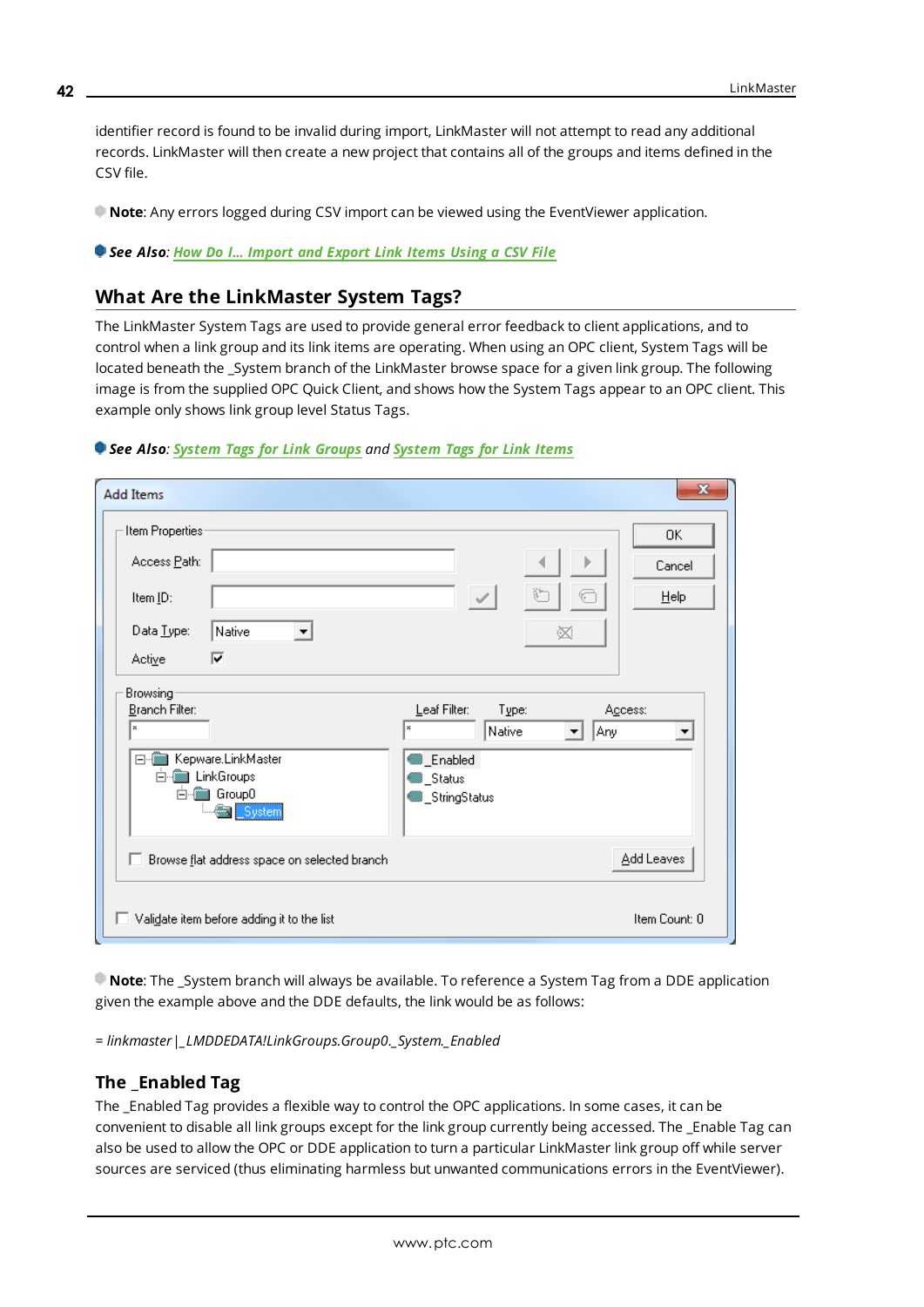identifier record is found to be invalid during import, LinkMaster will not attempt to read any additional records. LinkMaster will then create a new project that contains all of the groups and items defined in the CSV file.

**Note**: Any errors logged during CSV import can be viewed using the EventViewer application.

***See Also***: *How Do I... Import and Export Link Items Using a CSV File*

## What Are the LinkMaster System Tags?

The LinkMaster System Tags are used to provide general error feedback to client applications, and to control when a link group and its link items are operating. When using an OPC client, System Tags will be located beneath the _System branch of the LinkMaster browse space for a given link group. The following image is from the supplied OPC Quick Client, and shows how the System Tags appear to an OPC client. This example only shows link group level Status Tags.

***See Also***: *System Tags for Link Groups* *and* *System Tags for Link Items*

**Note**: The _System branch will always be available. To reference a System Tag from a DDE application given the example above and the DDE defaults, the link would be as follows:

*= linkmaster|_LMDDEDATA!LinkGroups.Group0._System._Enabled*

### The _Enabled Tag

The _Enabled Tag provides a flexible way to control the OPC applications. In some cases, it can be convenient to disable all link groups except for the link group currently being accessed. The _Enable Tag can also be used to allow the OPC or DDE application to turn a particular LinkMaster link group off while server sources are serviced (thus eliminating harmless but unwanted communications errors in the EventViewer).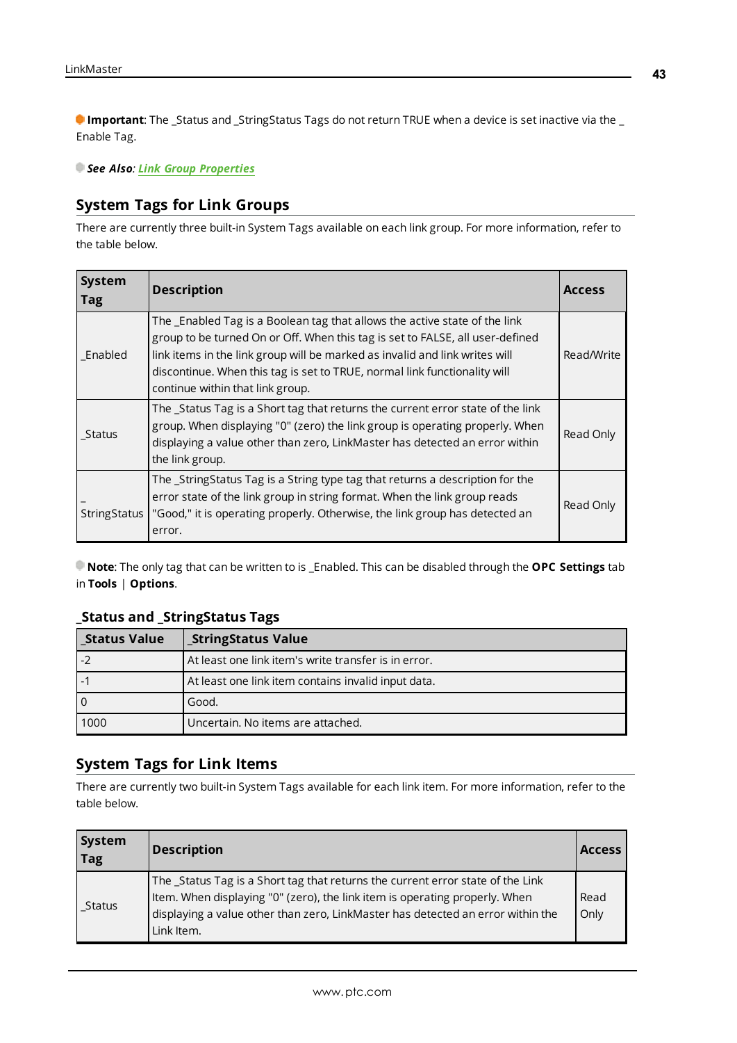**Important**: The _Status and _StringStatus Tags do not return TRUE when a device is set inactive via the _Enable Tag.

***See Also***: *Link Group Properties*

## System Tags for Link Groups

There are currently three built-in System Tags available on each link group. For more information, refer to the table below.

| System Tag | Description | Access |
|---|---|---|
| _Enabled | The _Enabled Tag is a Boolean tag that allows the active state of the link group to be turned On or Off. When this tag is set to FALSE, all user-defined link items in the link group will be marked as invalid and link writes will discontinue. When this tag is set to TRUE, normal link functionality will continue within that link group. | Read/Write |
| _Status | The _Status Tag is a Short tag that returns the current error state of the link group. When displaying "0" (zero) the link group is operating properly. When displaying a value other than zero, LinkMaster has detected an error within the link group. | Read Only |
| _StringStatus | The _StringStatus Tag is a String type tag that returns a description for the error state of the link group in string format. When the link group reads "Good," it is operating properly. Otherwise, the link group has detected an error. | Read Only |

**Note**: The only tag that can be written to is _Enabled. This can be disabled through the **OPC Settings** tab in **Tools** | **Options**.

### _Status and _StringStatus Tags

| _Status Value | _StringStatus Value |
|---|---|
| -2 | At least one link item's write transfer is in error. |
| -1 | At least one link item contains invalid input data. |
| 0 | Good. |
| 1000 | Uncertain. No items are attached. |

## System Tags for Link Items

There are currently two built-in System Tags available for each link item. For more information, refer to the table below.

| System Tag | Description | Access |
|---|---|---|
| _Status | The _Status Tag is a Short tag that returns the current error state of the Link Item. When displaying "0" (zero), the link item is operating properly. When displaying a value other than zero, LinkMaster has detected an error within the Link Item. | Read Only |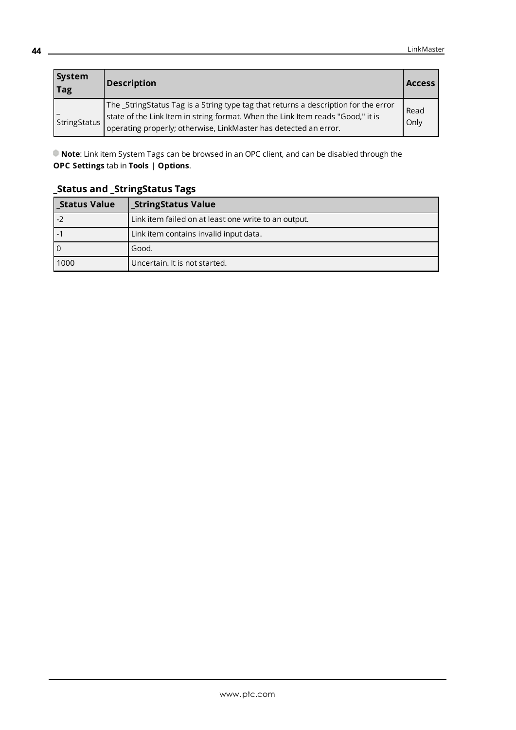| System Tag | Description | Access |
|---|---|---|
| _StringStatus | The _StringStatus Tag is a String type tag that returns a description for the error state of the Link Item in string format. When the Link Item reads "Good," it is operating properly; otherwise, LinkMaster has detected an error. | Read Only |

**Note**: Link item System Tags can be browsed in an OPC client, and can be disabled through the **OPC Settings** tab in **Tools** | **Options**.

### _Status and _StringStatus Tags

| _Status Value | _StringStatus Value |
|---|---|
| -2 | Link item failed on at least one write to an output. |
| -1 | Link item contains invalid input data. |
| 0 | Good. |
| 1000 | Uncertain. It is not started. |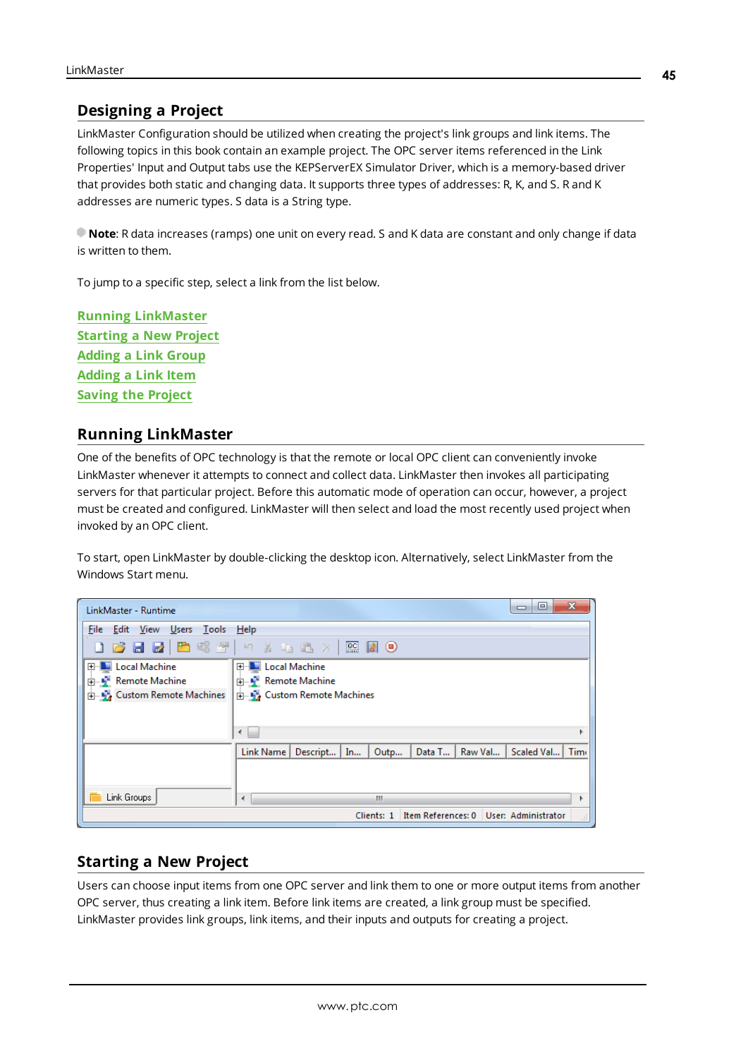## Designing a Project

LinkMaster Configuration should be utilized when creating the project's link groups and link items. The following topics in this book contain an example project. The OPC server items referenced in the Link Properties' Input and Output tabs use the KEPServerEX Simulator Driver, which is a memory-based driver that provides both static and changing data. It supports three types of addresses: R, K, and S. R and K addresses are numeric types. S data is a String type.

**Note**: R data increases (ramps) one unit on every read. S and K data are constant and only change if data is written to them.

To jump to a specific step, select a link from the list below.

**Running LinkMaster**
**Starting a New Project**
**Adding a Link Group**
**Adding a Link Item**
**Saving the Project**

## Running LinkMaster

One of the benefits of OPC technology is that the remote or local OPC client can conveniently invoke LinkMaster whenever it attempts to connect and collect data. LinkMaster then invokes all participating servers for that particular project. Before this automatic mode of operation can occur, however, a project must be created and configured. LinkMaster will then select and load the most recently used project when invoked by an OPC client.

To start, open LinkMaster by double-clicking the desktop icon. Alternatively, select LinkMaster from the Windows Start menu.

## Starting a New Project

Users can choose input items from one OPC server and link them to one or more output items from another OPC server, thus creating a link item. Before link items are created, a link group must be specified. LinkMaster provides link groups, link items, and their inputs and outputs for creating a project.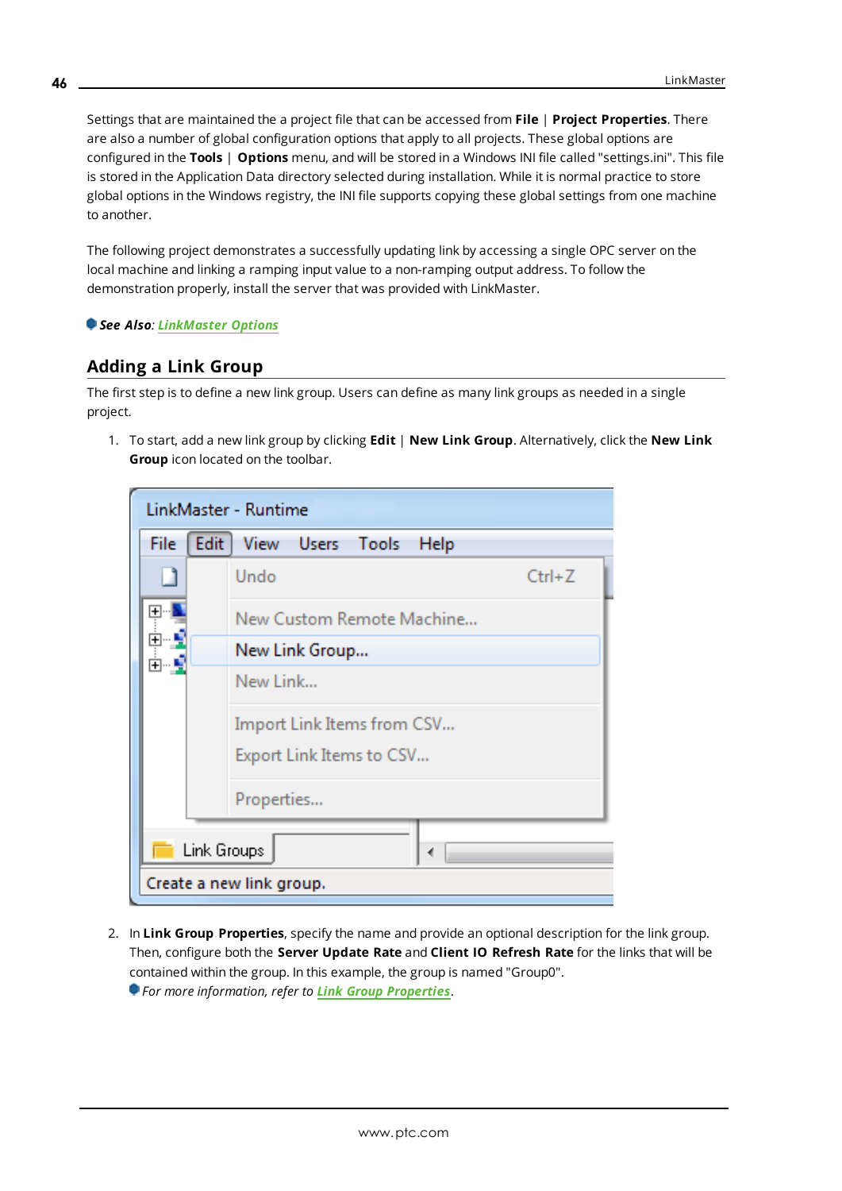Settings that are maintained the a project file that can be accessed from **File** | **Project Properties**. There are also a number of global configuration options that apply to all projects. These global options are configured in the **Tools** | **Options** menu, and will be stored in a Windows INI file called "settings.ini". This file is stored in the Application Data directory selected during installation. While it is normal practice to store global options in the Windows registry, the INI file supports copying these global settings from one machine to another.

The following project demonstrates a successfully updating link by accessing a single OPC server on the local machine and linking a ramping input value to a non-ramping output address. To follow the demonstration properly, install the server that was provided with LinkMaster.

***See Also**: LinkMaster Options*

## Adding a Link Group

The first step is to define a new link group. Users can define as many link groups as needed in a single project.

1. To start, add a new link group by clicking **Edit** | **New Link Group**. Alternatively, click the **New Link Group** icon located on the toolbar.

2. In **Link Group Properties**, specify the name and provide an optional description for the link group. Then, configure both the **Server Update Rate** and **Client IO Refresh Rate** for the links that will be contained within the group. In this example, the group is named "Group0".
   *For more information, refer to Link Group Properties.*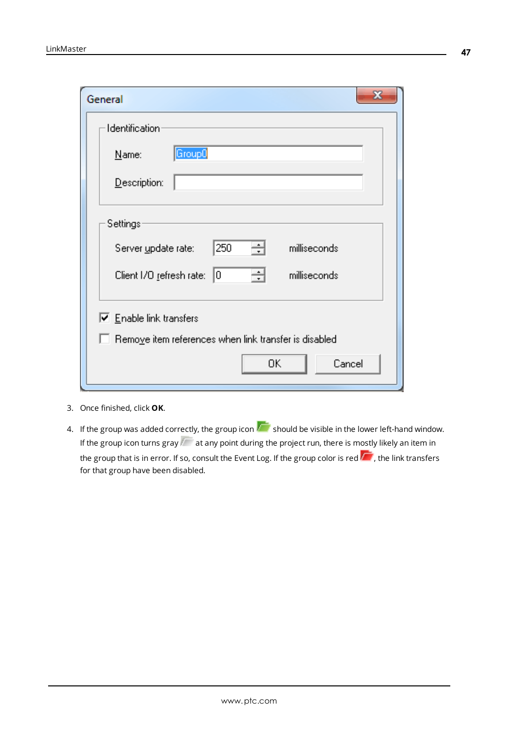3. Once finished, click **OK**.

4. If the group was added correctly, the group icon should be visible in the lower left-hand window. If the group icon turns gray at any point during the project run, there is mostly likely an item in the group that is in error. If so, consult the Event Log. If the group color is red , the link transfers for that group have been disabled.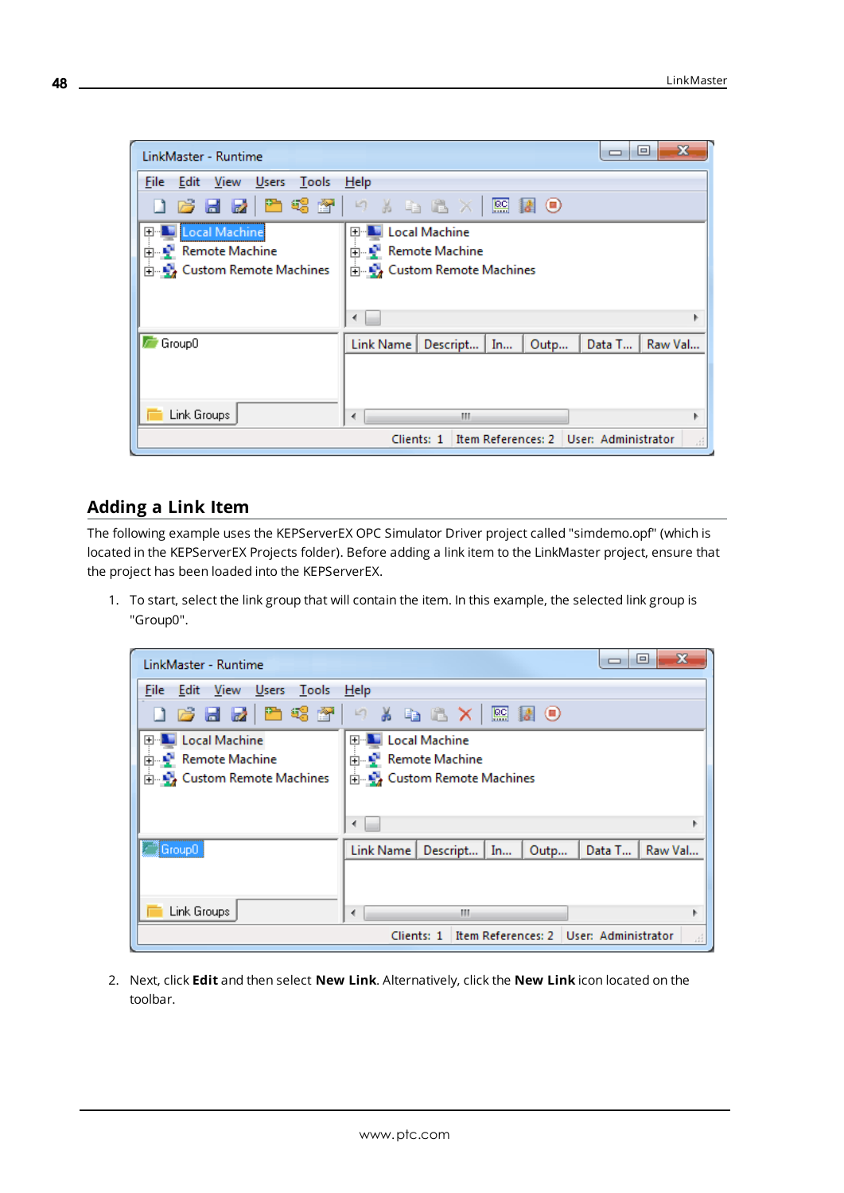## Adding a Link Item

The following example uses the KEPServerEX OPC Simulator Driver project called "simdemo.opf" (which is located in the KEPServerEX Projects folder). Before adding a link item to the LinkMaster project, ensure that the project has been loaded into the KEPServerEX.

1. To start, select the link group that will contain the item. In this example, the selected link group is "Group0".

2. Next, click **Edit** and then select **New Link**. Alternatively, click the **New Link** icon located on the toolbar.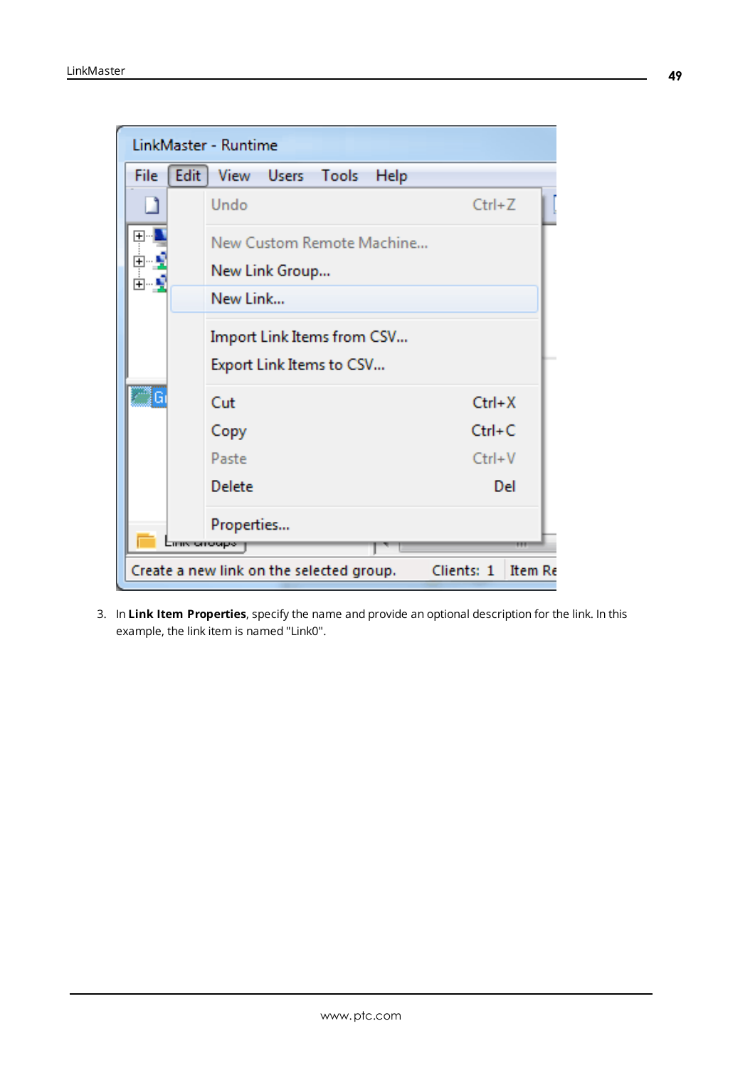3. In **Link Item Properties**, specify the name and provide an optional description for the link. In this example, the link item is named "Link0".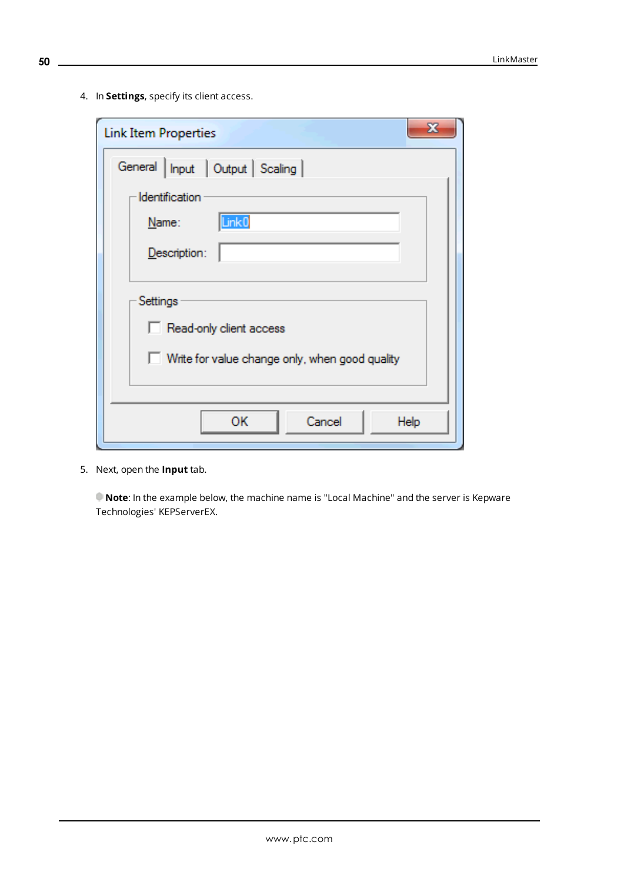4. In **Settings**, specify its client access.

5. Next, open the **Input** tab.

**Note**: In the example below, the machine name is "Local Machine" and the server is Kepware Technologies' KEPServerEX.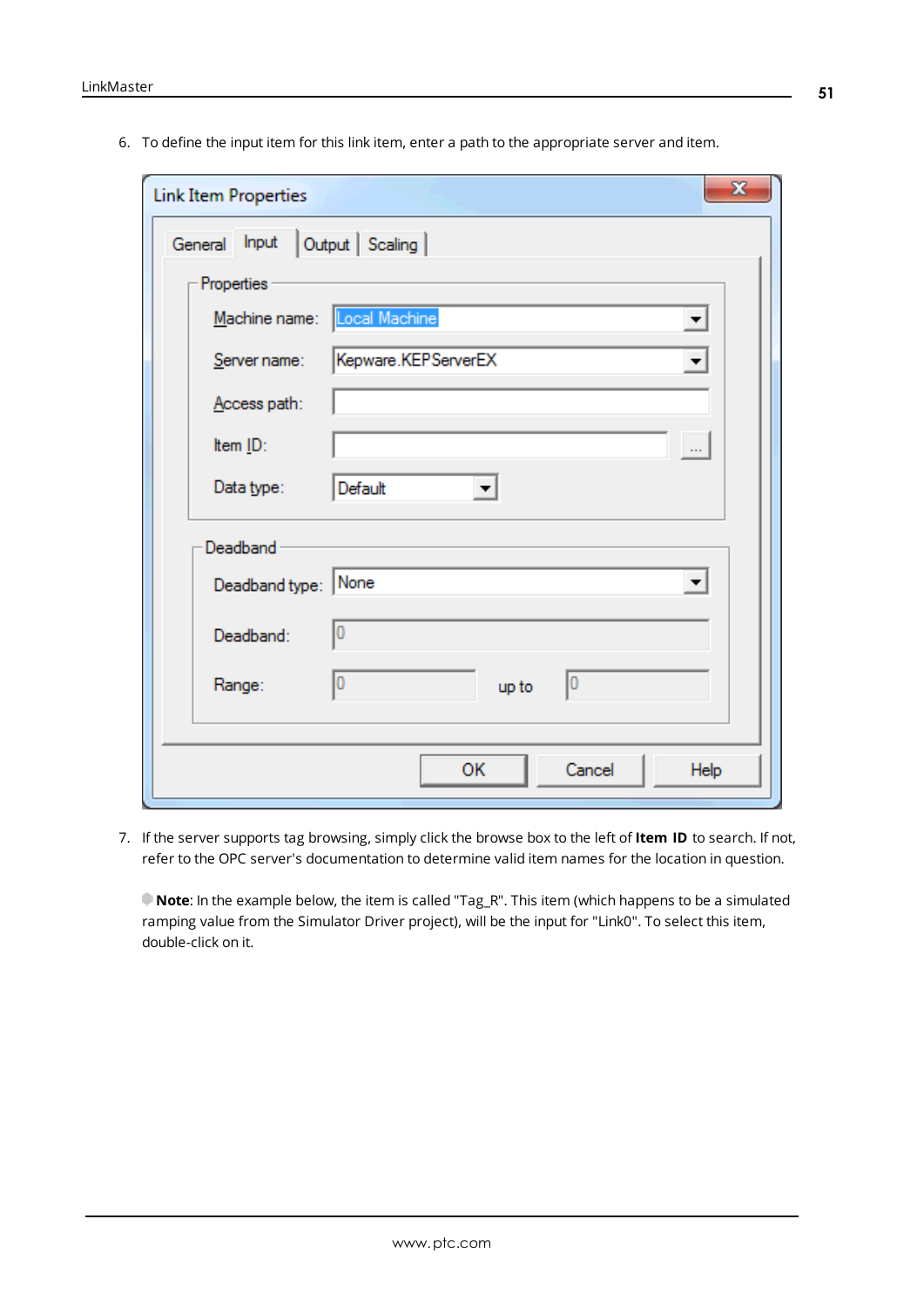6. To define the input item for this link item, enter a path to the appropriate server and item.

7. If the server supports tag browsing, simply click the browse box to the left of **Item ID** to search. If not, refer to the OPC server's documentation to determine valid item names for the location in question.

   **Note**: In the example below, the item is called "Tag_R". This item (which happens to be a simulated ramping value from the Simulator Driver project), will be the input for "Link0". To select this item, double-click on it.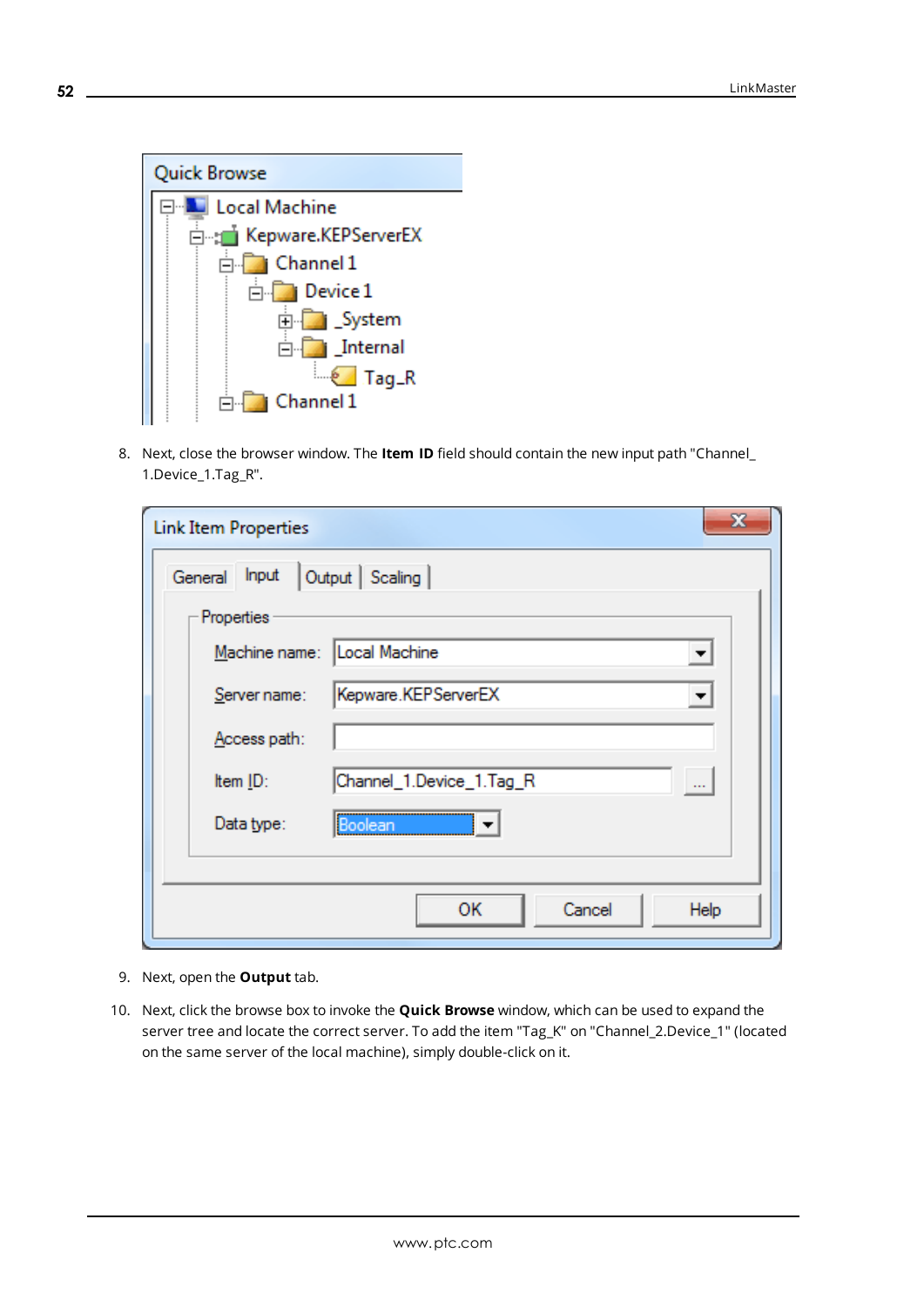8. Next, close the browser window. The **Item ID** field should contain the new input path "Channel_1.Device_1.Tag_R".

9. Next, open the **Output** tab.

10. Next, click the browse box to invoke the **Quick Browse** window, which can be used to expand the server tree and locate the correct server. To add the item "Tag_K" on "Channel_2.Device_1" (located on the same server of the local machine), simply double-click on it.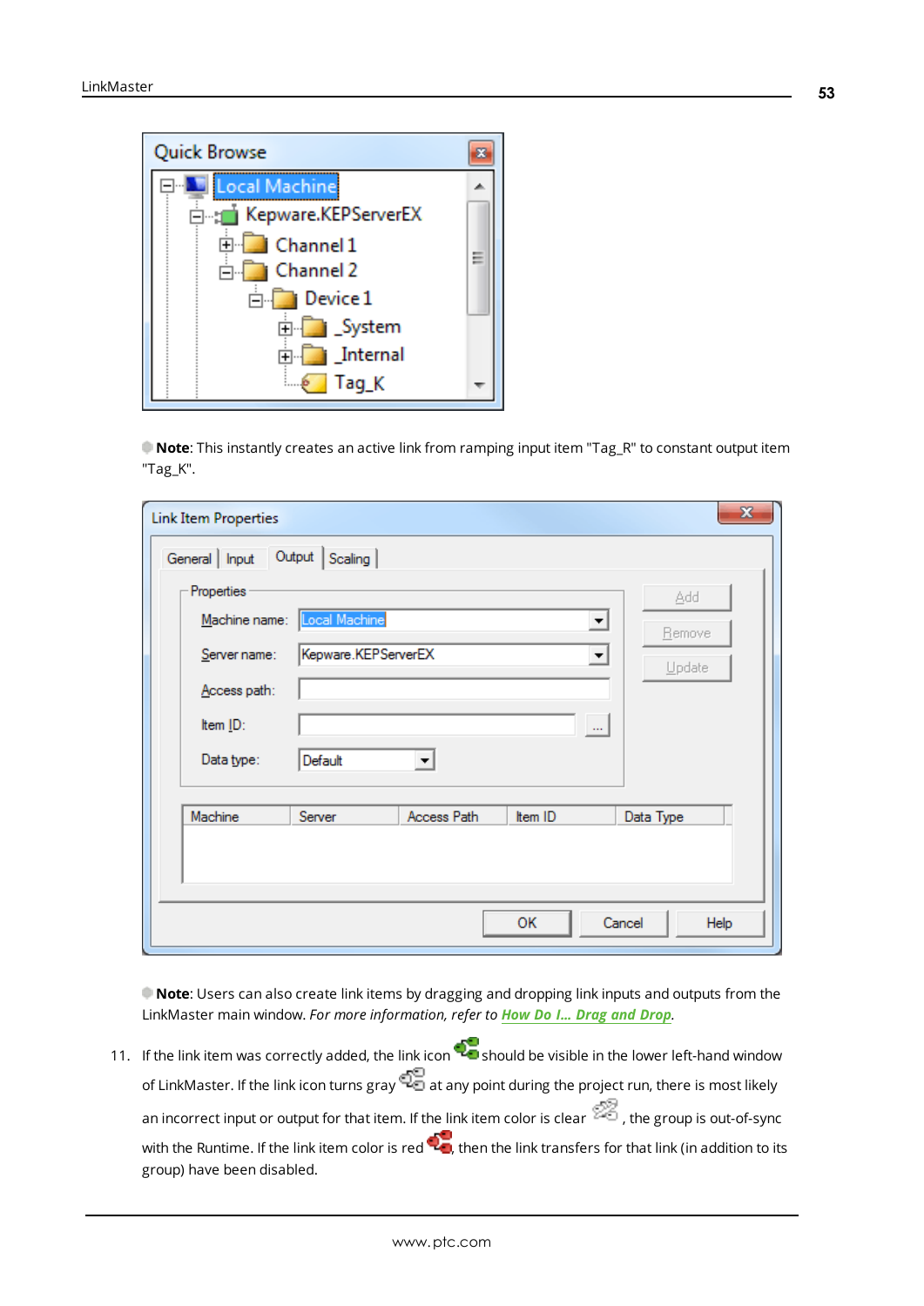**Note**: This instantly creates an active link from ramping input item "Tag_R" to constant output item "Tag_K".

**Note**: Users can also create link items by dragging and dropping link inputs and outputs from the LinkMaster main window. *For more information, refer to* ***How Do I... Drag and Drop****.*

11. If the link item was correctly added, the link icon should be visible in the lower left-hand window of LinkMaster. If the link icon turns gray at any point during the project run, there is most likely an incorrect input or output for that item. If the link item color is clear , the group is out-of-sync with the Runtime. If the link item color is red , then the link transfers for that link (in addition to its group) have been disabled.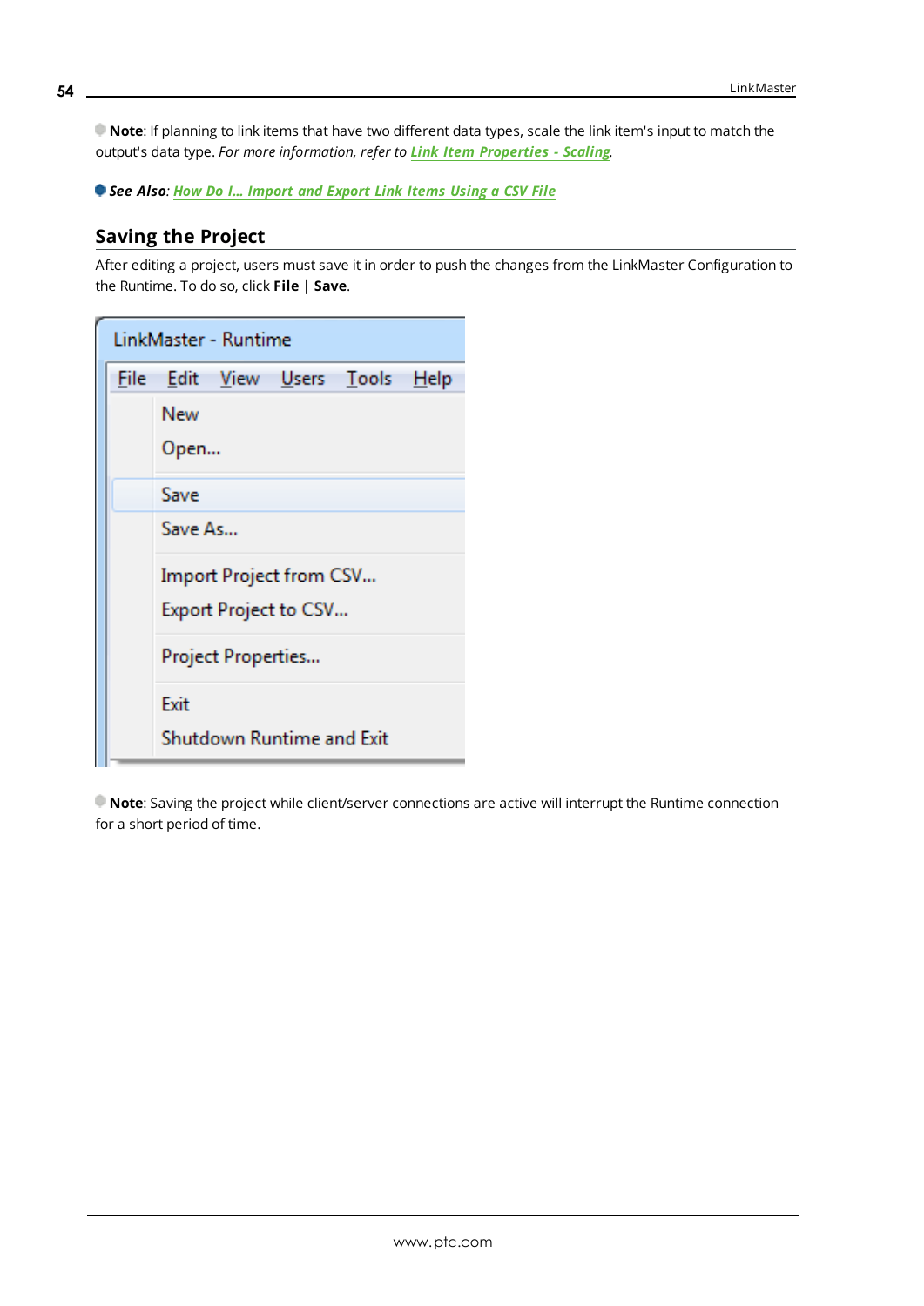**Note**: If planning to link items that have two different data types, scale the link item's input to match the output's data type. *For more information, refer to* ***Link Item Properties - Scaling***.

***See Also***: ***How Do I... Import and Export Link Items Using a CSV File***

## Saving the Project

After editing a project, users must save it in order to push the changes from the LinkMaster Configuration to the Runtime. To do so, click **File** | **Save**.

**Note**: Saving the project while client/server connections are active will interrupt the Runtime connection for a short period of time.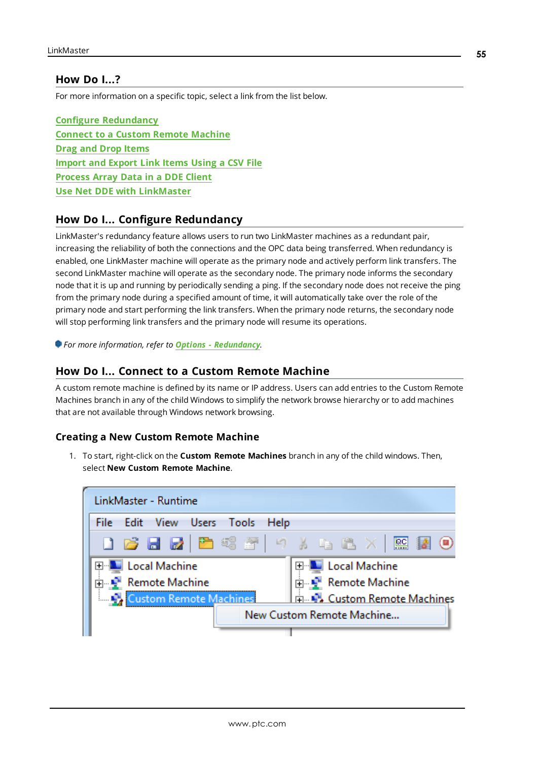# How Do I...?

For more information on a specific topic, select a link from the list below.

Configure Redundancy
Connect to a Custom Remote Machine
Drag and Drop Items
Import and Export Link Items Using a CSV File
Process Array Data in a DDE Client
Use Net DDE with LinkMaster

## How Do I... Configure Redundancy

LinkMaster's redundancy feature allows users to run two LinkMaster machines as a redundant pair, increasing the reliability of both the connections and the OPC data being transferred. When redundancy is enabled, one LinkMaster machine will operate as the primary node and actively perform link transfers. The second LinkMaster machine will operate as the secondary node. The primary node informs the secondary node that it is up and running by periodically sending a ping. If the secondary node does not receive the ping from the primary node during a specified amount of time, it will automatically take over the role of the primary node and start performing the link transfers. When the primary node returns, the secondary node will stop performing link transfers and the primary node will resume its operations.

*For more information, refer to Options - Redundancy.*

## How Do I... Connect to a Custom Remote Machine

A custom remote machine is defined by its name or IP address. Users can add entries to the Custom Remote Machines branch in any of the child Windows to simplify the network browse hierarchy or to add machines that are not available through Windows network browsing.

### Creating a New Custom Remote Machine

1. To start, right-click on the **Custom Remote Machines** branch in any of the child windows. Then, select **New Custom Remote Machine**.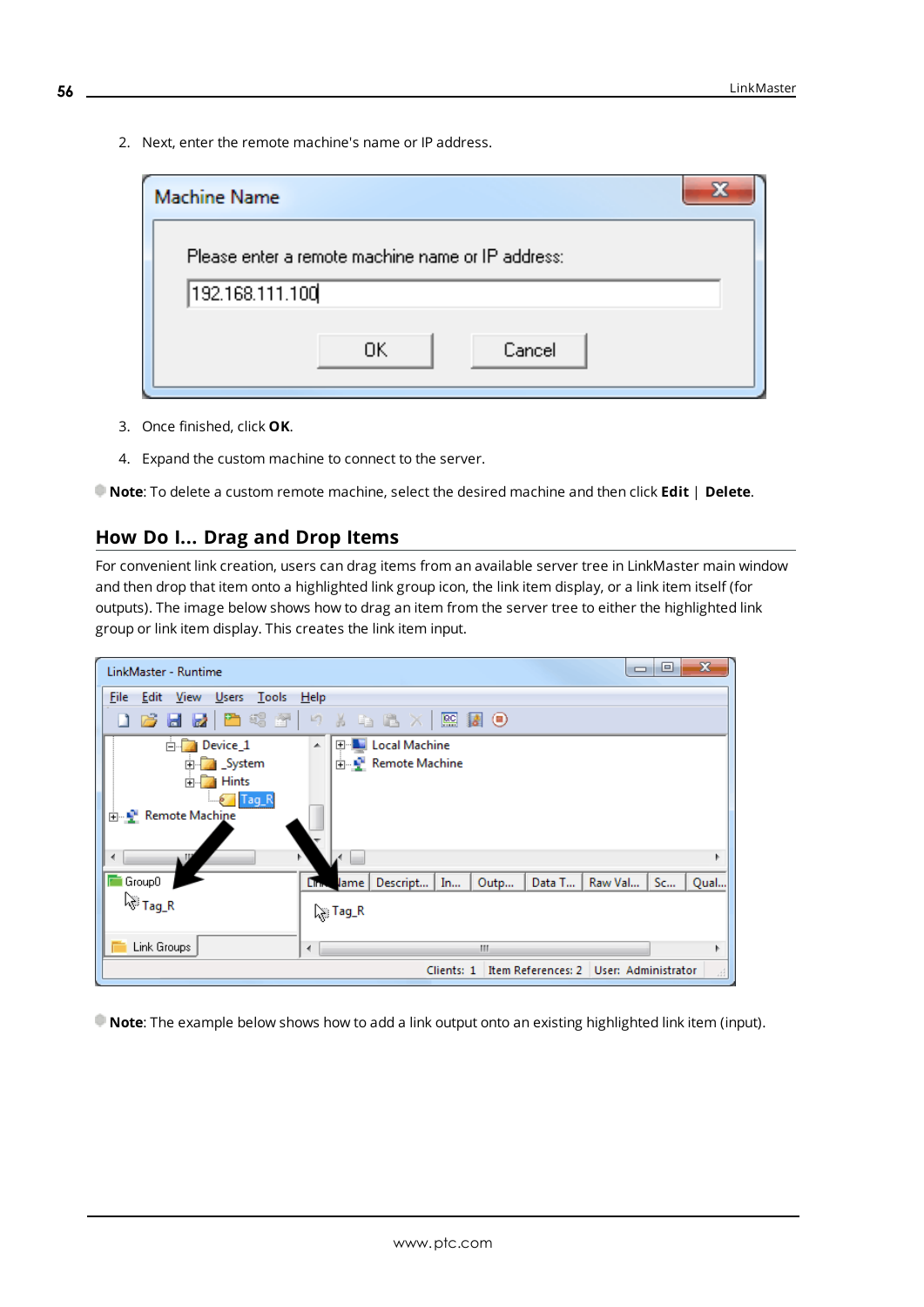2. Next, enter the remote machine's name or IP address.

3. Once finished, click **OK**.

4. Expand the custom machine to connect to the server.

**Note**: To delete a custom remote machine, select the desired machine and then click **Edit** | **Delete**.

## How Do I... Drag and Drop Items

For convenient link creation, users can drag items from an available server tree in LinkMaster main window and then drop that item onto a highlighted link group icon, the link item display, or a link item itself (for outputs). The image below shows how to drag an item from the server tree to either the highlighted link group or link item display. This creates the link item input.

**Note**: The example below shows how to add a link output onto an existing highlighted link item (input).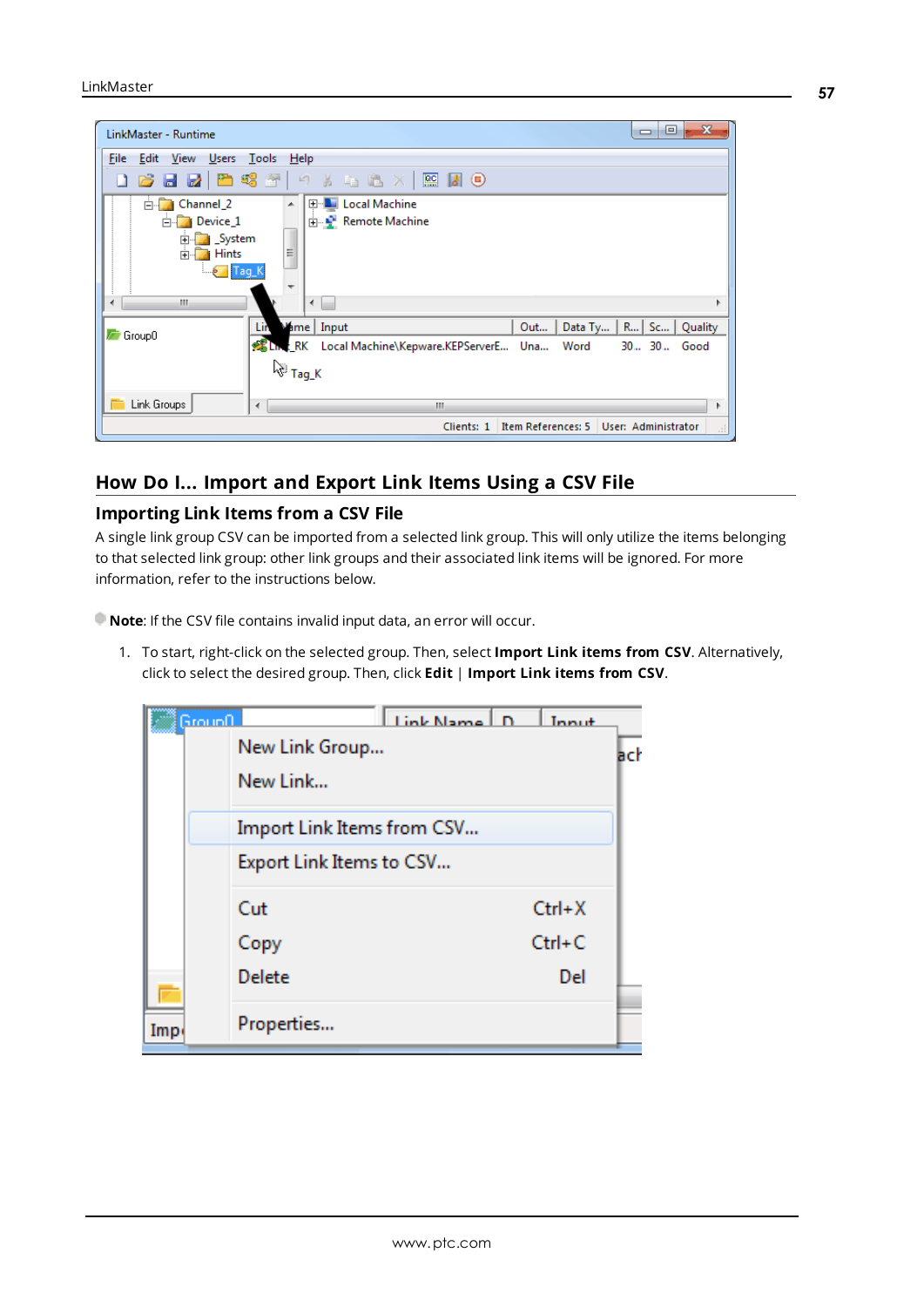## How Do I... Import and Export Link Items Using a CSV File

### Importing Link Items from a CSV File

A single link group CSV can be imported from a selected link group. This will only utilize the items belonging to that selected link group: other link groups and their associated link items will be ignored. For more information, refer to the instructions below.

**Note**: If the CSV file contains invalid input data, an error will occur.

1. To start, right-click on the selected group. Then, select **Import Link items from CSV**. Alternatively, click to select the desired group. Then, click **Edit** | **Import Link items from CSV**.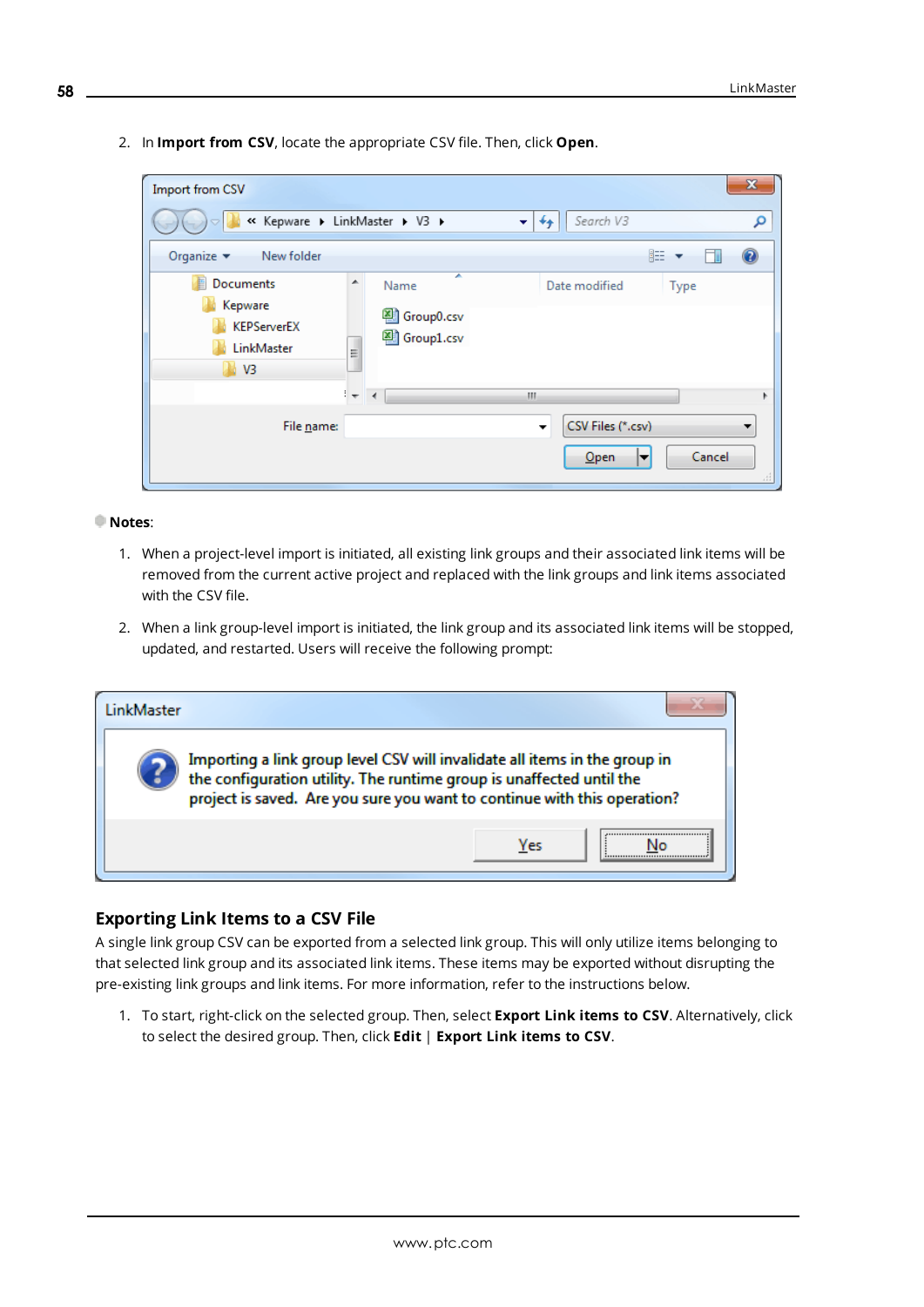2. In **Import from CSV**, locate the appropriate CSV file. Then, click **Open**.

**Notes**:

1. When a project-level import is initiated, all existing link groups and their associated link items will be removed from the current active project and replaced with the link groups and link items associated with the CSV file.
2. When a link group-level import is initiated, the link group and its associated link items will be stopped, updated, and restarted. Users will receive the following prompt:

## Exporting Link Items to a CSV File

A single link group CSV can be exported from a selected link group. This will only utilize items belonging to that selected link group and its associated link items. These items may be exported without disrupting the pre-existing link groups and link items. For more information, refer to the instructions below.

1. To start, right-click on the selected group. Then, select **Export Link items to CSV**. Alternatively, click to select the desired group. Then, click **Edit** | **Export Link items to CSV**.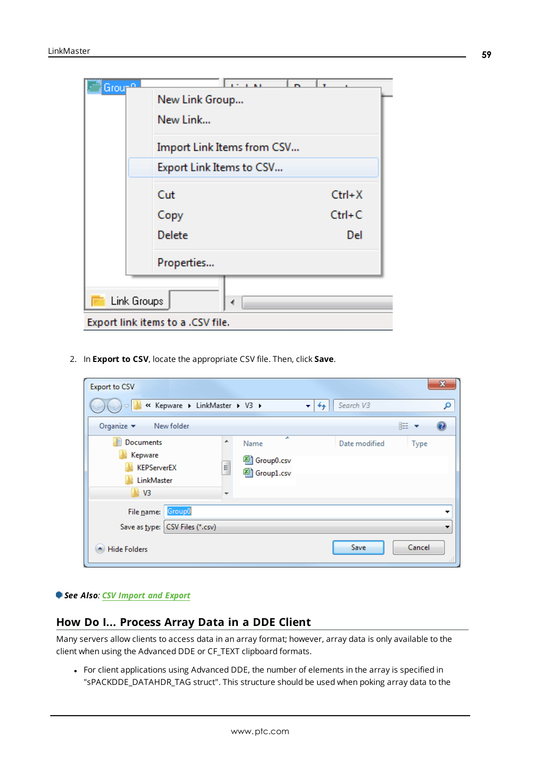2. In **Export to CSV**, locate the appropriate CSV file. Then, click **Save**.

● ***See Also***: *CSV Import and Export*

## How Do I... Process Array Data in a DDE Client

Many servers allow clients to access data in an array format; however, array data is only available to the client when using the Advanced DDE or CF_TEXT clipboard formats.

- For client applications using Advanced DDE, the number of elements in the array is specified in "sPACKDDE_DATAHDR_TAG struct". This structure should be used when poking array data to the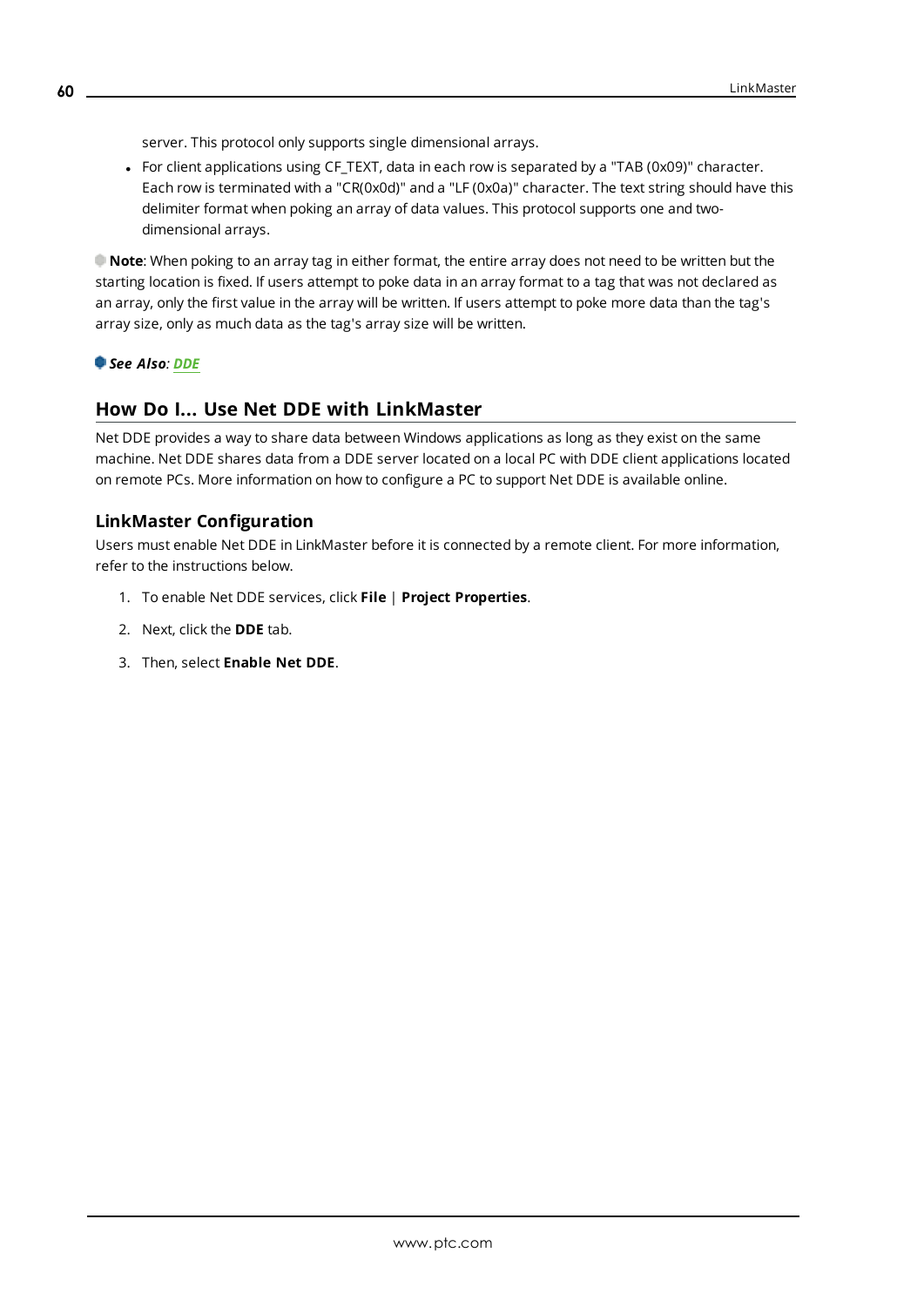server. This protocol only supports single dimensional arrays.

- For client applications using CF_TEXT, data in each row is separated by a "TAB (0x09)" character. Each row is terminated with a "CR(0x0d)" and a "LF (0x0a)" character. The text string should have this delimiter format when poking an array of data values. This protocol supports one and two-dimensional arrays.

**Note**: When poking to an array tag in either format, the entire array does not need to be written but the starting location is fixed. If users attempt to poke data in an array format to a tag that was not declared as an array, only the first value in the array will be written. If users attempt to poke more data than the tag's array size, only as much data as the tag's array size will be written.

***See Also**: DDE*

## How Do I... Use Net DDE with LinkMaster

Net DDE provides a way to share data between Windows applications as long as they exist on the same machine. Net DDE shares data from a DDE server located on a local PC with DDE client applications located on remote PCs. More information on how to configure a PC to support Net DDE is available online.

### LinkMaster Configuration

Users must enable Net DDE in LinkMaster before it is connected by a remote client. For more information, refer to the instructions below.

1. To enable Net DDE services, click **File** | **Project Properties**.
2. Next, click the **DDE** tab.
3. Then, select **Enable Net DDE**.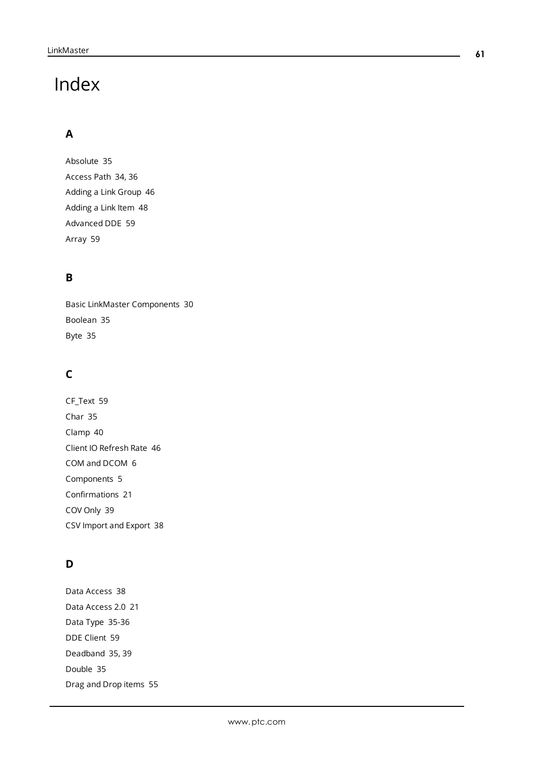# Index

## A

Absolute 35
Access Path 34, 36
Adding a Link Group 46
Adding a Link Item 48
Advanced DDE 59
Array 59

## B

Basic LinkMaster Components 30
Boolean 35
Byte 35

## C

CF_Text 59
Char 35
Clamp 40
Client IO Refresh Rate 46
COM and DCOM 6
Components 5
Confirmations 21
COV Only 39
CSV Import and Export 38

## D

Data Access 38
Data Access 2.0 21
Data Type 35-36
DDE Client 59
Deadband 35, 39
Double 35
Drag and Drop items 55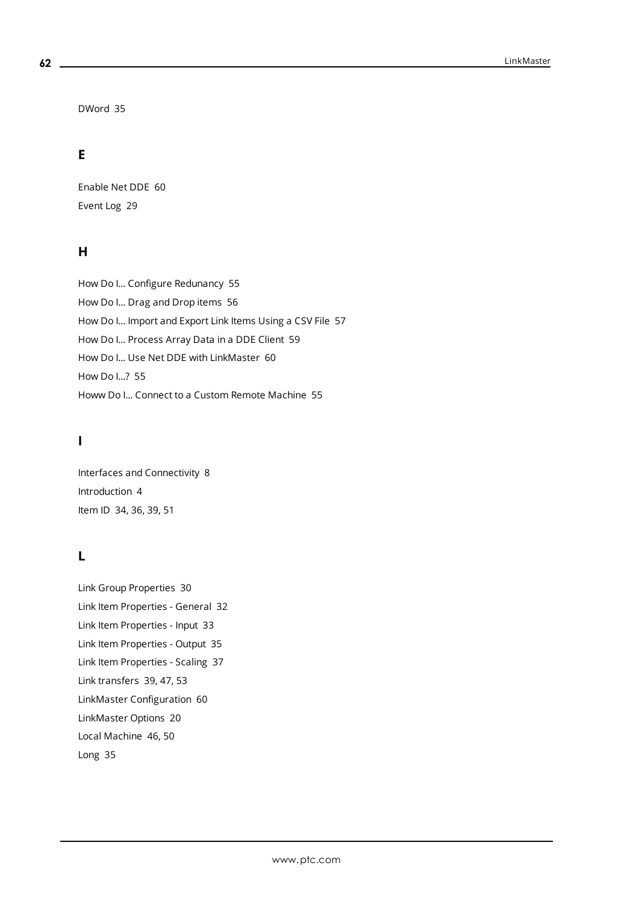DWord 35

## E

Enable Net DDE 60

Event Log 29

## H

How Do I... Configure Redunancy 55

How Do I... Drag and Drop items 56

How Do I... Import and Export Link Items Using a CSV File 57

How Do I... Process Array Data in a DDE Client 59

How Do I... Use Net DDE with LinkMaster 60

How Do I...? 55

Howw Do I... Connect to a Custom Remote Machine 55

## I

Interfaces and Connectivity 8

Introduction 4

Item ID 34, 36, 39, 51

## L

Link Group Properties 30

Link Item Properties - General 32

Link Item Properties - Input 33

Link Item Properties - Output 35

Link Item Properties - Scaling 37

Link transfers 39, 47, 53

LinkMaster Configuration 60

LinkMaster Options 20

Local Machine 46, 50

Long 35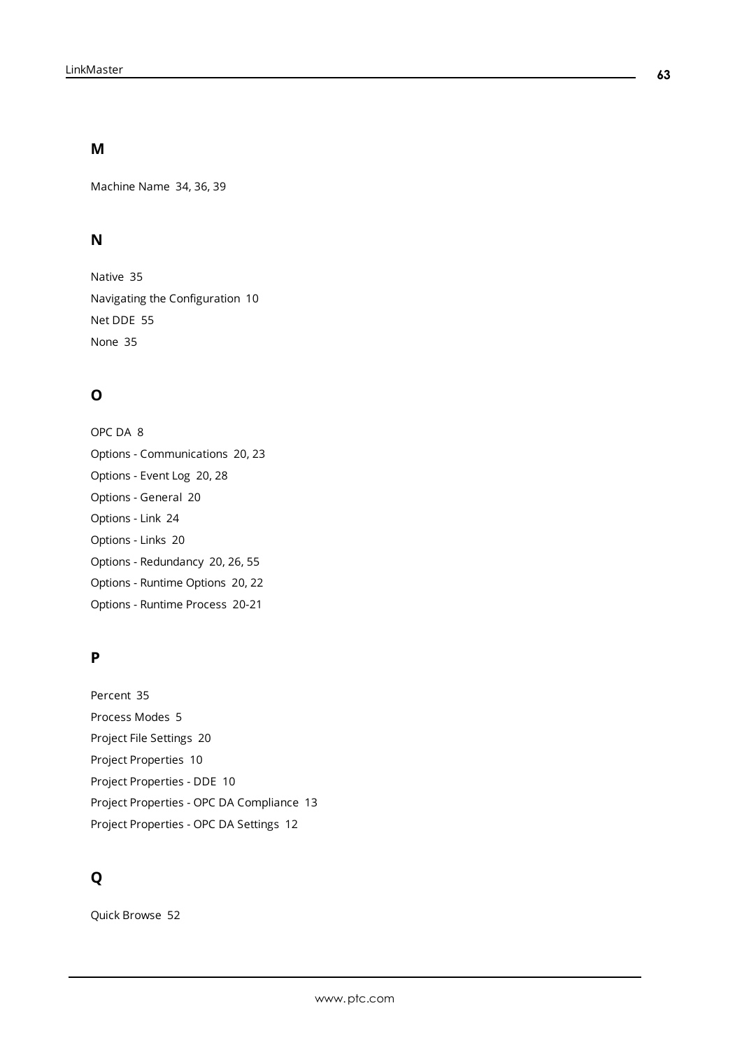## M

Machine Name 34, 36, 39

## N

Native 35

Navigating the Configuration 10

Net DDE 55

None 35

## O

OPC DA 8

Options - Communications 20, 23

Options - Event Log 20, 28

Options - General 20

Options - Link 24

Options - Links 20

Options - Redundancy 20, 26, 55

Options - Runtime Options 20, 22

Options - Runtime Process 20-21

## P

Percent 35

Process Modes 5

Project File Settings 20

Project Properties 10

Project Properties - DDE 10

Project Properties - OPC DA Compliance 13

Project Properties - OPC DA Settings 12

## Q

Quick Browse 52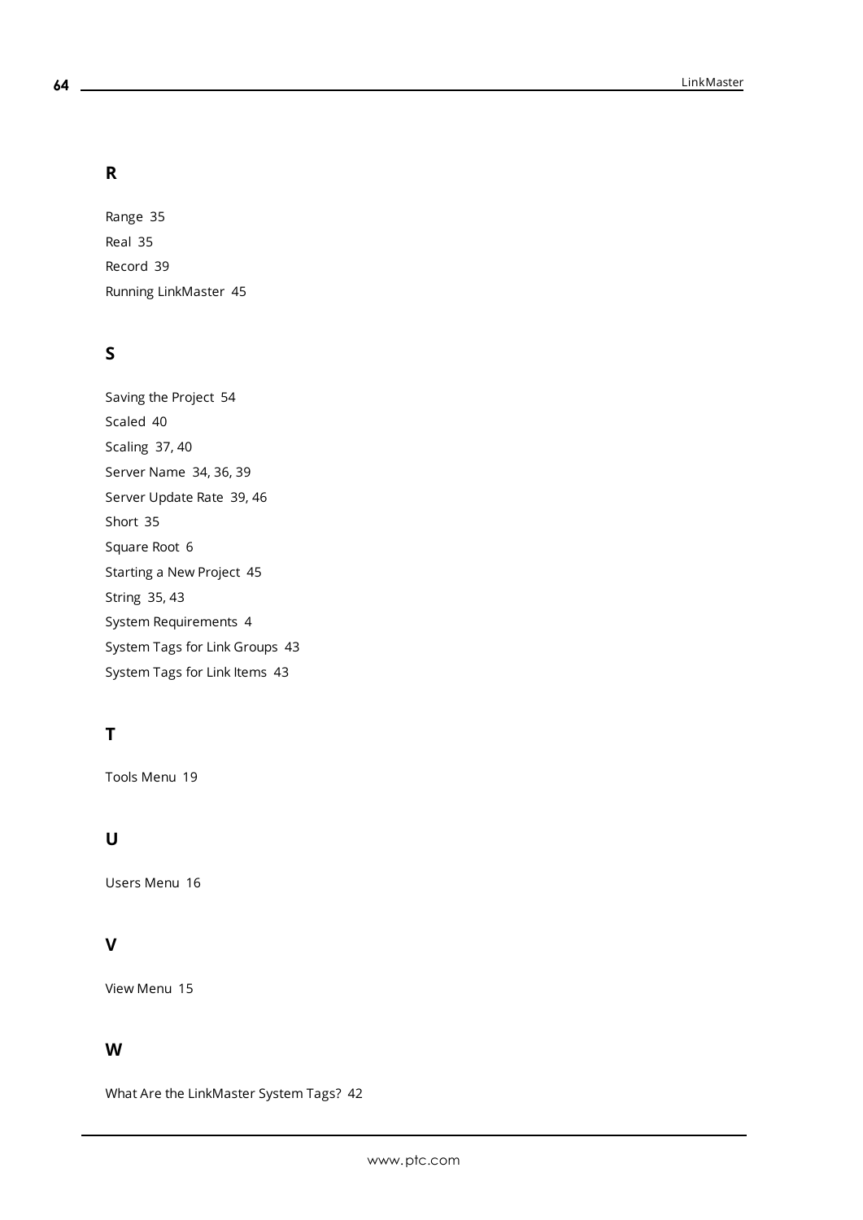## R

Range 35

Real 35

Record 39

Running LinkMaster 45

## S

Saving the Project 54

Scaled 40

Scaling 37, 40

Server Name 34, 36, 39

Server Update Rate 39, 46

Short 35

Square Root 6

Starting a New Project 45

String 35, 43

System Requirements 4

System Tags for Link Groups 43

System Tags for Link Items 43

## T

Tools Menu 19

## U

Users Menu 16

## V

View Menu 15

## W

What Are the LinkMaster System Tags? 42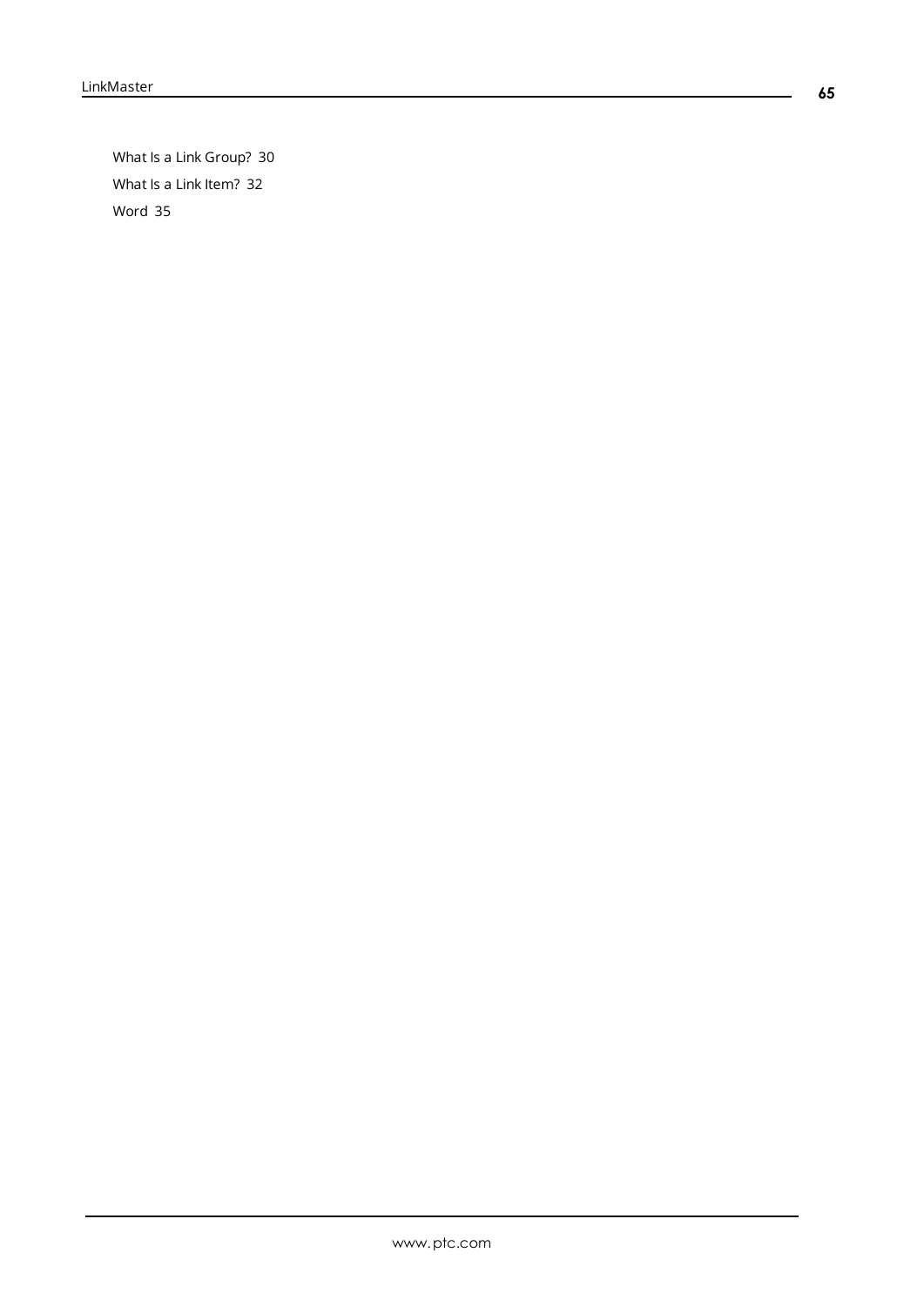What Is a Link Group? 30

What Is a Link Item? 32

Word 35